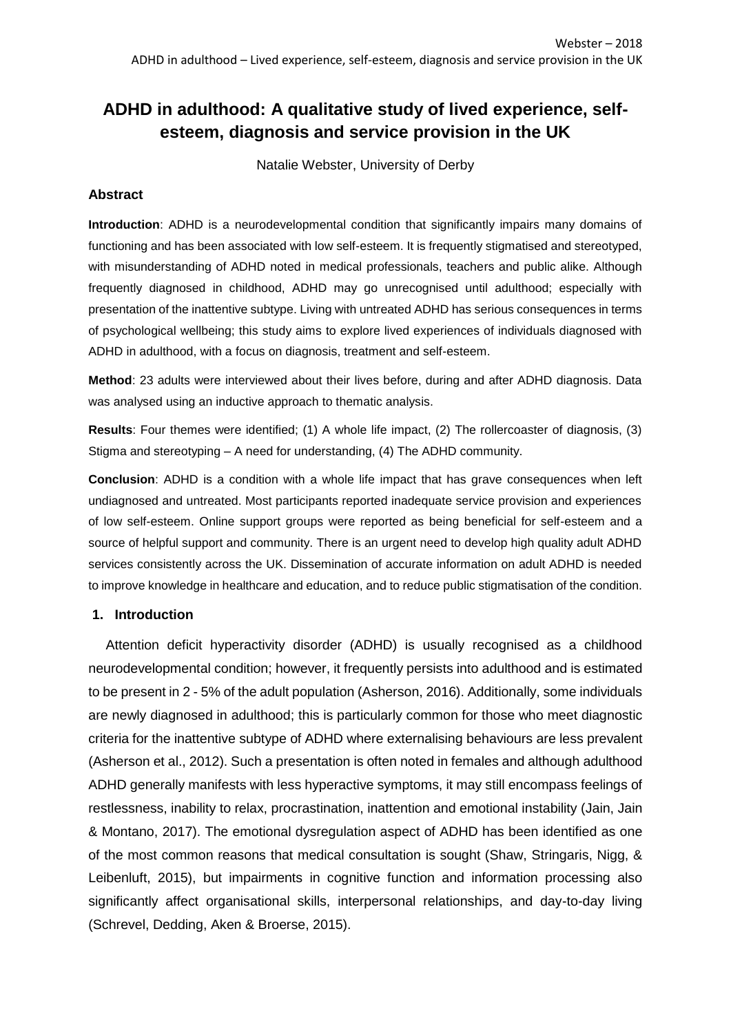# ADHD in adulthood: A qualitative study of lived experience, self-esteem, diagnosis and service provision in the UK

Natalie Webster, University of Derby

### Abstract

**Introduction**: ADHD is a neurodevelopmental condition that significantly impairs many domains of functioning and has been associated with low self-esteem. It is frequently stigmatised and stereotyped, with misunderstanding of ADHD noted in medical professionals, teachers and public alike. Although frequently diagnosed in childhood, ADHD may go unrecognised until adulthood; especially with presentation of the inattentive subtype. Living with untreated ADHD has serious consequences in terms of psychological wellbeing; this study aims to explore lived experiences of individuals diagnosed with ADHD in adulthood, with a focus on diagnosis, treatment and self-esteem.

**Method**: 23 adults were interviewed about their lives before, during and after ADHD diagnosis. Data was analysed using an inductive approach to thematic analysis.

**Results**: Four themes were identified; (1) A whole life impact, (2) The rollercoaster of diagnosis, (3) Stigma and stereotyping – A need for understanding, (4) The ADHD community.

**Conclusion**: ADHD is a condition with a whole life impact that has grave consequences when left undiagnosed and untreated. Most participants reported inadequate service provision and experiences of low self-esteem. Online support groups were reported as being beneficial for self-esteem and a source of helpful support and community. There is an urgent need to develop high quality adult ADHD services consistently across the UK. Dissemination of accurate information on adult ADHD is needed to improve knowledge in healthcare and education, and to reduce public stigmatisation of the condition.

## 1. Introduction

Attention deficit hyperactivity disorder (ADHD) is usually recognised as a childhood neurodevelopmental condition; however, it frequently persists into adulthood and is estimated to be present in 2 - 5% of the adult population (Asherson, 2016). Additionally, some individuals are newly diagnosed in adulthood; this is particularly common for those who meet diagnostic criteria for the inattentive subtype of ADHD where externalising behaviours are less prevalent (Asherson et al., 2012). Such a presentation is often noted in females and although adulthood ADHD generally manifests with less hyperactive symptoms, it may still encompass feelings of restlessness, inability to relax, procrastination, inattention and emotional instability (Jain, Jain & Montano, 2017). The emotional dysregulation aspect of ADHD has been identified as one of the most common reasons that medical consultation is sought (Shaw, Stringaris, Nigg, & Leibenluft, 2015), but impairments in cognitive function and information processing also significantly affect organisational skills, interpersonal relationships, and day-to-day living (Schrevel, Dedding, Aken & Broerse, 2015).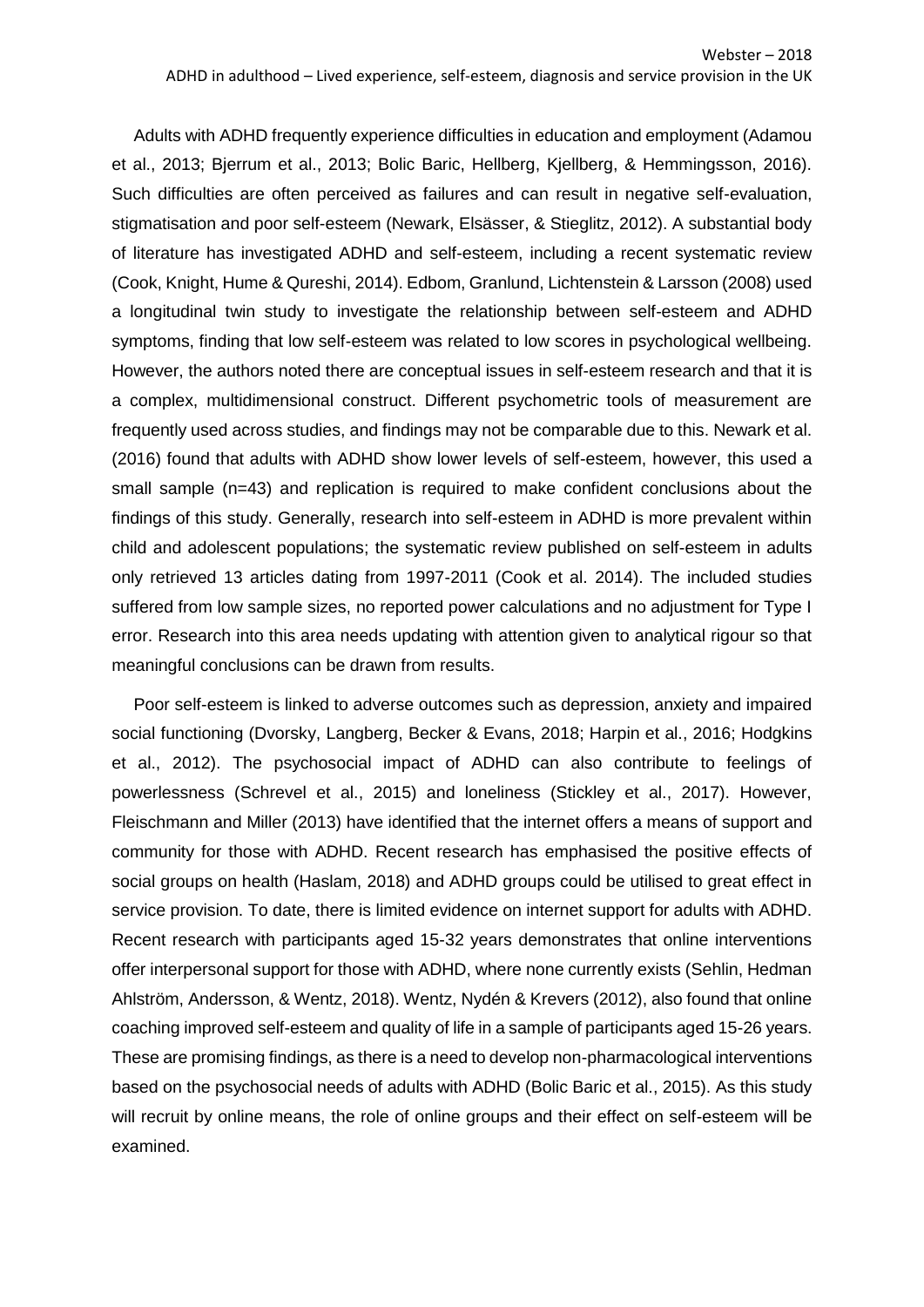Adults with ADHD frequently experience difficulties in education and employment (Adamou et al., 2013; Bjerrum et al., 2013; Bolic Baric, Hellberg, Kjellberg, & Hemmingsson, 2016). Such difficulties are often perceived as failures and can result in negative self-evaluation, stigmatisation and poor self-esteem (Newark, Elsässer, & Stieglitz, 2012). A substantial body of literature has investigated ADHD and self-esteem, including a recent systematic review (Cook, Knight, Hume & Qureshi, 2014). Edbom, Granlund, Lichtenstein & Larsson (2008) used a longitudinal twin study to investigate the relationship between self-esteem and ADHD symptoms, finding that low self-esteem was related to low scores in psychological wellbeing. However, the authors noted there are conceptual issues in self-esteem research and that it is a complex, multidimensional construct. Different psychometric tools of measurement are frequently used across studies, and findings may not be comparable due to this. Newark et al. (2016) found that adults with ADHD show lower levels of self-esteem, however, this used a small sample (n=43) and replication is required to make confident conclusions about the findings of this study. Generally, research into self-esteem in ADHD is more prevalent within child and adolescent populations; the systematic review published on self-esteem in adults only retrieved 13 articles dating from 1997-2011 (Cook et al. 2014). The included studies suffered from low sample sizes, no reported power calculations and no adjustment for Type I error. Research into this area needs updating with attention given to analytical rigour so that meaningful conclusions can be drawn from results.

Poor self-esteem is linked to adverse outcomes such as depression, anxiety and impaired social functioning (Dvorsky, Langberg, Becker & Evans, 2018; Harpin et al., 2016; Hodgkins et al., 2012). The psychosocial impact of ADHD can also contribute to feelings of powerlessness (Schrevel et al., 2015) and loneliness (Stickley et al., 2017). However, Fleischmann and Miller (2013) have identified that the internet offers a means of support and community for those with ADHD. Recent research has emphasised the positive effects of social groups on health (Haslam, 2018) and ADHD groups could be utilised to great effect in service provision. To date, there is limited evidence on internet support for adults with ADHD. Recent research with participants aged 15-32 years demonstrates that online interventions offer interpersonal support for those with ADHD, where none currently exists (Sehlin, Hedman Ahlström, Andersson, & Wentz, 2018). Wentz, Nydén & Krevers (2012), also found that online coaching improved self-esteem and quality of life in a sample of participants aged 15-26 years. These are promising findings, as there is a need to develop non-pharmacological interventions based on the psychosocial needs of adults with ADHD (Bolic Baric et al., 2015). As this study will recruit by online means, the role of online groups and their effect on self-esteem will be examined.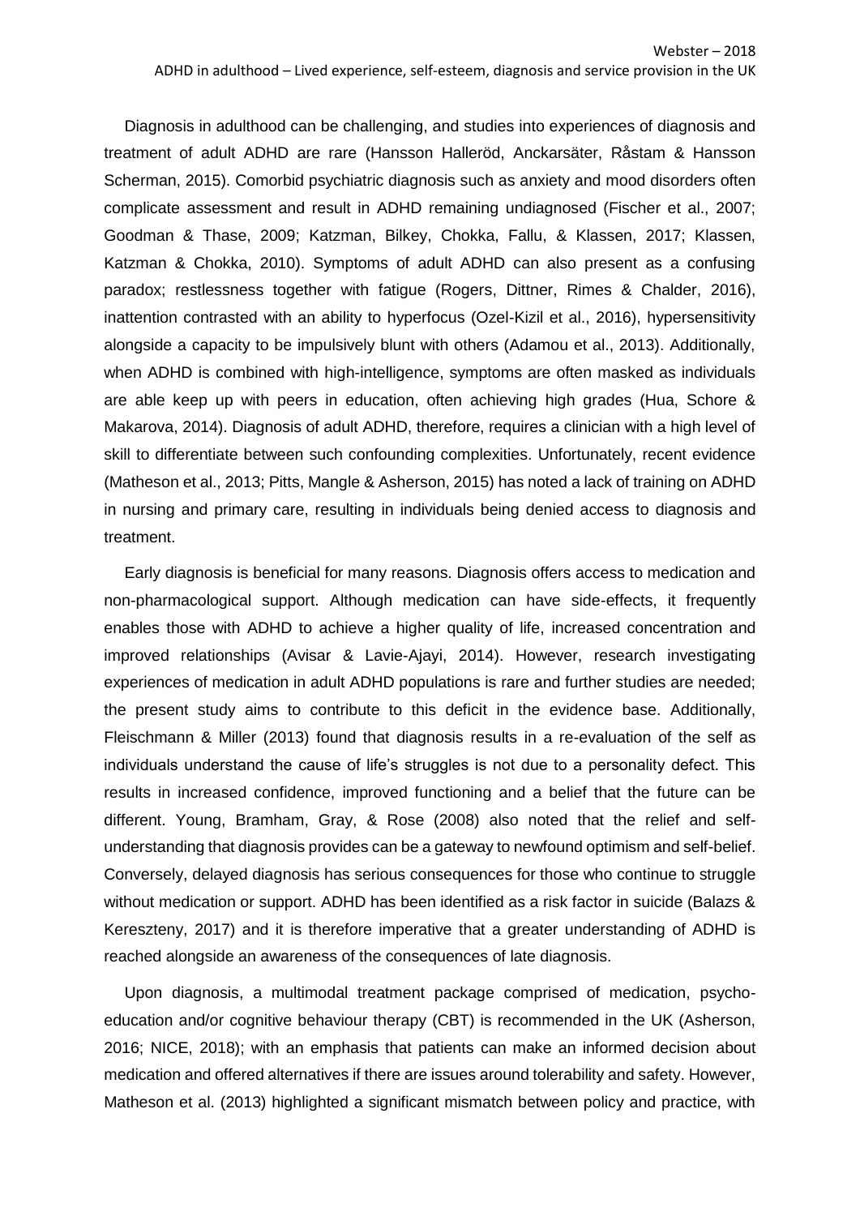Diagnosis in adulthood can be challenging, and studies into experiences of diagnosis and treatment of adult ADHD are rare (Hansson Halleröd, Anckarsäter, Råstam & Hansson Scherman, 2015). Comorbid psychiatric diagnosis such as anxiety and mood disorders often complicate assessment and result in ADHD remaining undiagnosed (Fischer et al., 2007; Goodman & Thase, 2009; Katzman, Bilkey, Chokka, Fallu, & Klassen, 2017; Klassen, Katzman & Chokka, 2010). Symptoms of adult ADHD can also present as a confusing paradox; restlessness together with fatigue (Rogers, Dittner, Rimes & Chalder, 2016), inattention contrasted with an ability to hyperfocus (Ozel-Kizil et al., 2016), hypersensitivity alongside a capacity to be impulsively blunt with others (Adamou et al., 2013). Additionally, when ADHD is combined with high-intelligence, symptoms are often masked as individuals are able keep up with peers in education, often achieving high grades (Hua, Schore & Makarova, 2014). Diagnosis of adult ADHD, therefore, requires a clinician with a high level of skill to differentiate between such confounding complexities. Unfortunately, recent evidence (Matheson et al., 2013; Pitts, Mangle & Asherson, 2015) has noted a lack of training on ADHD in nursing and primary care, resulting in individuals being denied access to diagnosis and treatment.

Early diagnosis is beneficial for many reasons. Diagnosis offers access to medication and non-pharmacological support. Although medication can have side-effects, it frequently enables those with ADHD to achieve a higher quality of life, increased concentration and improved relationships (Avisar & Lavie-Ajayi, 2014). However, research investigating experiences of medication in adult ADHD populations is rare and further studies are needed; the present study aims to contribute to this deficit in the evidence base. Additionally, Fleischmann & Miller (2013) found that diagnosis results in a re-evaluation of the self as individuals understand the cause of life's struggles is not due to a personality defect. This results in increased confidence, improved functioning and a belief that the future can be different. Young, Bramham, Gray, & Rose (2008) also noted that the relief and self-understanding that diagnosis provides can be a gateway to newfound optimism and self-belief. Conversely, delayed diagnosis has serious consequences for those who continue to struggle without medication or support. ADHD has been identified as a risk factor in suicide (Balazs & Kereszteny, 2017) and it is therefore imperative that a greater understanding of ADHD is reached alongside an awareness of the consequences of late diagnosis.

Upon diagnosis, a multimodal treatment package comprised of medication, psycho-education and/or cognitive behaviour therapy (CBT) is recommended in the UK (Asherson, 2016; NICE, 2018); with an emphasis that patients can make an informed decision about medication and offered alternatives if there are issues around tolerability and safety. However, Matheson et al. (2013) highlighted a significant mismatch between policy and practice, with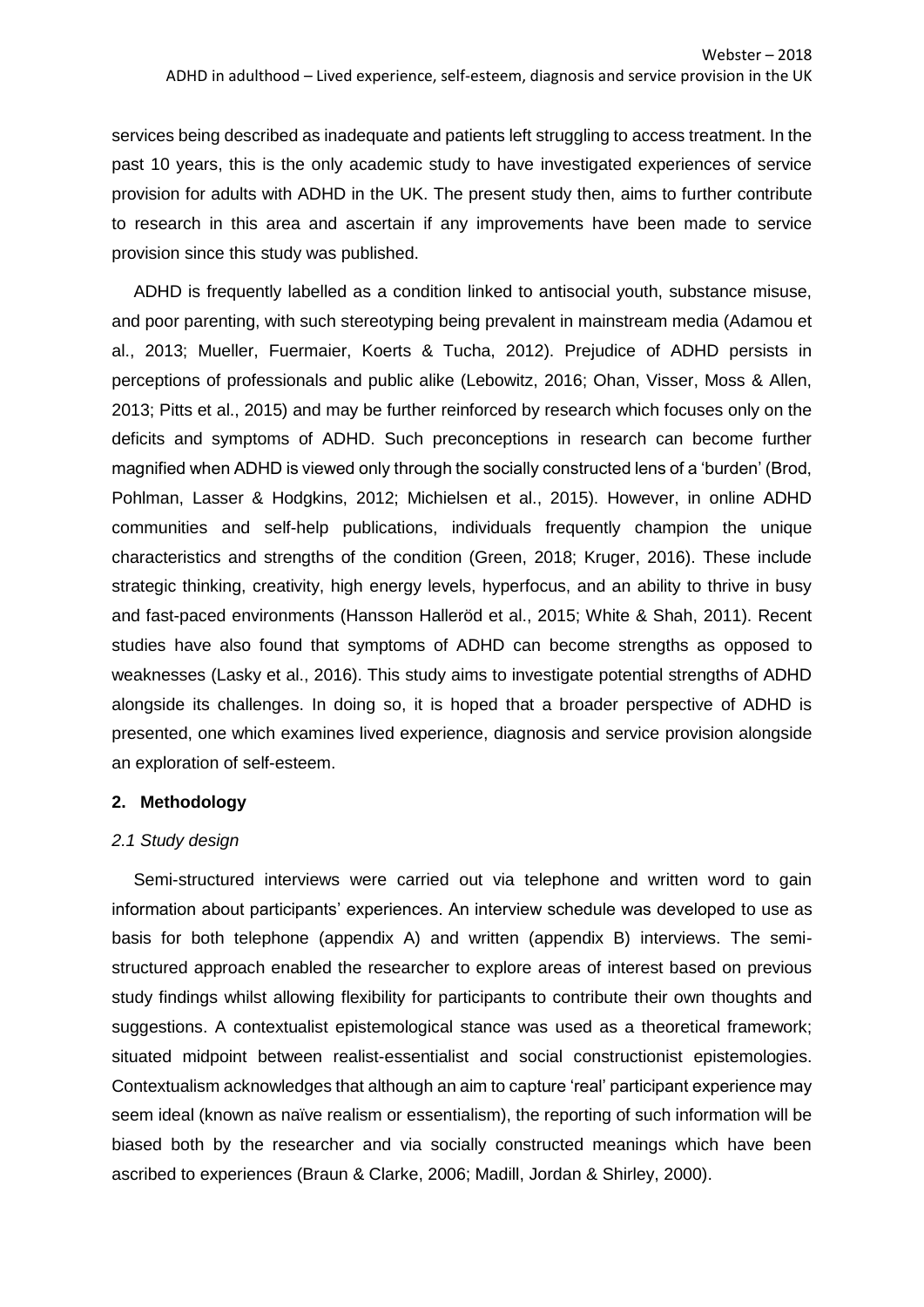services being described as inadequate and patients left struggling to access treatment. In the past 10 years, this is the only academic study to have investigated experiences of service provision for adults with ADHD in the UK. The present study then, aims to further contribute to research in this area and ascertain if any improvements have been made to service provision since this study was published.

ADHD is frequently labelled as a condition linked to antisocial youth, substance misuse, and poor parenting, with such stereotyping being prevalent in mainstream media (Adamou et al., 2013; Mueller, Fuermaier, Koerts & Tucha, 2012). Prejudice of ADHD persists in perceptions of professionals and public alike (Lebowitz, 2016; Ohan, Visser, Moss & Allen, 2013; Pitts et al., 2015) and may be further reinforced by research which focuses only on the deficits and symptoms of ADHD. Such preconceptions in research can become further magnified when ADHD is viewed only through the socially constructed lens of a 'burden' (Brod, Pohlman, Lasser & Hodgkins, 2012; Michielsen et al., 2015). However, in online ADHD communities and self-help publications, individuals frequently champion the unique characteristics and strengths of the condition (Green, 2018; Kruger, 2016). These include strategic thinking, creativity, high energy levels, hyperfocus, and an ability to thrive in busy and fast-paced environments (Hansson Halleröd et al., 2015; White & Shah, 2011). Recent studies have also found that symptoms of ADHD can become strengths as opposed to weaknesses (Lasky et al., 2016). This study aims to investigate potential strengths of ADHD alongside its challenges. In doing so, it is hoped that a broader perspective of ADHD is presented, one which examines lived experience, diagnosis and service provision alongside an exploration of self-esteem.

## 2. Methodology

### *2.1 Study design*

Semi-structured interviews were carried out via telephone and written word to gain information about participants' experiences. An interview schedule was developed to use as basis for both telephone (appendix A) and written (appendix B) interviews. The semi-structured approach enabled the researcher to explore areas of interest based on previous study findings whilst allowing flexibility for participants to contribute their own thoughts and suggestions. A contextualist epistemological stance was used as a theoretical framework; situated midpoint between realist-essentialist and social constructionist epistemologies. Contextualism acknowledges that although an aim to capture 'real' participant experience may seem ideal (known as naïve realism or essentialism), the reporting of such information will be biased both by the researcher and via socially constructed meanings which have been ascribed to experiences (Braun & Clarke, 2006; Madill, Jordan & Shirley, 2000).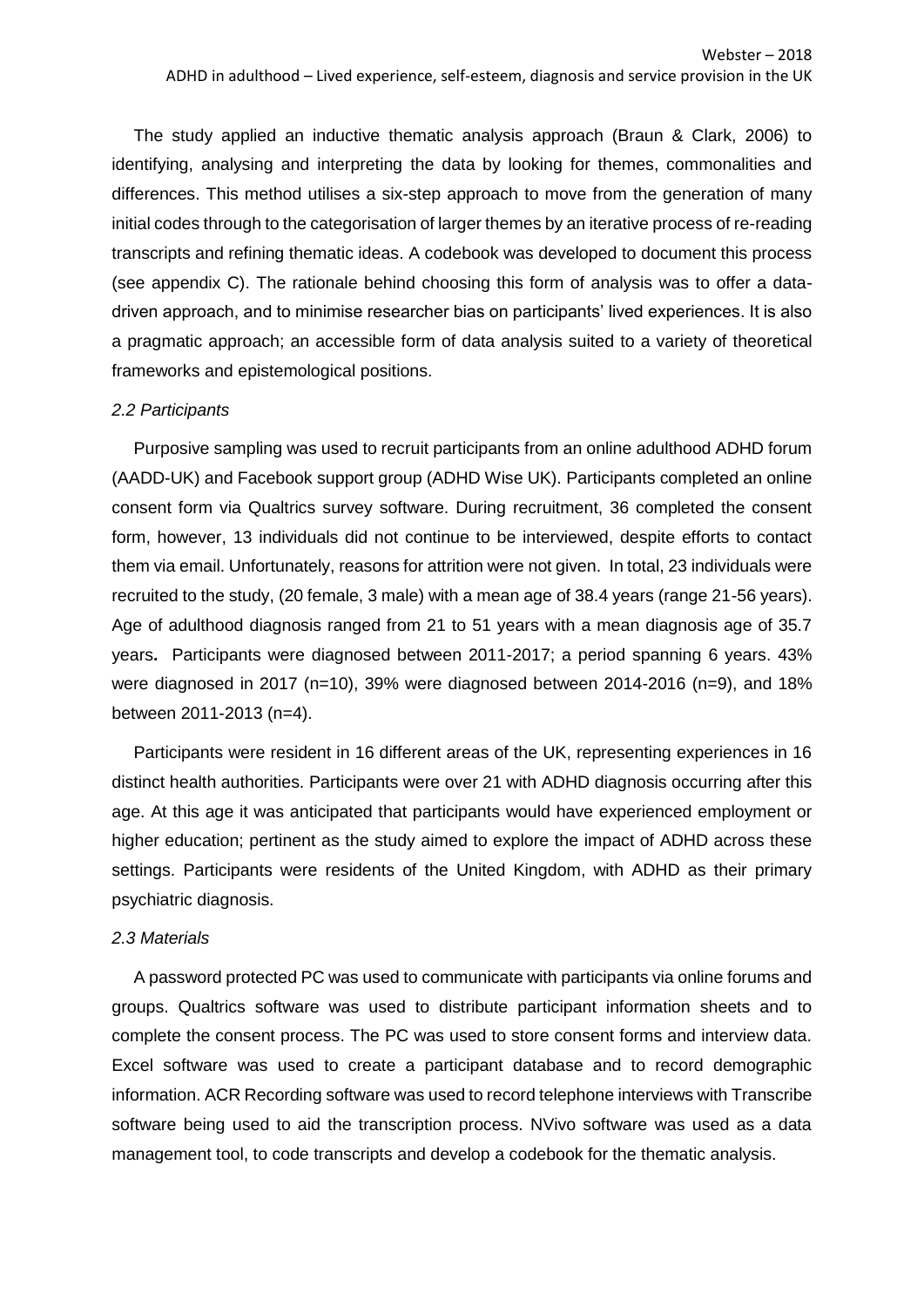The study applied an inductive thematic analysis approach (Braun & Clark, 2006) to identifying, analysing and interpreting the data by looking for themes, commonalities and differences. This method utilises a six-step approach to move from the generation of many initial codes through to the categorisation of larger themes by an iterative process of re-reading transcripts and refining thematic ideas. A codebook was developed to document this process (see appendix C). The rationale behind choosing this form of analysis was to offer a data-driven approach, and to minimise researcher bias on participants' lived experiences. It is also a pragmatic approach; an accessible form of data analysis suited to a variety of theoretical frameworks and epistemological positions.

*2.2 Participants*

Purposive sampling was used to recruit participants from an online adulthood ADHD forum (AADD-UK) and Facebook support group (ADHD Wise UK). Participants completed an online consent form via Qualtrics survey software. During recruitment, 36 completed the consent form, however, 13 individuals did not continue to be interviewed, despite efforts to contact them via email. Unfortunately, reasons for attrition were not given. In total, 23 individuals were recruited to the study, (20 female, 3 male) with a mean age of 38.4 years (range 21-56 years). Age of adulthood diagnosis ranged from 21 to 51 years with a mean diagnosis age of 35.7 years**.** Participants were diagnosed between 2011-2017; a period spanning 6 years. 43% were diagnosed in 2017 (n=10), 39% were diagnosed between 2014-2016 (n=9), and 18% between 2011-2013 (n=4).

Participants were resident in 16 different areas of the UK, representing experiences in 16 distinct health authorities. Participants were over 21 with ADHD diagnosis occurring after this age. At this age it was anticipated that participants would have experienced employment or higher education; pertinent as the study aimed to explore the impact of ADHD across these settings. Participants were residents of the United Kingdom, with ADHD as their primary psychiatric diagnosis.

*2.3 Materials*

A password protected PC was used to communicate with participants via online forums and groups. Qualtrics software was used to distribute participant information sheets and to complete the consent process. The PC was used to store consent forms and interview data. Excel software was used to create a participant database and to record demographic information. ACR Recording software was used to record telephone interviews with Transcribe software being used to aid the transcription process. NVivo software was used as a data management tool, to code transcripts and develop a codebook for the thematic analysis.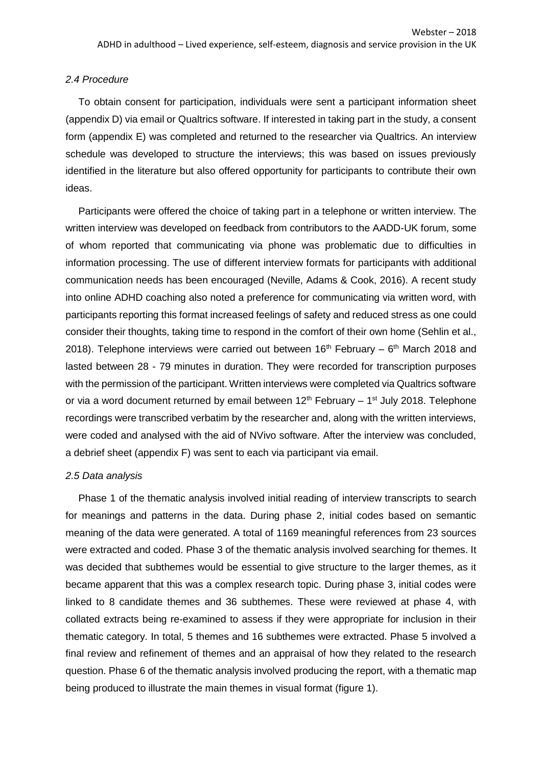*2.4 Procedure*

To obtain consent for participation, individuals were sent a participant information sheet (appendix D) via email or Qualtrics software. If interested in taking part in the study, a consent form (appendix E) was completed and returned to the researcher via Qualtrics. An interview schedule was developed to structure the interviews; this was based on issues previously identified in the literature but also offered opportunity for participants to contribute their own ideas.

Participants were offered the choice of taking part in a telephone or written interview. The written interview was developed on feedback from contributors to the AADD-UK forum, some of whom reported that communicating via phone was problematic due to difficulties in information processing. The use of different interview formats for participants with additional communication needs has been encouraged (Neville, Adams & Cook, 2016). A recent study into online ADHD coaching also noted a preference for communicating via written word, with participants reporting this format increased feelings of safety and reduced stress as one could consider their thoughts, taking time to respond in the comfort of their own home (Sehlin et al., 2018). Telephone interviews were carried out between 16th February – 6th March 2018 and lasted between 28 - 79 minutes in duration. They were recorded for transcription purposes with the permission of the participant. Written interviews were completed via Qualtrics software or via a word document returned by email between 12th February – 1st July 2018. Telephone recordings were transcribed verbatim by the researcher and, along with the written interviews, were coded and analysed with the aid of NVivo software. After the interview was concluded, a debrief sheet (appendix F) was sent to each via participant via email.

*2.5 Data analysis*

Phase 1 of the thematic analysis involved initial reading of interview transcripts to search for meanings and patterns in the data. During phase 2, initial codes based on semantic meaning of the data were generated. A total of 1169 meaningful references from 23 sources were extracted and coded. Phase 3 of the thematic analysis involved searching for themes. It was decided that subthemes would be essential to give structure to the larger themes, as it became apparent that this was a complex research topic. During phase 3, initial codes were linked to 8 candidate themes and 36 subthemes. These were reviewed at phase 4, with collated extracts being re-examined to assess if they were appropriate for inclusion in their thematic category. In total, 5 themes and 16 subthemes were extracted. Phase 5 involved a final review and refinement of themes and an appraisal of how they related to the research question. Phase 6 of the thematic analysis involved producing the report, with a thematic map being produced to illustrate the main themes in visual format (figure 1).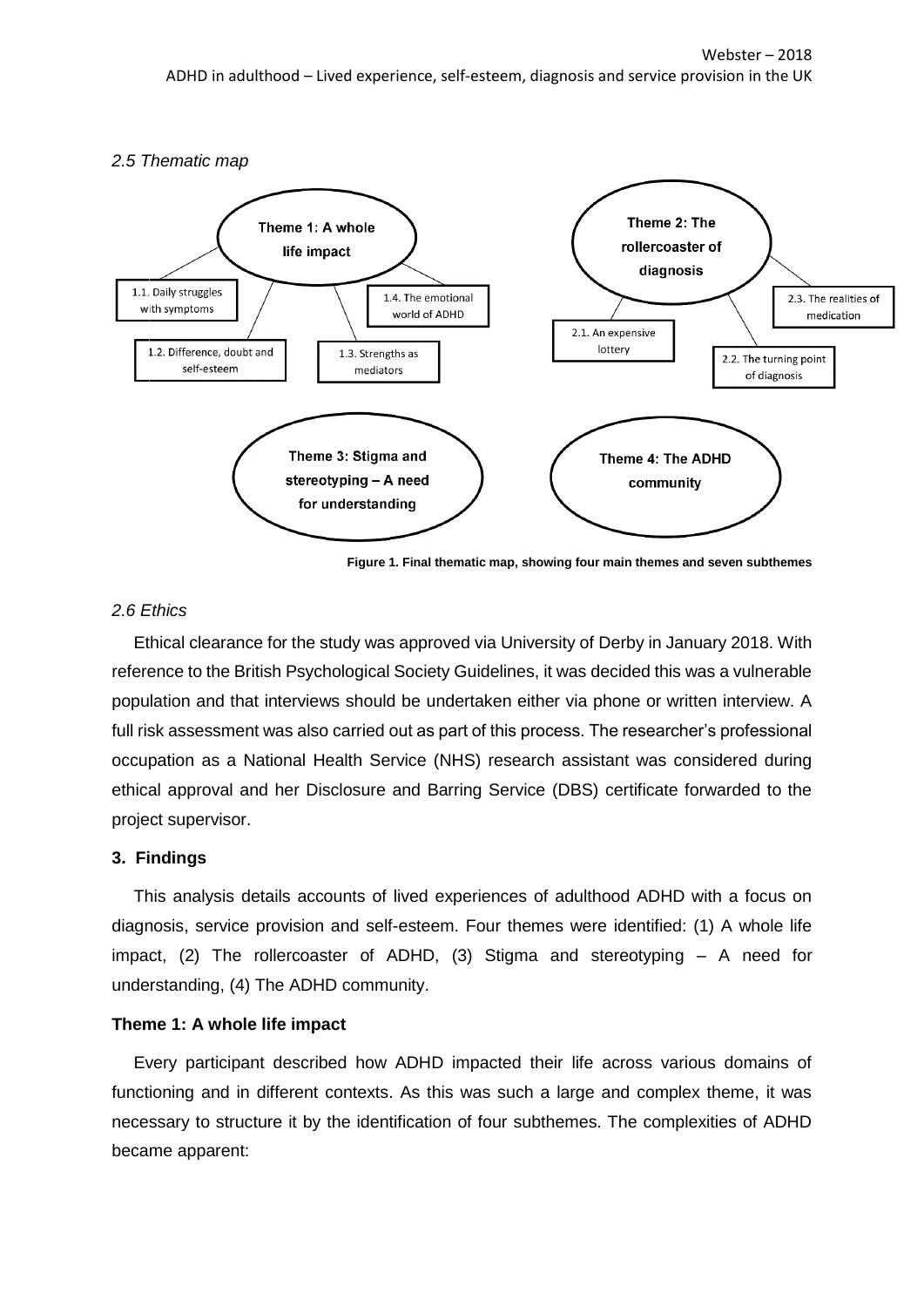*2.5 Thematic map*

- **Theme 1: A whole life impact**
  - 1.1. Daily struggles with symptoms
  - 1.2. Difference, doubt and self-esteem
  - 1.3. Strengths as mediators
  - 1.4. The emotional world of ADHD
- **Theme 2: The rollercoaster of diagnosis**
  - 2.1. An expensive lottery
  - 2.2. The turning point of diagnosis
  - 2.3. The realities of medication
- **Theme 3: Stigma and stereotyping – A need for understanding**
- **Theme 4: The ADHD community**

**Figure 1. Final thematic map, showing four main themes and seven subthemes**

*2.6 Ethics*

Ethical clearance for the study was approved via University of Derby in January 2018. With reference to the British Psychological Society Guidelines, it was decided this was a vulnerable population and that interviews should be undertaken either via phone or written interview. A full risk assessment was also carried out as part of this process. The researcher's professional occupation as a National Health Service (NHS) research assistant was considered during ethical approval and her Disclosure and Barring Service (DBS) certificate forwarded to the project supervisor.

## 3. Findings

This analysis details accounts of lived experiences of adulthood ADHD with a focus on diagnosis, service provision and self-esteem. Four themes were identified: (1) A whole life impact, (2) The rollercoaster of ADHD, (3) Stigma and stereotyping – A need for understanding, (4) The ADHD community.

### Theme 1: A whole life impact

Every participant described how ADHD impacted their life across various domains of functioning and in different contexts. As this was such a large and complex theme, it was necessary to structure it by the identification of four subthemes. The complexities of ADHD became apparent: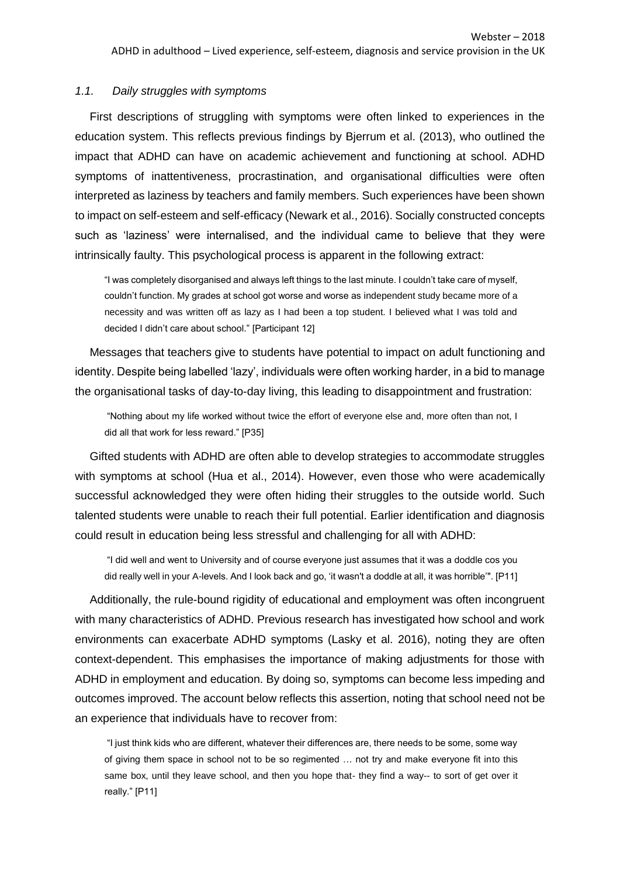### *1.1. Daily struggles with symptoms*

First descriptions of struggling with symptoms were often linked to experiences in the education system. This reflects previous findings by Bjerrum et al. (2013), who outlined the impact that ADHD can have on academic achievement and functioning at school. ADHD symptoms of inattentiveness, procrastination, and organisational difficulties were often interpreted as laziness by teachers and family members. Such experiences have been shown to impact on self-esteem and self-efficacy (Newark et al., 2016). Socially constructed concepts such as 'laziness' were internalised, and the individual came to believe that they were intrinsically faulty. This psychological process is apparent in the following extract:

> "I was completely disorganised and always left things to the last minute. I couldn't take care of myself, couldn't function. My grades at school got worse and worse as independent study became more of a necessity and was written off as lazy as I had been a top student. I believed what I was told and decided I didn't care about school." [Participant 12]

Messages that teachers give to students have potential to impact on adult functioning and identity. Despite being labelled 'lazy', individuals were often working harder, in a bid to manage the organisational tasks of day-to-day living, this leading to disappointment and frustration:

> "Nothing about my life worked without twice the effort of everyone else and, more often than not, I did all that work for less reward." [P35]

Gifted students with ADHD are often able to develop strategies to accommodate struggles with symptoms at school (Hua et al., 2014). However, even those who were academically successful acknowledged they were often hiding their struggles to the outside world. Such talented students were unable to reach their full potential. Earlier identification and diagnosis could result in education being less stressful and challenging for all with ADHD:

> "I did well and went to University and of course everyone just assumes that it was a doddle cos you did really well in your A-levels. And I look back and go, 'it wasn't a doddle at all, it was horrible'". [P11]

Additionally, the rule-bound rigidity of educational and employment was often incongruent with many characteristics of ADHD. Previous research has investigated how school and work environments can exacerbate ADHD symptoms (Lasky et al. 2016), noting they are often context-dependent. This emphasises the importance of making adjustments for those with ADHD in employment and education. By doing so, symptoms can become less impeding and outcomes improved. The account below reflects this assertion, noting that school need not be an experience that individuals have to recover from:

> "I just think kids who are different, whatever their differences are, there needs to be some, some way of giving them space in school not to be so regimented … not try and make everyone fit into this same box, until they leave school, and then you hope that- they find a way-- to sort of get over it really." [P11]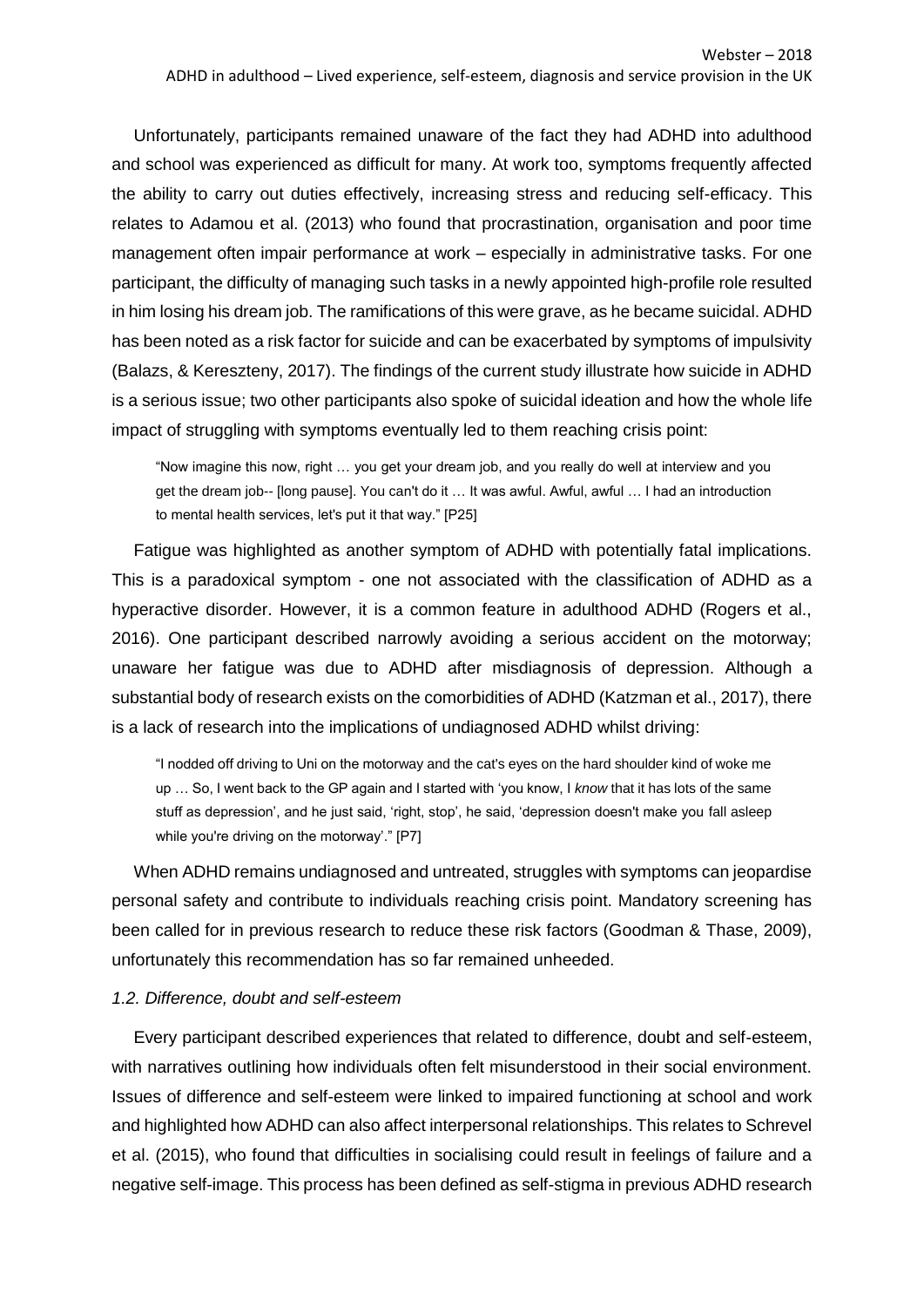Unfortunately, participants remained unaware of the fact they had ADHD into adulthood and school was experienced as difficult for many. At work too, symptoms frequently affected the ability to carry out duties effectively, increasing stress and reducing self-efficacy. This relates to Adamou et al. (2013) who found that procrastination, organisation and poor time management often impair performance at work – especially in administrative tasks. For one participant, the difficulty of managing such tasks in a newly appointed high-profile role resulted in him losing his dream job. The ramifications of this were grave, as he became suicidal. ADHD has been noted as a risk factor for suicide and can be exacerbated by symptoms of impulsivity (Balazs, & Kereszteny, 2017). The findings of the current study illustrate how suicide in ADHD is a serious issue; two other participants also spoke of suicidal ideation and how the whole life impact of struggling with symptoms eventually led to them reaching crisis point:

> "Now imagine this now, right … you get your dream job, and you really do well at interview and you get the dream job-- [long pause]. You can't do it … It was awful. Awful, awful … I had an introduction to mental health services, let's put it that way." [P25]

Fatigue was highlighted as another symptom of ADHD with potentially fatal implications. This is a paradoxical symptom - one not associated with the classification of ADHD as a hyperactive disorder. However, it is a common feature in adulthood ADHD (Rogers et al., 2016). One participant described narrowly avoiding a serious accident on the motorway; unaware her fatigue was due to ADHD after misdiagnosis of depression. Although a substantial body of research exists on the comorbidities of ADHD (Katzman et al., 2017), there is a lack of research into the implications of undiagnosed ADHD whilst driving:

> "I nodded off driving to Uni on the motorway and the cat's eyes on the hard shoulder kind of woke me up … So, I went back to the GP again and I started with 'you know, I *know* that it has lots of the same stuff as depression', and he just said, 'right, stop', he said, 'depression doesn't make you fall asleep while you're driving on the motorway'." [P7]

When ADHD remains undiagnosed and untreated, struggles with symptoms can jeopardise personal safety and contribute to individuals reaching crisis point. Mandatory screening has been called for in previous research to reduce these risk factors (Goodman & Thase, 2009), unfortunately this recommendation has so far remained unheeded.

### *1.2. Difference, doubt and self-esteem*

Every participant described experiences that related to difference, doubt and self-esteem, with narratives outlining how individuals often felt misunderstood in their social environment. Issues of difference and self-esteem were linked to impaired functioning at school and work and highlighted how ADHD can also affect interpersonal relationships. This relates to Schrevel et al. (2015), who found that difficulties in socialising could result in feelings of failure and a negative self-image. This process has been defined as self-stigma in previous ADHD research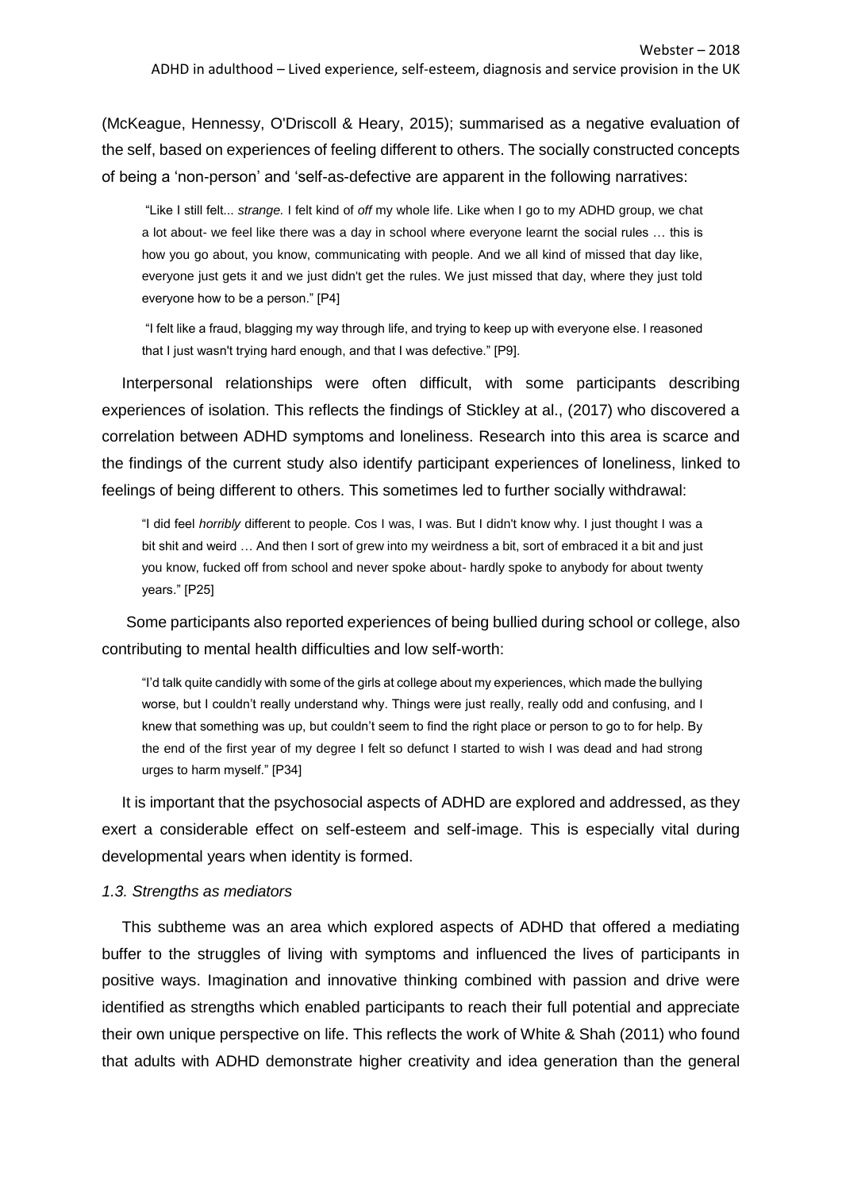(McKeague, Hennessy, O'Driscoll & Heary, 2015); summarised as a negative evaluation of the self, based on experiences of feeling different to others. The socially constructed concepts of being a 'non-person' and 'self-as-defective are apparent in the following narratives:

> "Like I still felt... *strange.* I felt kind of *off* my whole life. Like when I go to my ADHD group, we chat a lot about- we feel like there was a day in school where everyone learnt the social rules … this is how you go about, you know, communicating with people. And we all kind of missed that day like, everyone just gets it and we just didn't get the rules. We just missed that day, where they just told everyone how to be a person." [P4]

> "I felt like a fraud, blagging my way through life, and trying to keep up with everyone else. I reasoned that I just wasn't trying hard enough, and that I was defective." [P9].

Interpersonal relationships were often difficult, with some participants describing experiences of isolation. This reflects the findings of Stickley at al., (2017) who discovered a correlation between ADHD symptoms and loneliness. Research into this area is scarce and the findings of the current study also identify participant experiences of loneliness, linked to feelings of being different to others. This sometimes led to further socially withdrawal:

> "I did feel *horribly* different to people. Cos I was, I was. But I didn't know why. I just thought I was a bit shit and weird … And then I sort of grew into my weirdness a bit, sort of embraced it a bit and just you know, fucked off from school and never spoke about- hardly spoke to anybody for about twenty years." [P25]

Some participants also reported experiences of being bullied during school or college, also contributing to mental health difficulties and low self-worth:

> "I'd talk quite candidly with some of the girls at college about my experiences, which made the bullying worse, but I couldn't really understand why. Things were just really, really odd and confusing, and I knew that something was up, but couldn't seem to find the right place or person to go to for help. By the end of the first year of my degree I felt so defunct I started to wish I was dead and had strong urges to harm myself." [P34]

It is important that the psychosocial aspects of ADHD are explored and addressed, as they exert a considerable effect on self-esteem and self-image. This is especially vital during developmental years when identity is formed.

### *1.3. Strengths as mediators*

This subtheme was an area which explored aspects of ADHD that offered a mediating buffer to the struggles of living with symptoms and influenced the lives of participants in positive ways. Imagination and innovative thinking combined with passion and drive were identified as strengths which enabled participants to reach their full potential and appreciate their own unique perspective on life. This reflects the work of White & Shah (2011) who found that adults with ADHD demonstrate higher creativity and idea generation than the general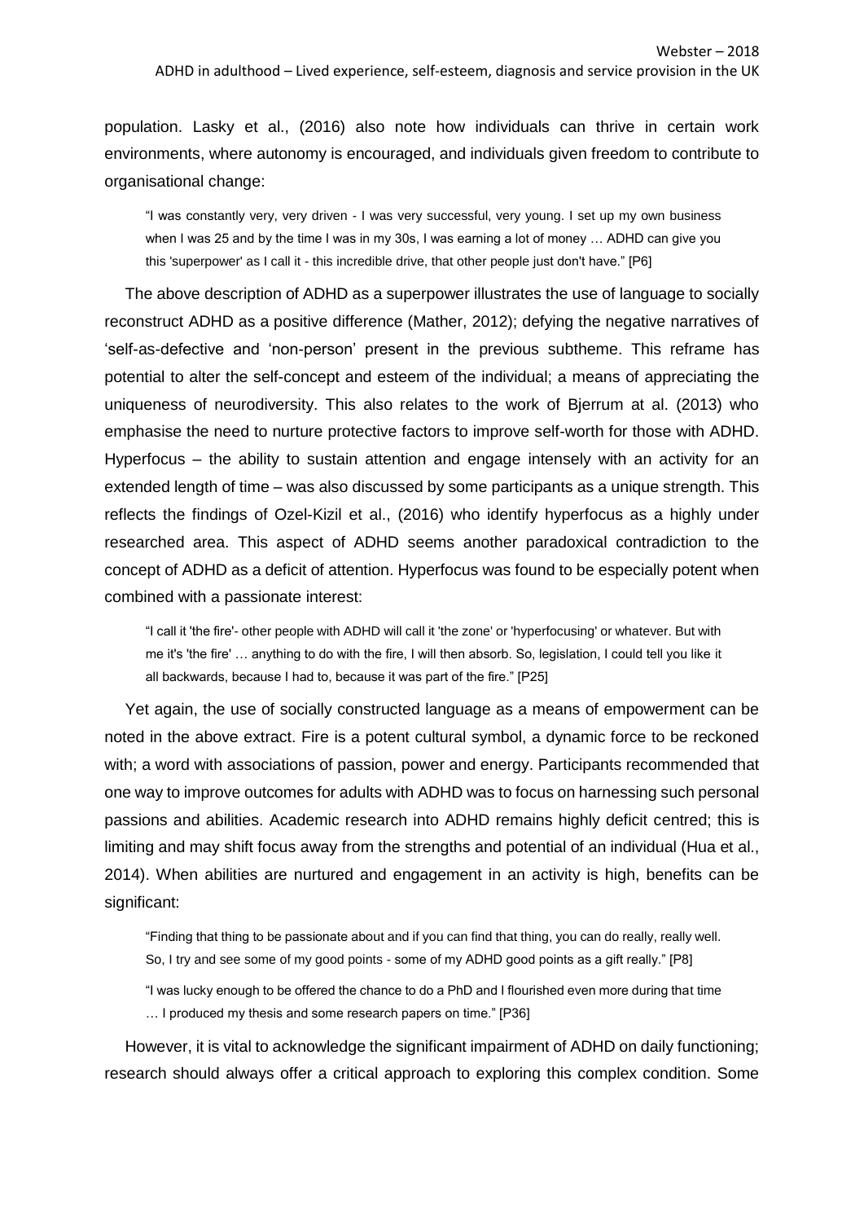population. Lasky et al., (2016) also note how individuals can thrive in certain work environments, where autonomy is encouraged, and individuals given freedom to contribute to organisational change:

> "I was constantly very, very driven - I was very successful, very young. I set up my own business when I was 25 and by the time I was in my 30s, I was earning a lot of money … ADHD can give you this 'superpower' as I call it - this incredible drive, that other people just don't have." [P6]

The above description of ADHD as a superpower illustrates the use of language to socially reconstruct ADHD as a positive difference (Mather, 2012); defying the negative narratives of 'self-as-defective and 'non-person' present in the previous subtheme. This reframe has potential to alter the self-concept and esteem of the individual; a means of appreciating the uniqueness of neurodiversity. This also relates to the work of Bjerrum at al. (2013) who emphasise the need to nurture protective factors to improve self-worth for those with ADHD. Hyperfocus – the ability to sustain attention and engage intensely with an activity for an extended length of time – was also discussed by some participants as a unique strength. This reflects the findings of Ozel-Kizil et al., (2016) who identify hyperfocus as a highly under researched area. This aspect of ADHD seems another paradoxical contradiction to the concept of ADHD as a deficit of attention. Hyperfocus was found to be especially potent when combined with a passionate interest:

> "I call it 'the fire'- other people with ADHD will call it 'the zone' or 'hyperfocusing' or whatever. But with me it's 'the fire' … anything to do with the fire, I will then absorb. So, legislation, I could tell you like it all backwards, because I had to, because it was part of the fire." [P25]

Yet again, the use of socially constructed language as a means of empowerment can be noted in the above extract. Fire is a potent cultural symbol, a dynamic force to be reckoned with; a word with associations of passion, power and energy. Participants recommended that one way to improve outcomes for adults with ADHD was to focus on harnessing such personal passions and abilities. Academic research into ADHD remains highly deficit centred; this is limiting and may shift focus away from the strengths and potential of an individual (Hua et al., 2014). When abilities are nurtured and engagement in an activity is high, benefits can be significant:

> "Finding that thing to be passionate about and if you can find that thing, you can do really, really well. So, I try and see some of my good points - some of my ADHD good points as a gift really." [P8]

> "I was lucky enough to be offered the chance to do a PhD and I flourished even more during that time … I produced my thesis and some research papers on time." [P36]

However, it is vital to acknowledge the significant impairment of ADHD on daily functioning; research should always offer a critical approach to exploring this complex condition. Some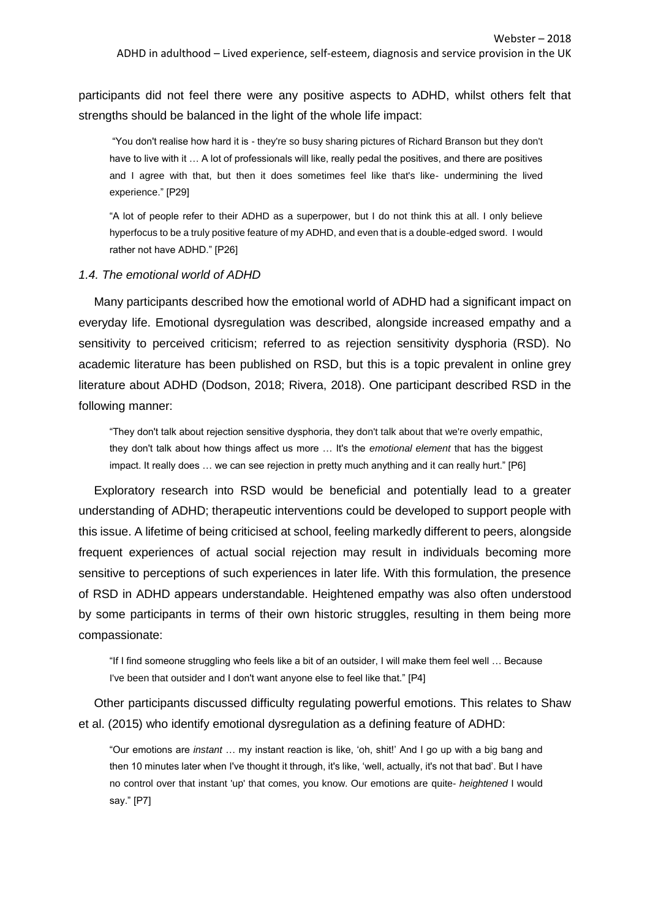participants did not feel there were any positive aspects to ADHD, whilst others felt that strengths should be balanced in the light of the whole life impact:

> "You don't realise how hard it is - they're so busy sharing pictures of Richard Branson but they don't have to live with it … A lot of professionals will like, really pedal the positives, and there are positives and I agree with that, but then it does sometimes feel like that's like- undermining the lived experience." [P29]

> "A lot of people refer to their ADHD as a superpower, but I do not think this at all. I only believe hyperfocus to be a truly positive feature of my ADHD, and even that is a double-edged sword. I would rather not have ADHD." [P26]

### *1.4. The emotional world of ADHD*

Many participants described how the emotional world of ADHD had a significant impact on everyday life. Emotional dysregulation was described, alongside increased empathy and a sensitivity to perceived criticism; referred to as rejection sensitivity dysphoria (RSD). No academic literature has been published on RSD, but this is a topic prevalent in online grey literature about ADHD (Dodson, 2018; Rivera, 2018). One participant described RSD in the following manner:

> "They don't talk about rejection sensitive dysphoria, they don't talk about that we're overly empathic, they don't talk about how things affect us more … It's the *emotional element* that has the biggest impact. It really does … we can see rejection in pretty much anything and it can really hurt." [P6]

Exploratory research into RSD would be beneficial and potentially lead to a greater understanding of ADHD; therapeutic interventions could be developed to support people with this issue. A lifetime of being criticised at school, feeling markedly different to peers, alongside frequent experiences of actual social rejection may result in individuals becoming more sensitive to perceptions of such experiences in later life. With this formulation, the presence of RSD in ADHD appears understandable. Heightened empathy was also often understood by some participants in terms of their own historic struggles, resulting in them being more compassionate:

> "If I find someone struggling who feels like a bit of an outsider, I will make them feel well … Because I've been that outsider and I don't want anyone else to feel like that." [P4]

Other participants discussed difficulty regulating powerful emotions. This relates to Shaw et al. (2015) who identify emotional dysregulation as a defining feature of ADHD:

> "Our emotions are *instant* … my instant reaction is like, 'oh, shit!' And I go up with a big bang and then 10 minutes later when I've thought it through, it's like, 'well, actually, it's not that bad'. But I have no control over that instant 'up' that comes, you know. Our emotions are quite- *heightened* I would say." [P7]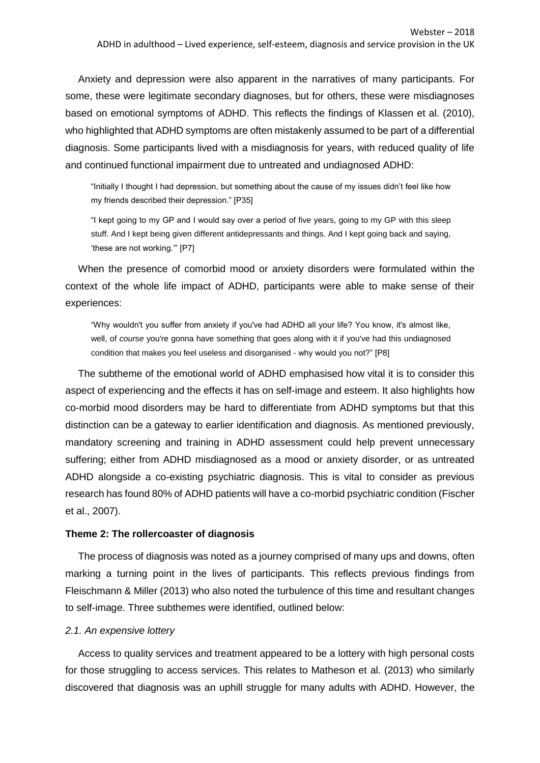Anxiety and depression were also apparent in the narratives of many participants. For some, these were legitimate secondary diagnoses, but for others, these were misdiagnoses based on emotional symptoms of ADHD. This reflects the findings of Klassen et al. (2010), who highlighted that ADHD symptoms are often mistakenly assumed to be part of a differential diagnosis. Some participants lived with a misdiagnosis for years, with reduced quality of life and continued functional impairment due to untreated and undiagnosed ADHD:

> "Initially I thought I had depression, but something about the cause of my issues didn't feel like how my friends described their depression." [P35]

> "I kept going to my GP and I would say over a period of five years, going to my GP with this sleep stuff. And I kept being given different antidepressants and things. And I kept going back and saying, 'these are not working.'" [P7]

When the presence of comorbid mood or anxiety disorders were formulated within the context of the whole life impact of ADHD, participants were able to make sense of their experiences:

> "Why wouldn't you suffer from anxiety if you've had ADHD all your life? You know, it's almost like, well, of *course* you're gonna have something that goes along with it if you've had this undiagnosed condition that makes you feel useless and disorganised - why would you not?" [P8]

The subtheme of the emotional world of ADHD emphasised how vital it is to consider this aspect of experiencing and the effects it has on self-image and esteem. It also highlights how co-morbid mood disorders may be hard to differentiate from ADHD symptoms but that this distinction can be a gateway to earlier identification and diagnosis. As mentioned previously, mandatory screening and training in ADHD assessment could help prevent unnecessary suffering; either from ADHD misdiagnosed as a mood or anxiety disorder, or as untreated ADHD alongside a co-existing psychiatric diagnosis. This is vital to consider as previous research has found 80% of ADHD patients will have a co-morbid psychiatric condition (Fischer et al., 2007).

### Theme 2: The rollercoaster of diagnosis

The process of diagnosis was noted as a journey comprised of many ups and downs, often marking a turning point in the lives of participants. This reflects previous findings from Fleischmann & Miller (2013) who also noted the turbulence of this time and resultant changes to self-image. Three subthemes were identified, outlined below:

#### *2.1. An expensive lottery*

Access to quality services and treatment appeared to be a lottery with high personal costs for those struggling to access services. This relates to Matheson et al. (2013) who similarly discovered that diagnosis was an uphill struggle for many adults with ADHD. However, the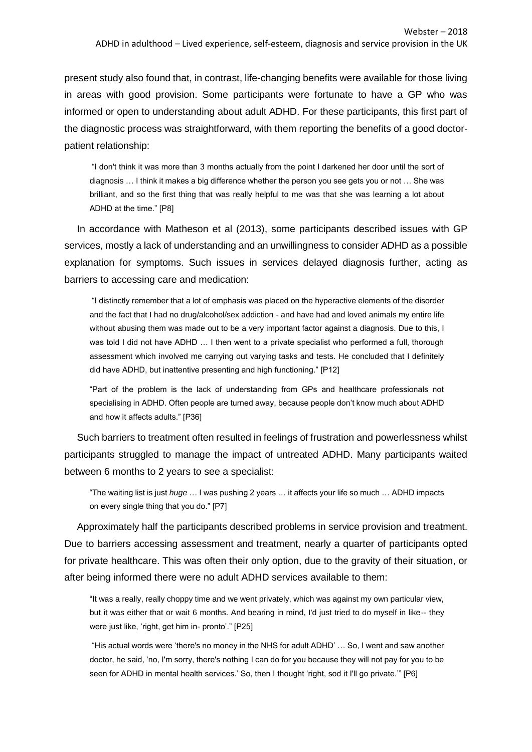present study also found that, in contrast, life-changing benefits were available for those living in areas with good provision. Some participants were fortunate to have a GP who was informed or open to understanding about adult ADHD. For these participants, this first part of the diagnostic process was straightforward, with them reporting the benefits of a good doctor-patient relationship:

> "I don't think it was more than 3 months actually from the point I darkened her door until the sort of diagnosis … I think it makes a big difference whether the person you see gets you or not … She was brilliant, and so the first thing that was really helpful to me was that she was learning a lot about ADHD at the time." [P8]

In accordance with Matheson et al (2013), some participants described issues with GP services, mostly a lack of understanding and an unwillingness to consider ADHD as a possible explanation for symptoms. Such issues in services delayed diagnosis further, acting as barriers to accessing care and medication:

> "I distinctly remember that a lot of emphasis was placed on the hyperactive elements of the disorder and the fact that I had no drug/alcohol/sex addiction - and have had and loved animals my entire life without abusing them was made out to be a very important factor against a diagnosis. Due to this, I was told I did not have ADHD … I then went to a private specialist who performed a full, thorough assessment which involved me carrying out varying tasks and tests. He concluded that I definitely did have ADHD, but inattentive presenting and high functioning." [P12]

> "Part of the problem is the lack of understanding from GPs and healthcare professionals not specialising in ADHD. Often people are turned away, because people don't know much about ADHD and how it affects adults." [P36]

Such barriers to treatment often resulted in feelings of frustration and powerlessness whilst participants struggled to manage the impact of untreated ADHD. Many participants waited between 6 months to 2 years to see a specialist:

> "The waiting list is just *huge* … I was pushing 2 years … it affects your life so much … ADHD impacts on every single thing that you do." [P7]

Approximately half the participants described problems in service provision and treatment. Due to barriers accessing assessment and treatment, nearly a quarter of participants opted for private healthcare. This was often their only option, due to the gravity of their situation, or after being informed there were no adult ADHD services available to them:

> "It was a really, really choppy time and we went privately, which was against my own particular view, but it was either that or wait 6 months. And bearing in mind, I'd just tried to do myself in like-- they were just like, 'right, get him in- pronto'." [P25]

> "His actual words were 'there's no money in the NHS for adult ADHD' … So, I went and saw another doctor, he said, 'no, I'm sorry, there's nothing I can do for you because they will not pay for you to be seen for ADHD in mental health services.' So, then I thought 'right, sod it I'll go private.'" [P6]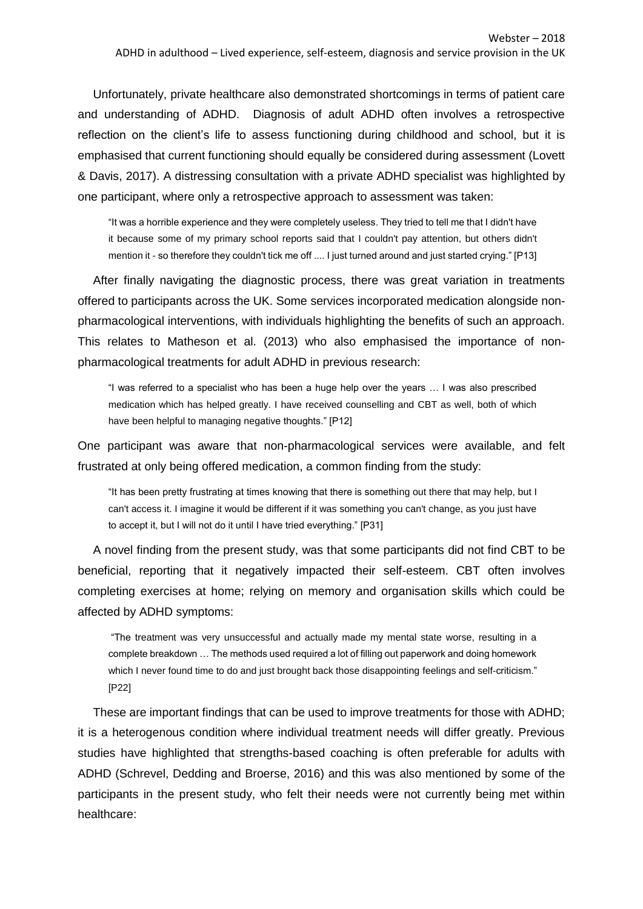Unfortunately, private healthcare also demonstrated shortcomings in terms of patient care and understanding of ADHD. Diagnosis of adult ADHD often involves a retrospective reflection on the client's life to assess functioning during childhood and school, but it is emphasised that current functioning should equally be considered during assessment (Lovett & Davis, 2017). A distressing consultation with a private ADHD specialist was highlighted by one participant, where only a retrospective approach to assessment was taken:

> "It was a horrible experience and they were completely useless. They tried to tell me that I didn't have it because some of my primary school reports said that I couldn't pay attention, but others didn't mention it - so therefore they couldn't tick me off .... I just turned around and just started crying." [P13]

After finally navigating the diagnostic process, there was great variation in treatments offered to participants across the UK. Some services incorporated medication alongside non-pharmacological interventions, with individuals highlighting the benefits of such an approach. This relates to Matheson et al. (2013) who also emphasised the importance of non-pharmacological treatments for adult ADHD in previous research:

> "I was referred to a specialist who has been a huge help over the years … I was also prescribed medication which has helped greatly. I have received counselling and CBT as well, both of which have been helpful to managing negative thoughts." [P12]

One participant was aware that non-pharmacological services were available, and felt frustrated at only being offered medication, a common finding from the study:

> "It has been pretty frustrating at times knowing that there is something out there that may help, but I can't access it. I imagine it would be different if it was something you can't change, as you just have to accept it, but I will not do it until I have tried everything." [P31]

A novel finding from the present study, was that some participants did not find CBT to be beneficial, reporting that it negatively impacted their self-esteem. CBT often involves completing exercises at home; relying on memory and organisation skills which could be affected by ADHD symptoms:

> "The treatment was very unsuccessful and actually made my mental state worse, resulting in a complete breakdown … The methods used required a lot of filling out paperwork and doing homework which I never found time to do and just brought back those disappointing feelings and self-criticism." [P22]

These are important findings that can be used to improve treatments for those with ADHD; it is a heterogenous condition where individual treatment needs will differ greatly. Previous studies have highlighted that strengths-based coaching is often preferable for adults with ADHD (Schrevel, Dedding and Broerse, 2016) and this was also mentioned by some of the participants in the present study, who felt their needs were not currently being met within healthcare: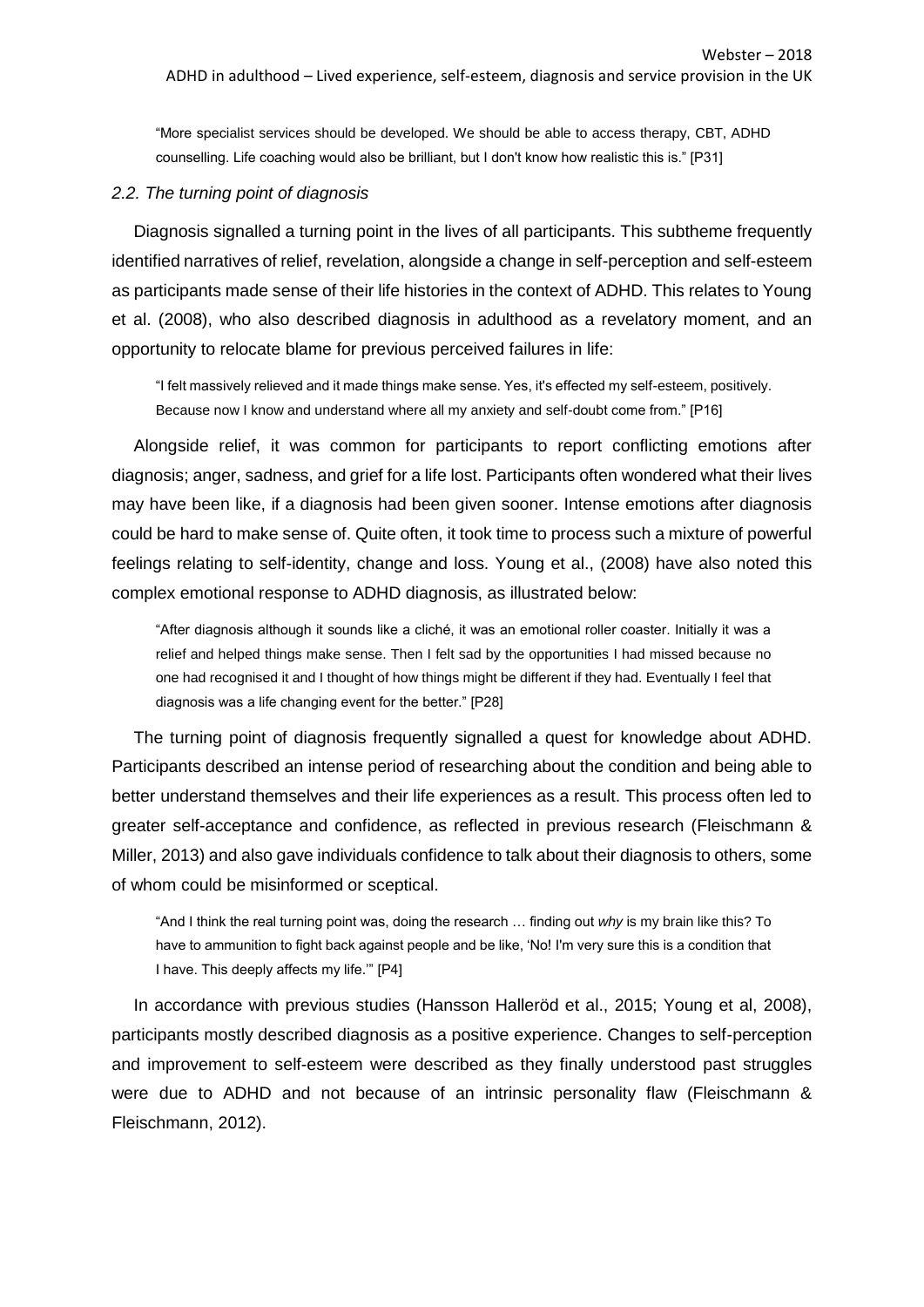> "More specialist services should be developed. We should be able to access therapy, CBT, ADHD counselling. Life coaching would also be brilliant, but I don't know how realistic this is." [P31]

### *2.2. The turning point of diagnosis*

Diagnosis signalled a turning point in the lives of all participants. This subtheme frequently identified narratives of relief, revelation, alongside a change in self-perception and self-esteem as participants made sense of their life histories in the context of ADHD. This relates to Young et al. (2008), who also described diagnosis in adulthood as a revelatory moment, and an opportunity to relocate blame for previous perceived failures in life:

> "I felt massively relieved and it made things make sense. Yes, it's effected my self-esteem, positively. Because now I know and understand where all my anxiety and self-doubt come from." [P16]

Alongside relief, it was common for participants to report conflicting emotions after diagnosis; anger, sadness, and grief for a life lost. Participants often wondered what their lives may have been like, if a diagnosis had been given sooner. Intense emotions after diagnosis could be hard to make sense of. Quite often, it took time to process such a mixture of powerful feelings relating to self-identity, change and loss. Young et al., (2008) have also noted this complex emotional response to ADHD diagnosis, as illustrated below:

> "After diagnosis although it sounds like a cliché, it was an emotional roller coaster. Initially it was a relief and helped things make sense. Then I felt sad by the opportunities I had missed because no one had recognised it and I thought of how things might be different if they had. Eventually I feel that diagnosis was a life changing event for the better." [P28]

The turning point of diagnosis frequently signalled a quest for knowledge about ADHD. Participants described an intense period of researching about the condition and being able to better understand themselves and their life experiences as a result. This process often led to greater self-acceptance and confidence, as reflected in previous research (Fleischmann & Miller, 2013) and also gave individuals confidence to talk about their diagnosis to others, some of whom could be misinformed or sceptical.

> "And I think the real turning point was, doing the research … finding out *why* is my brain like this? To have to ammunition to fight back against people and be like, 'No! I'm very sure this is a condition that I have. This deeply affects my life.'" [P4]

In accordance with previous studies (Hansson Halleröd et al., 2015; Young et al, 2008), participants mostly described diagnosis as a positive experience. Changes to self-perception and improvement to self-esteem were described as they finally understood past struggles were due to ADHD and not because of an intrinsic personality flaw (Fleischmann & Fleischmann, 2012).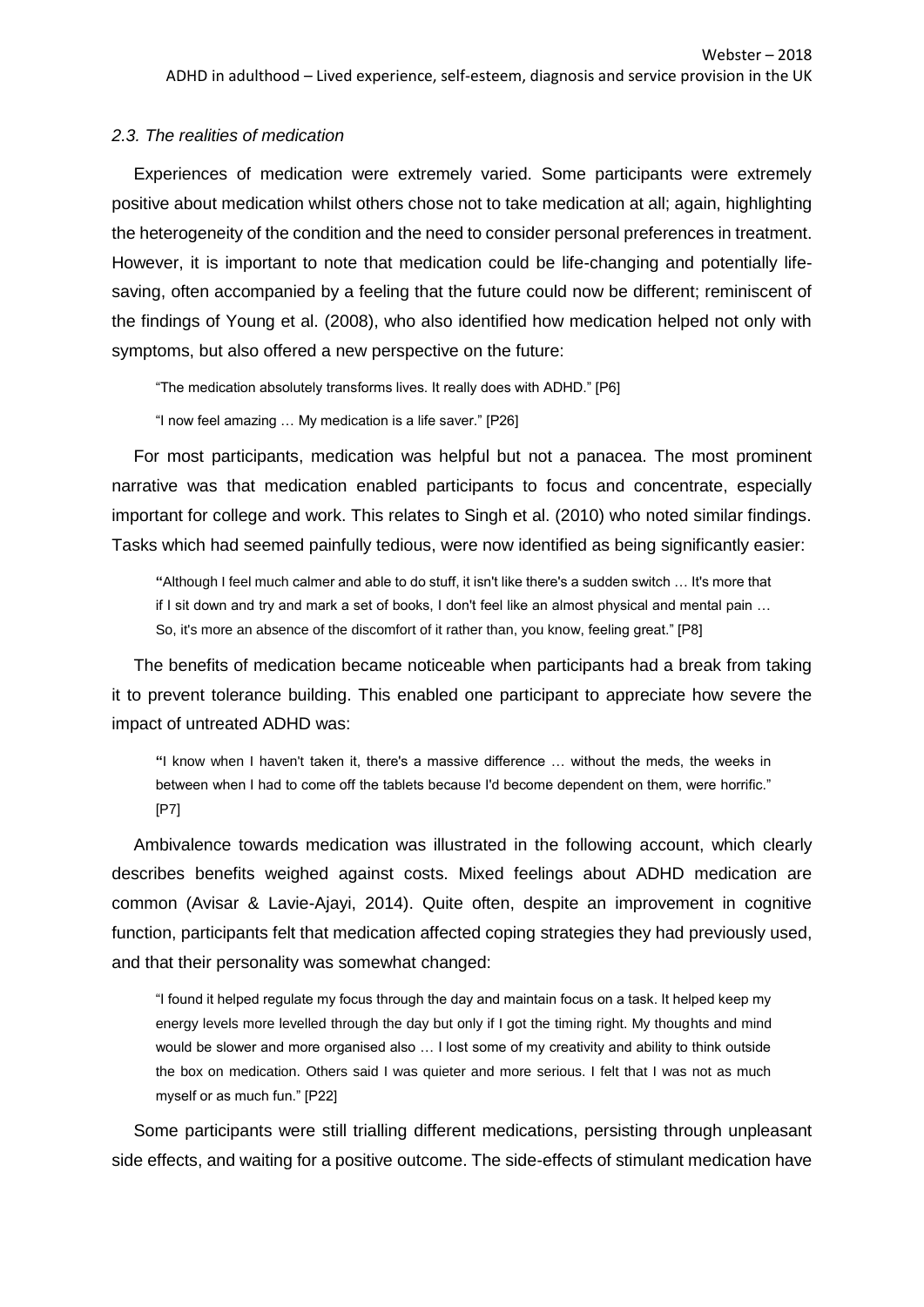### *2.3. The realities of medication*

Experiences of medication were extremely varied. Some participants were extremely positive about medication whilst others chose not to take medication at all; again, highlighting the heterogeneity of the condition and the need to consider personal preferences in treatment. However, it is important to note that medication could be life-changing and potentially life-saving, often accompanied by a feeling that the future could now be different; reminiscent of the findings of Young et al. (2008), who also identified how medication helped not only with symptoms, but also offered a new perspective on the future:

> "The medication absolutely transforms lives. It really does with ADHD." [P6]
>
> "I now feel amazing … My medication is a life saver." [P26]

For most participants, medication was helpful but not a panacea. The most prominent narrative was that medication enabled participants to focus and concentrate, especially important for college and work. This relates to Singh et al. (2010) who noted similar findings. Tasks which had seemed painfully tedious, were now identified as being significantly easier:

> "Although I feel much calmer and able to do stuff, it isn't like there's a sudden switch … It's more that if I sit down and try and mark a set of books, I don't feel like an almost physical and mental pain … So, it's more an absence of the discomfort of it rather than, you know, feeling great." [P8]

The benefits of medication became noticeable when participants had a break from taking it to prevent tolerance building. This enabled one participant to appreciate how severe the impact of untreated ADHD was:

> "I know when I haven't taken it, there's a massive difference … without the meds, the weeks in between when I had to come off the tablets because I'd become dependent on them, were horrific." [P7]

Ambivalence towards medication was illustrated in the following account, which clearly describes benefits weighed against costs. Mixed feelings about ADHD medication are common (Avisar & Lavie-Ajayi, 2014). Quite often, despite an improvement in cognitive function, participants felt that medication affected coping strategies they had previously used, and that their personality was somewhat changed:

> "I found it helped regulate my focus through the day and maintain focus on a task. It helped keep my energy levels more levelled through the day but only if I got the timing right. My thoughts and mind would be slower and more organised also … I lost some of my creativity and ability to think outside the box on medication. Others said I was quieter and more serious. I felt that I was not as much myself or as much fun." [P22]

Some participants were still trialling different medications, persisting through unpleasant side effects, and waiting for a positive outcome. The side-effects of stimulant medication have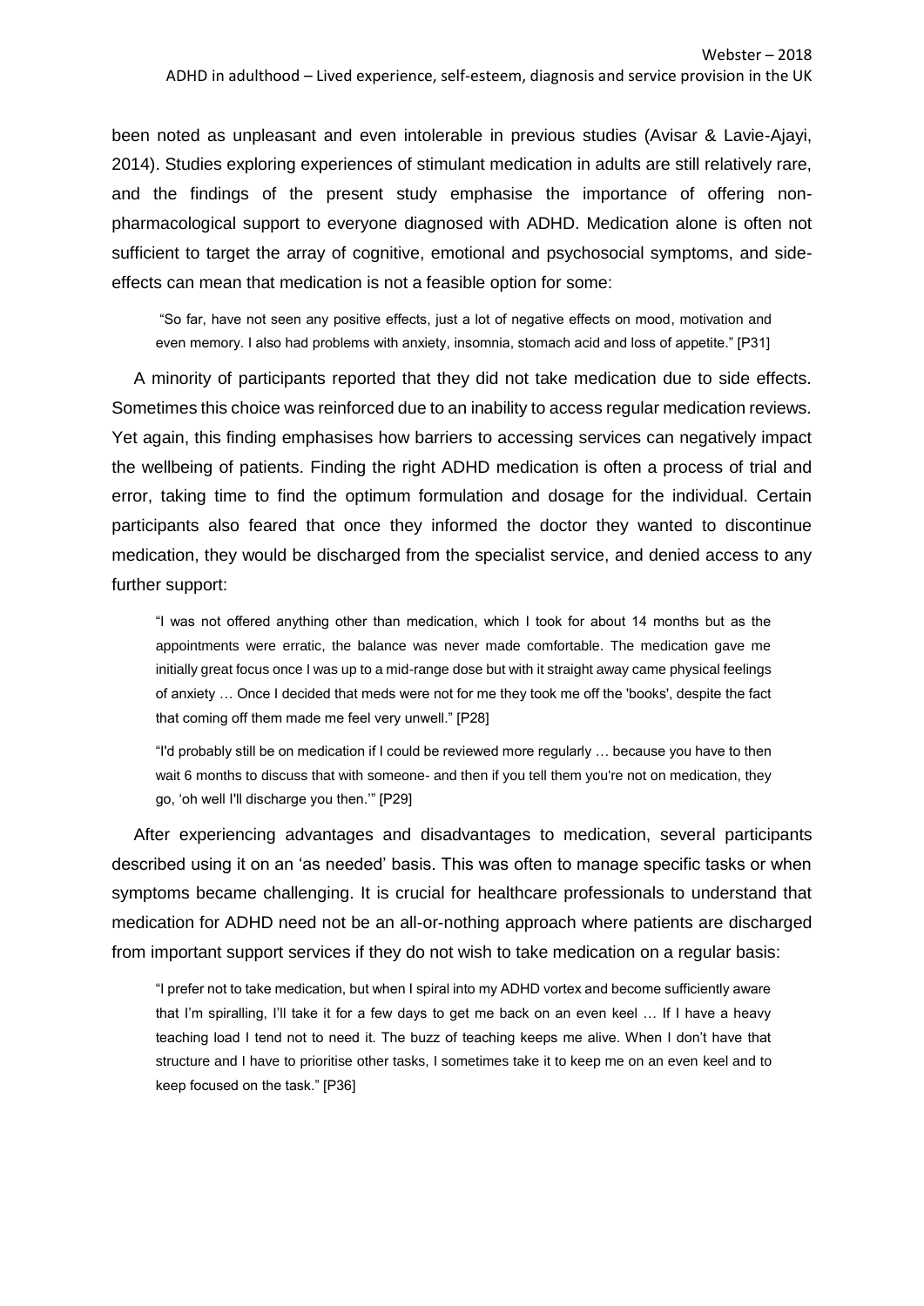been noted as unpleasant and even intolerable in previous studies (Avisar & Lavie-Ajayi, 2014). Studies exploring experiences of stimulant medication in adults are still relatively rare, and the findings of the present study emphasise the importance of offering non-pharmacological support to everyone diagnosed with ADHD. Medication alone is often not sufficient to target the array of cognitive, emotional and psychosocial symptoms, and side-effects can mean that medication is not a feasible option for some:

> "So far, have not seen any positive effects, just a lot of negative effects on mood, motivation and even memory. I also had problems with anxiety, insomnia, stomach acid and loss of appetite." [P31]

A minority of participants reported that they did not take medication due to side effects. Sometimes this choice was reinforced due to an inability to access regular medication reviews. Yet again, this finding emphasises how barriers to accessing services can negatively impact the wellbeing of patients. Finding the right ADHD medication is often a process of trial and error, taking time to find the optimum formulation and dosage for the individual. Certain participants also feared that once they informed the doctor they wanted to discontinue medication, they would be discharged from the specialist service, and denied access to any further support:

> "I was not offered anything other than medication, which I took for about 14 months but as the appointments were erratic, the balance was never made comfortable. The medication gave me initially great focus once I was up to a mid-range dose but with it straight away came physical feelings of anxiety … Once I decided that meds were not for me they took me off the 'books', despite the fact that coming off them made me feel very unwell." [P28]

> "I'd probably still be on medication if I could be reviewed more regularly … because you have to then wait 6 months to discuss that with someone- and then if you tell them you're not on medication, they go, 'oh well I'll discharge you then.'" [P29]

After experiencing advantages and disadvantages to medication, several participants described using it on an 'as needed' basis. This was often to manage specific tasks or when symptoms became challenging. It is crucial for healthcare professionals to understand that medication for ADHD need not be an all-or-nothing approach where patients are discharged from important support services if they do not wish to take medication on a regular basis:

> "I prefer not to take medication, but when I spiral into my ADHD vortex and become sufficiently aware that I'm spiralling, I'll take it for a few days to get me back on an even keel … If I have a heavy teaching load I tend not to need it. The buzz of teaching keeps me alive. When I don't have that structure and I have to prioritise other tasks, I sometimes take it to keep me on an even keel and to keep focused on the task." [P36]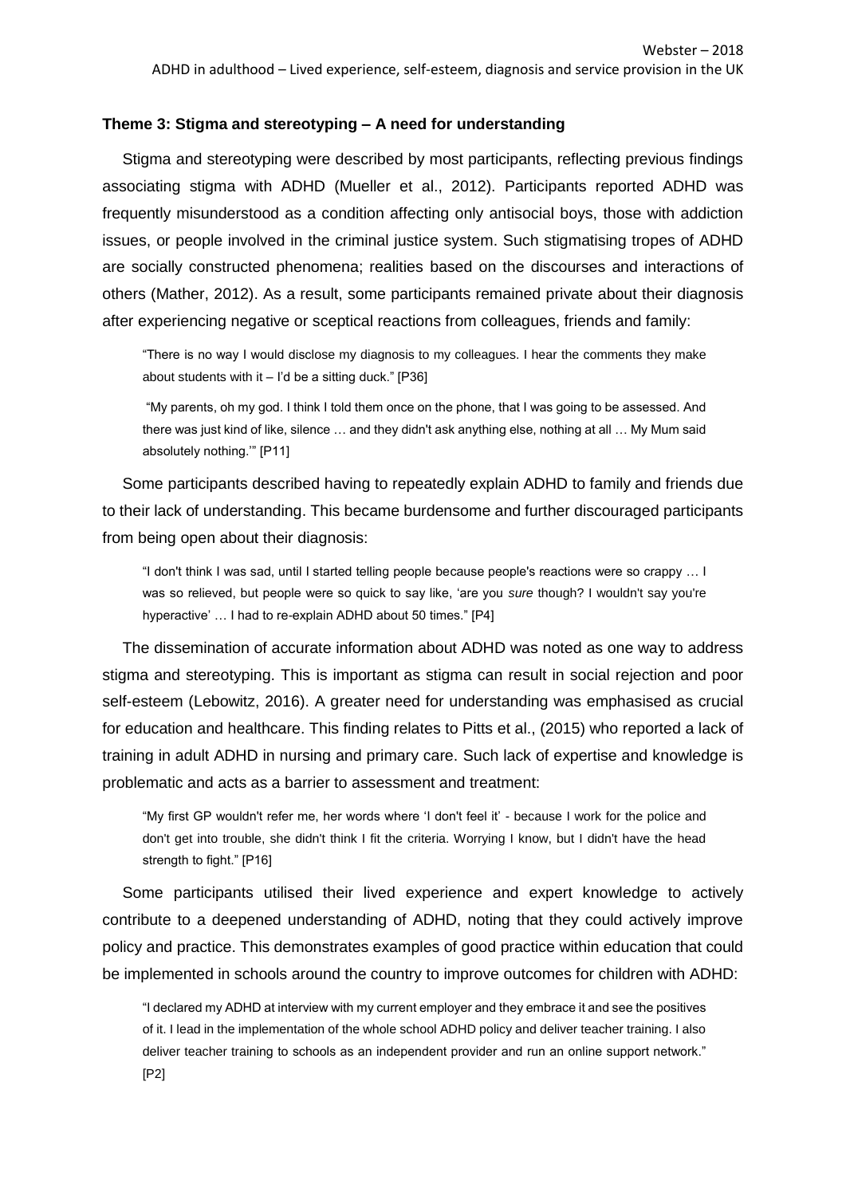**Theme 3: Stigma and stereotyping – A need for understanding**

Stigma and stereotyping were described by most participants, reflecting previous findings associating stigma with ADHD (Mueller et al., 2012). Participants reported ADHD was frequently misunderstood as a condition affecting only antisocial boys, those with addiction issues, or people involved in the criminal justice system. Such stigmatising tropes of ADHD are socially constructed phenomena; realities based on the discourses and interactions of others (Mather, 2012). As a result, some participants remained private about their diagnosis after experiencing negative or sceptical reactions from colleagues, friends and family:

> "There is no way I would disclose my diagnosis to my colleagues. I hear the comments they make about students with it – I'd be a sitting duck." [P36]

> "My parents, oh my god. I think I told them once on the phone, that I was going to be assessed. And there was just kind of like, silence … and they didn't ask anything else, nothing at all … My Mum said absolutely nothing.'" [P11]

Some participants described having to repeatedly explain ADHD to family and friends due to their lack of understanding. This became burdensome and further discouraged participants from being open about their diagnosis:

> "I don't think I was sad, until I started telling people because people's reactions were so crappy … I was so relieved, but people were so quick to say like, 'are you *sure* though? I wouldn't say you're hyperactive' … I had to re-explain ADHD about 50 times." [P4]

The dissemination of accurate information about ADHD was noted as one way to address stigma and stereotyping. This is important as stigma can result in social rejection and poor self-esteem (Lebowitz, 2016). A greater need for understanding was emphasised as crucial for education and healthcare. This finding relates to Pitts et al., (2015) who reported a lack of training in adult ADHD in nursing and primary care. Such lack of expertise and knowledge is problematic and acts as a barrier to assessment and treatment:

> "My first GP wouldn't refer me, her words where 'I don't feel it' - because I work for the police and don't get into trouble, she didn't think I fit the criteria. Worrying I know, but I didn't have the head strength to fight." [P16]

Some participants utilised their lived experience and expert knowledge to actively contribute to a deepened understanding of ADHD, noting that they could actively improve policy and practice. This demonstrates examples of good practice within education that could be implemented in schools around the country to improve outcomes for children with ADHD:

> "I declared my ADHD at interview with my current employer and they embrace it and see the positives of it. I lead in the implementation of the whole school ADHD policy and deliver teacher training. I also deliver teacher training to schools as an independent provider and run an online support network." [P2]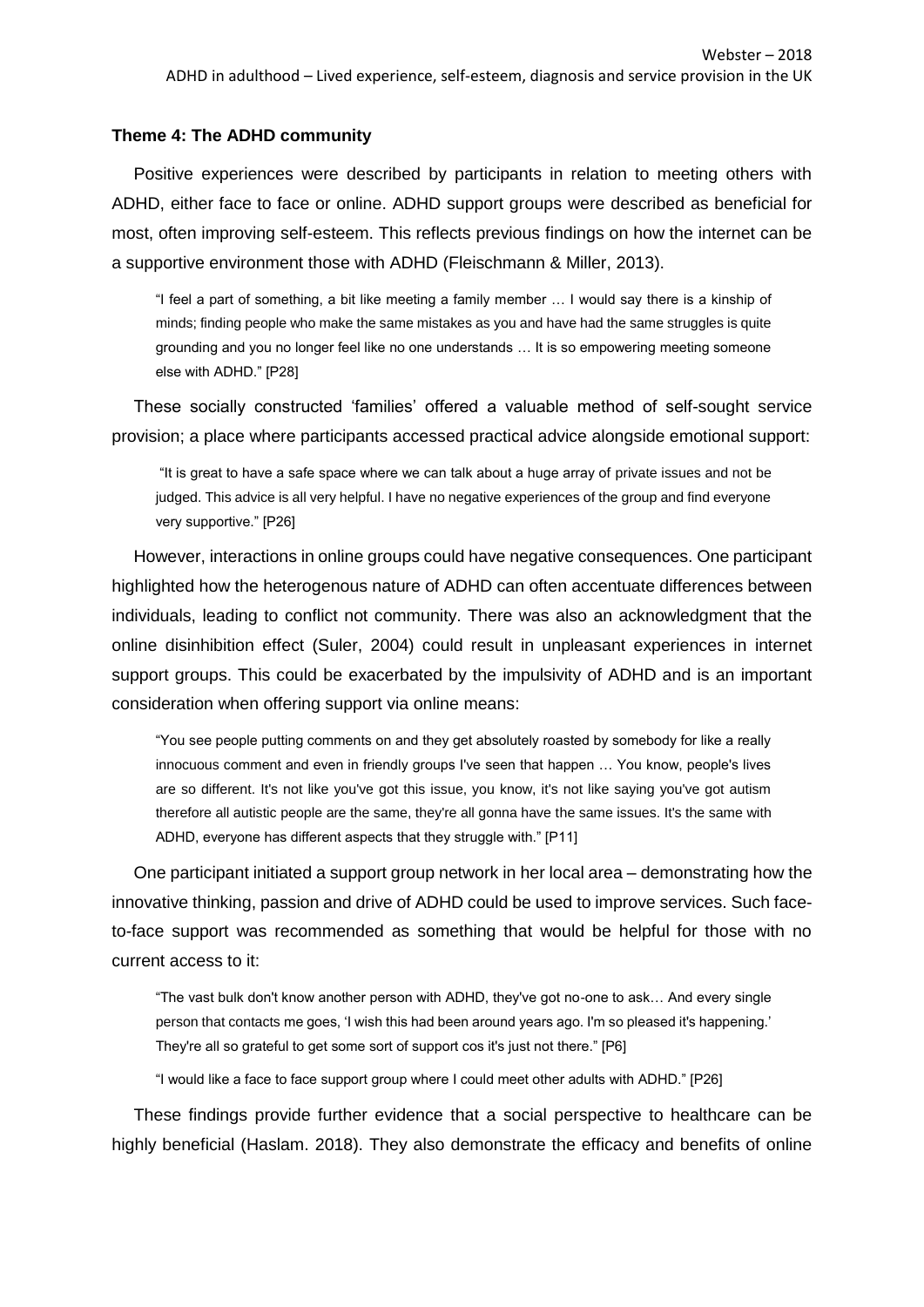**Theme 4: The ADHD community**

Positive experiences were described by participants in relation to meeting others with ADHD, either face to face or online. ADHD support groups were described as beneficial for most, often improving self-esteem. This reflects previous findings on how the internet can be a supportive environment those with ADHD (Fleischmann & Miller, 2013).

> "I feel a part of something, a bit like meeting a family member … I would say there is a kinship of minds; finding people who make the same mistakes as you and have had the same struggles is quite grounding and you no longer feel like no one understands … It is so empowering meeting someone else with ADHD." [P28]

These socially constructed 'families' offered a valuable method of self-sought service provision; a place where participants accessed practical advice alongside emotional support:

> "It is great to have a safe space where we can talk about a huge array of private issues and not be judged. This advice is all very helpful. I have no negative experiences of the group and find everyone very supportive." [P26]

However, interactions in online groups could have negative consequences. One participant highlighted how the heterogenous nature of ADHD can often accentuate differences between individuals, leading to conflict not community. There was also an acknowledgment that the online disinhibition effect (Suler, 2004) could result in unpleasant experiences in internet support groups. This could be exacerbated by the impulsivity of ADHD and is an important consideration when offering support via online means:

> "You see people putting comments on and they get absolutely roasted by somebody for like a really innocuous comment and even in friendly groups I've seen that happen … You know, people's lives are so different. It's not like you've got this issue, you know, it's not like saying you've got autism therefore all autistic people are the same, they're all gonna have the same issues. It's the same with ADHD, everyone has different aspects that they struggle with." [P11]

One participant initiated a support group network in her local area – demonstrating how the innovative thinking, passion and drive of ADHD could be used to improve services. Such face-to-face support was recommended as something that would be helpful for those with no current access to it:

> "The vast bulk don't know another person with ADHD, they've got no-one to ask… And every single person that contacts me goes, 'I wish this had been around years ago. I'm so pleased it's happening.' They're all so grateful to get some sort of support cos it's just not there." [P6]

> "I would like a face to face support group where I could meet other adults with ADHD." [P26]

These findings provide further evidence that a social perspective to healthcare can be highly beneficial (Haslam. 2018). They also demonstrate the efficacy and benefits of online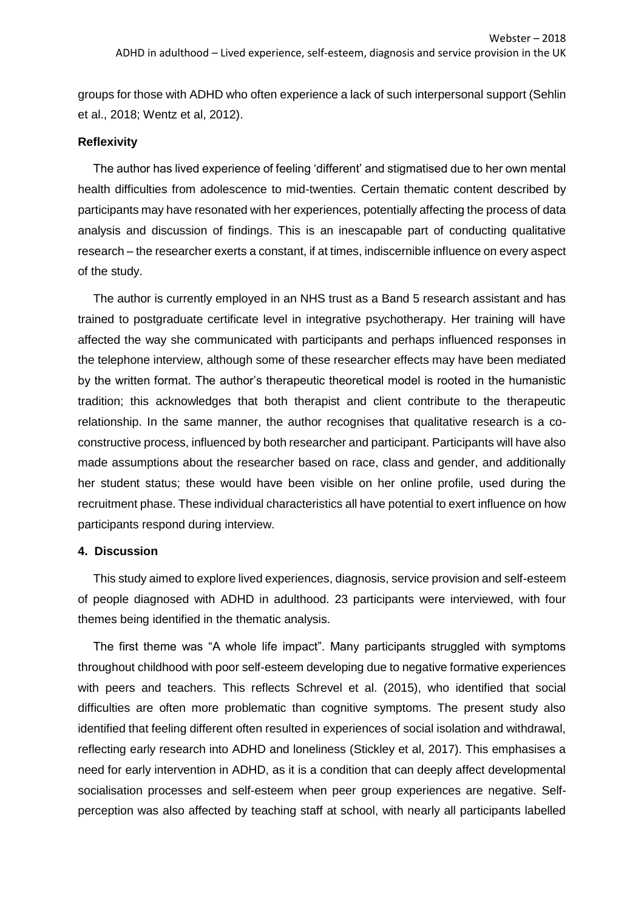groups for those with ADHD who often experience a lack of such interpersonal support (Sehlin et al., 2018; Wentz et al, 2012).

### Reflexivity

The author has lived experience of feeling 'different' and stigmatised due to her own mental health difficulties from adolescence to mid-twenties. Certain thematic content described by participants may have resonated with her experiences, potentially affecting the process of data analysis and discussion of findings. This is an inescapable part of conducting qualitative research – the researcher exerts a constant, if at times, indiscernible influence on every aspect of the study.

The author is currently employed in an NHS trust as a Band 5 research assistant and has trained to postgraduate certificate level in integrative psychotherapy. Her training will have affected the way she communicated with participants and perhaps influenced responses in the telephone interview, although some of these researcher effects may have been mediated by the written format. The author's therapeutic theoretical model is rooted in the humanistic tradition; this acknowledges that both therapist and client contribute to the therapeutic relationship. In the same manner, the author recognises that qualitative research is a co-constructive process, influenced by both researcher and participant. Participants will have also made assumptions about the researcher based on race, class and gender, and additionally her student status; these would have been visible on her online profile, used during the recruitment phase. These individual characteristics all have potential to exert influence on how participants respond during interview.

## 4. Discussion

This study aimed to explore lived experiences, diagnosis, service provision and self-esteem of people diagnosed with ADHD in adulthood. 23 participants were interviewed, with four themes being identified in the thematic analysis.

The first theme was "A whole life impact". Many participants struggled with symptoms throughout childhood with poor self-esteem developing due to negative formative experiences with peers and teachers. This reflects Schrevel et al. (2015), who identified that social difficulties are often more problematic than cognitive symptoms. The present study also identified that feeling different often resulted in experiences of social isolation and withdrawal, reflecting early research into ADHD and loneliness (Stickley et al, 2017). This emphasises a need for early intervention in ADHD, as it is a condition that can deeply affect developmental socialisation processes and self-esteem when peer group experiences are negative. Self-perception was also affected by teaching staff at school, with nearly all participants labelled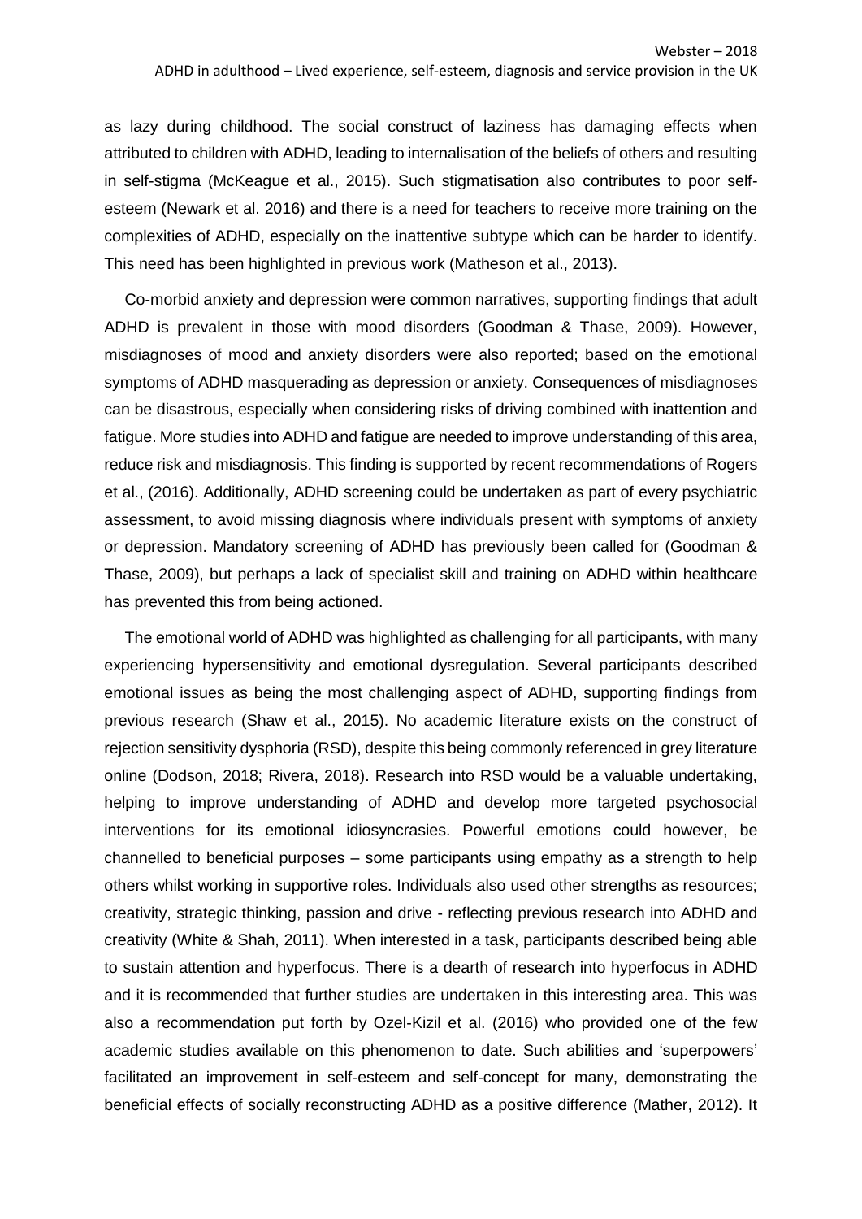as lazy during childhood. The social construct of laziness has damaging effects when attributed to children with ADHD, leading to internalisation of the beliefs of others and resulting in self-stigma (McKeague et al., 2015). Such stigmatisation also contributes to poor self-esteem (Newark et al. 2016) and there is a need for teachers to receive more training on the complexities of ADHD, especially on the inattentive subtype which can be harder to identify. This need has been highlighted in previous work (Matheson et al., 2013).

Co-morbid anxiety and depression were common narratives, supporting findings that adult ADHD is prevalent in those with mood disorders (Goodman & Thase, 2009). However, misdiagnoses of mood and anxiety disorders were also reported; based on the emotional symptoms of ADHD masquerading as depression or anxiety. Consequences of misdiagnoses can be disastrous, especially when considering risks of driving combined with inattention and fatigue. More studies into ADHD and fatigue are needed to improve understanding of this area, reduce risk and misdiagnosis. This finding is supported by recent recommendations of Rogers et al., (2016). Additionally, ADHD screening could be undertaken as part of every psychiatric assessment, to avoid missing diagnosis where individuals present with symptoms of anxiety or depression. Mandatory screening of ADHD has previously been called for (Goodman & Thase, 2009), but perhaps a lack of specialist skill and training on ADHD within healthcare has prevented this from being actioned.

The emotional world of ADHD was highlighted as challenging for all participants, with many experiencing hypersensitivity and emotional dysregulation. Several participants described emotional issues as being the most challenging aspect of ADHD, supporting findings from previous research (Shaw et al., 2015). No academic literature exists on the construct of rejection sensitivity dysphoria (RSD), despite this being commonly referenced in grey literature online (Dodson, 2018; Rivera, 2018). Research into RSD would be a valuable undertaking, helping to improve understanding of ADHD and develop more targeted psychosocial interventions for its emotional idiosyncrasies. Powerful emotions could however, be channelled to beneficial purposes – some participants using empathy as a strength to help others whilst working in supportive roles. Individuals also used other strengths as resources; creativity, strategic thinking, passion and drive - reflecting previous research into ADHD and creativity (White & Shah, 2011). When interested in a task, participants described being able to sustain attention and hyperfocus. There is a dearth of research into hyperfocus in ADHD and it is recommended that further studies are undertaken in this interesting area. This was also a recommendation put forth by Ozel-Kizil et al. (2016) who provided one of the few academic studies available on this phenomenon to date. Such abilities and 'superpowers' facilitated an improvement in self-esteem and self-concept for many, demonstrating the beneficial effects of socially reconstructing ADHD as a positive difference (Mather, 2012). It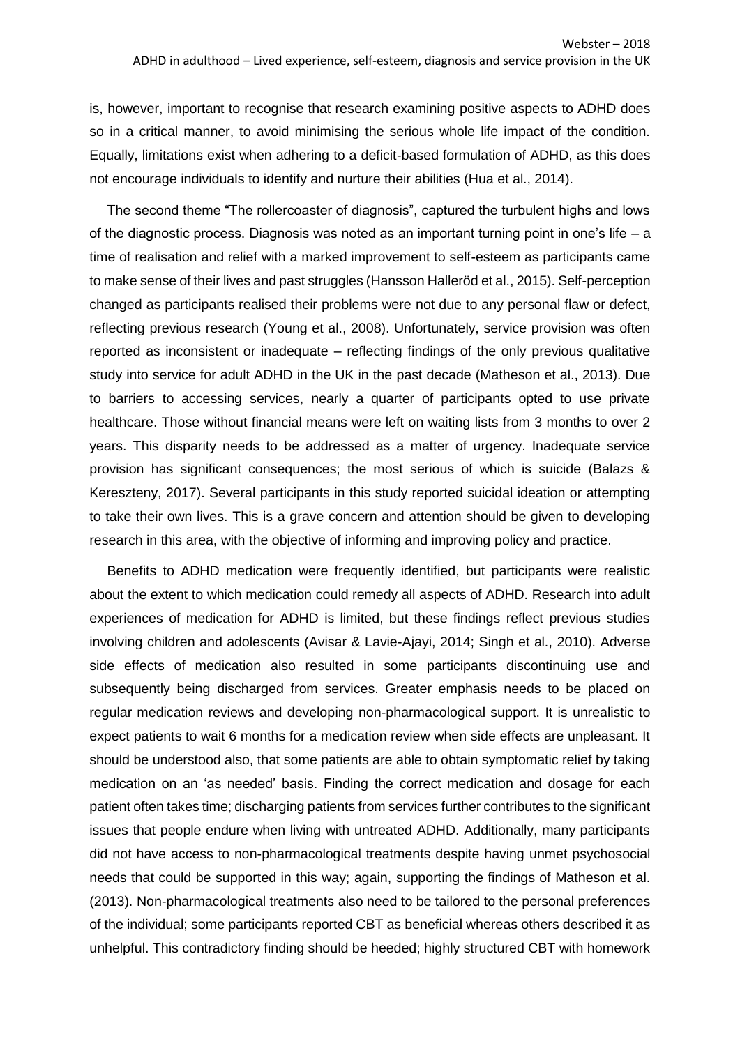is, however, important to recognise that research examining positive aspects to ADHD does so in a critical manner, to avoid minimising the serious whole life impact of the condition. Equally, limitations exist when adhering to a deficit-based formulation of ADHD, as this does not encourage individuals to identify and nurture their abilities (Hua et al., 2014).

The second theme "The rollercoaster of diagnosis", captured the turbulent highs and lows of the diagnostic process. Diagnosis was noted as an important turning point in one's life – a time of realisation and relief with a marked improvement to self-esteem as participants came to make sense of their lives and past struggles (Hansson Halleröd et al., 2015). Self-perception changed as participants realised their problems were not due to any personal flaw or defect, reflecting previous research (Young et al., 2008). Unfortunately, service provision was often reported as inconsistent or inadequate – reflecting findings of the only previous qualitative study into service for adult ADHD in the UK in the past decade (Matheson et al., 2013). Due to barriers to accessing services, nearly a quarter of participants opted to use private healthcare. Those without financial means were left on waiting lists from 3 months to over 2 years. This disparity needs to be addressed as a matter of urgency. Inadequate service provision has significant consequences; the most serious of which is suicide (Balazs & Kereszteny, 2017). Several participants in this study reported suicidal ideation or attempting to take their own lives. This is a grave concern and attention should be given to developing research in this area, with the objective of informing and improving policy and practice.

Benefits to ADHD medication were frequently identified, but participants were realistic about the extent to which medication could remedy all aspects of ADHD. Research into adult experiences of medication for ADHD is limited, but these findings reflect previous studies involving children and adolescents (Avisar & Lavie-Ajayi, 2014; Singh et al., 2010). Adverse side effects of medication also resulted in some participants discontinuing use and subsequently being discharged from services. Greater emphasis needs to be placed on regular medication reviews and developing non-pharmacological support. It is unrealistic to expect patients to wait 6 months for a medication review when side effects are unpleasant. It should be understood also, that some patients are able to obtain symptomatic relief by taking medication on an 'as needed' basis. Finding the correct medication and dosage for each patient often takes time; discharging patients from services further contributes to the significant issues that people endure when living with untreated ADHD. Additionally, many participants did not have access to non-pharmacological treatments despite having unmet psychosocial needs that could be supported in this way; again, supporting the findings of Matheson et al. (2013). Non-pharmacological treatments also need to be tailored to the personal preferences of the individual; some participants reported CBT as beneficial whereas others described it as unhelpful. This contradictory finding should be heeded; highly structured CBT with homework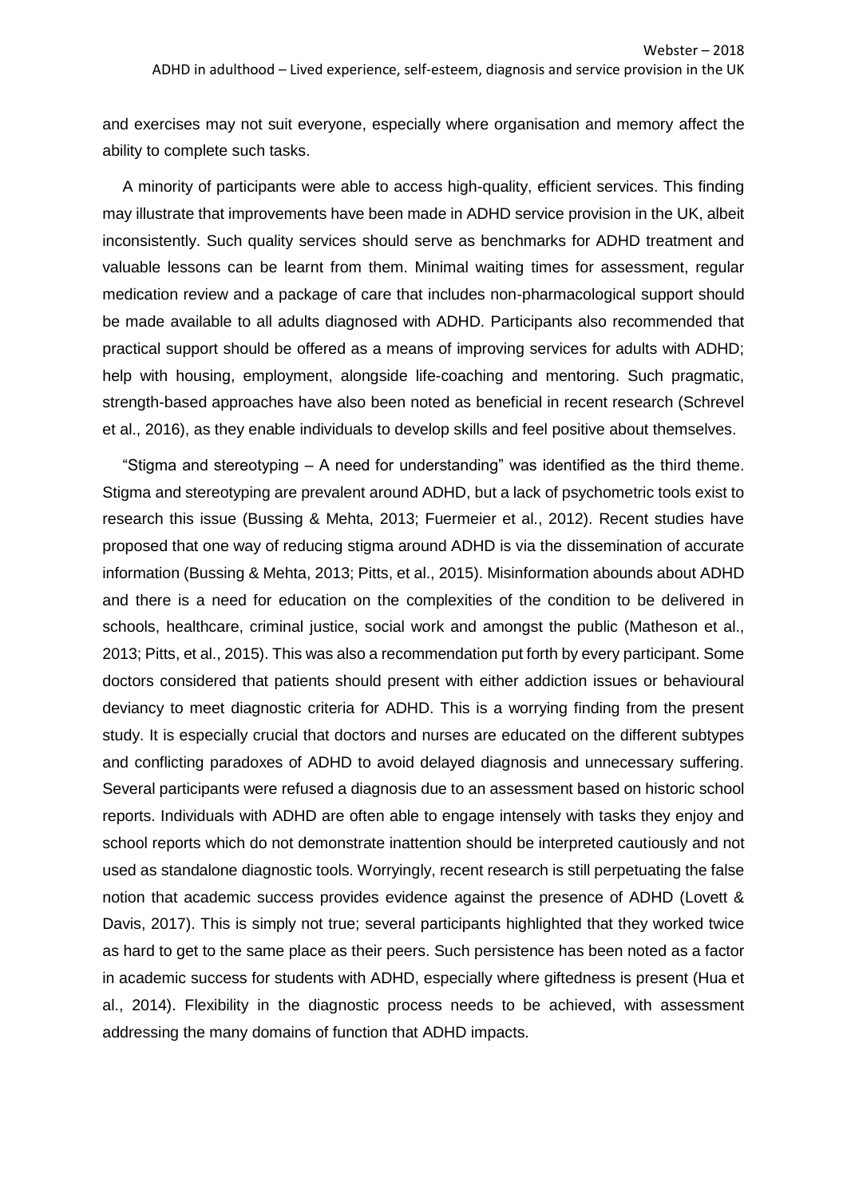and exercises may not suit everyone, especially where organisation and memory affect the ability to complete such tasks.

A minority of participants were able to access high-quality, efficient services. This finding may illustrate that improvements have been made in ADHD service provision in the UK, albeit inconsistently. Such quality services should serve as benchmarks for ADHD treatment and valuable lessons can be learnt from them. Minimal waiting times for assessment, regular medication review and a package of care that includes non-pharmacological support should be made available to all adults diagnosed with ADHD. Participants also recommended that practical support should be offered as a means of improving services for adults with ADHD; help with housing, employment, alongside life-coaching and mentoring. Such pragmatic, strength-based approaches have also been noted as beneficial in recent research (Schrevel et al., 2016), as they enable individuals to develop skills and feel positive about themselves.

"Stigma and stereotyping – A need for understanding" was identified as the third theme. Stigma and stereotyping are prevalent around ADHD, but a lack of psychometric tools exist to research this issue (Bussing & Mehta, 2013; Fuermeier et al., 2012). Recent studies have proposed that one way of reducing stigma around ADHD is via the dissemination of accurate information (Bussing & Mehta, 2013; Pitts, et al., 2015). Misinformation abounds about ADHD and there is a need for education on the complexities of the condition to be delivered in schools, healthcare, criminal justice, social work and amongst the public (Matheson et al., 2013; Pitts, et al., 2015). This was also a recommendation put forth by every participant. Some doctors considered that patients should present with either addiction issues or behavioural deviancy to meet diagnostic criteria for ADHD. This is a worrying finding from the present study. It is especially crucial that doctors and nurses are educated on the different subtypes and conflicting paradoxes of ADHD to avoid delayed diagnosis and unnecessary suffering. Several participants were refused a diagnosis due to an assessment based on historic school reports. Individuals with ADHD are often able to engage intensely with tasks they enjoy and school reports which do not demonstrate inattention should be interpreted cautiously and not used as standalone diagnostic tools. Worryingly, recent research is still perpetuating the false notion that academic success provides evidence against the presence of ADHD (Lovett & Davis, 2017). This is simply not true; several participants highlighted that they worked twice as hard to get to the same place as their peers. Such persistence has been noted as a factor in academic success for students with ADHD, especially where giftedness is present (Hua et al., 2014). Flexibility in the diagnostic process needs to be achieved, with assessment addressing the many domains of function that ADHD impacts.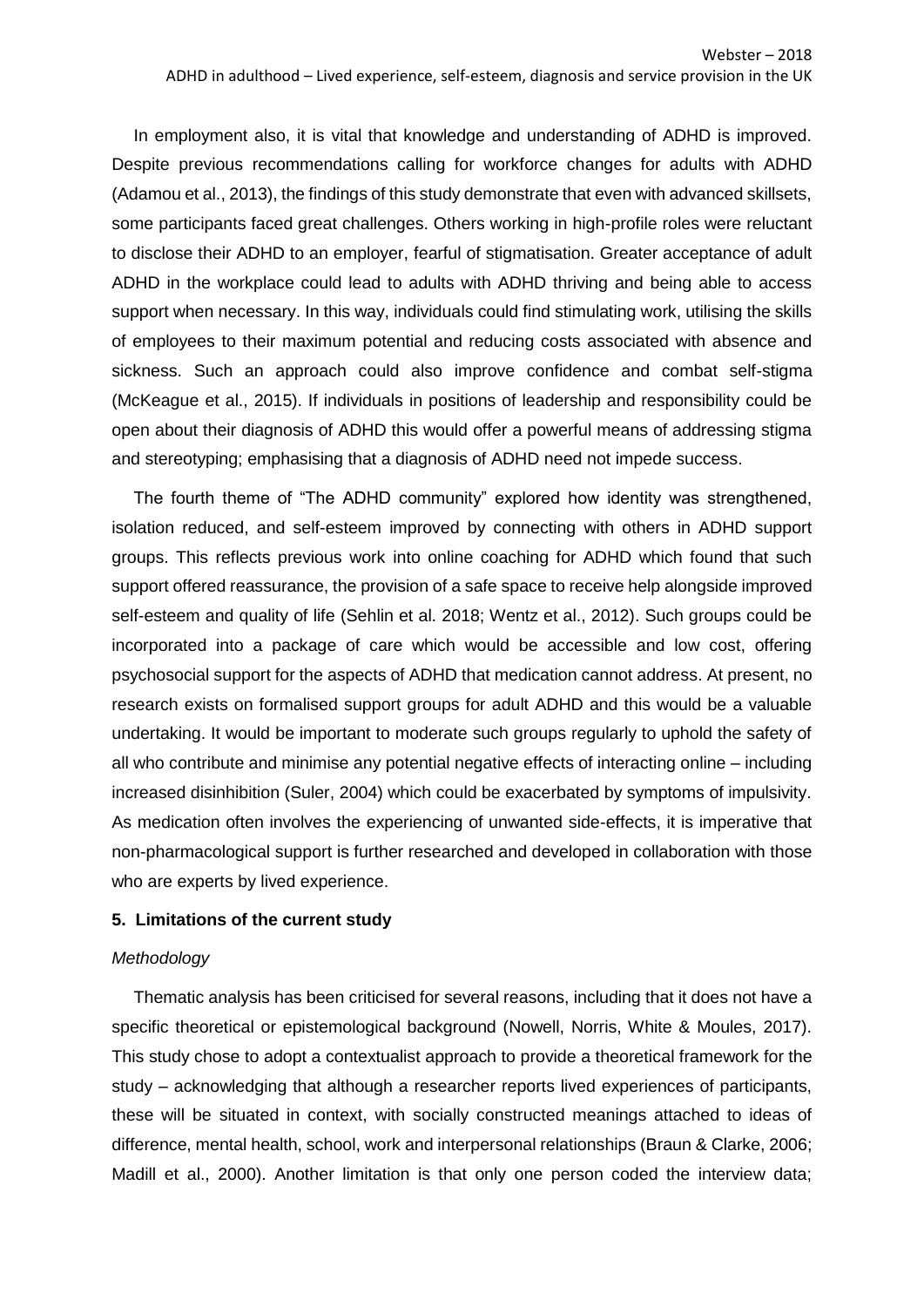In employment also, it is vital that knowledge and understanding of ADHD is improved. Despite previous recommendations calling for workforce changes for adults with ADHD (Adamou et al., 2013), the findings of this study demonstrate that even with advanced skillsets, some participants faced great challenges. Others working in high-profile roles were reluctant to disclose their ADHD to an employer, fearful of stigmatisation. Greater acceptance of adult ADHD in the workplace could lead to adults with ADHD thriving and being able to access support when necessary. In this way, individuals could find stimulating work, utilising the skills of employees to their maximum potential and reducing costs associated with absence and sickness. Such an approach could also improve confidence and combat self-stigma (McKeague et al., 2015). If individuals in positions of leadership and responsibility could be open about their diagnosis of ADHD this would offer a powerful means of addressing stigma and stereotyping; emphasising that a diagnosis of ADHD need not impede success.

The fourth theme of "The ADHD community" explored how identity was strengthened, isolation reduced, and self-esteem improved by connecting with others in ADHD support groups. This reflects previous work into online coaching for ADHD which found that such support offered reassurance, the provision of a safe space to receive help alongside improved self-esteem and quality of life (Sehlin et al. 2018; Wentz et al., 2012). Such groups could be incorporated into a package of care which would be accessible and low cost, offering psychosocial support for the aspects of ADHD that medication cannot address. At present, no research exists on formalised support groups for adult ADHD and this would be a valuable undertaking. It would be important to moderate such groups regularly to uphold the safety of all who contribute and minimise any potential negative effects of interacting online – including increased disinhibition (Suler, 2004) which could be exacerbated by symptoms of impulsivity. As medication often involves the experiencing of unwanted side-effects, it is imperative that non-pharmacological support is further researched and developed in collaboration with those who are experts by lived experience.

## 5. Limitations of the current study

*Methodology*

Thematic analysis has been criticised for several reasons, including that it does not have a specific theoretical or epistemological background (Nowell, Norris, White & Moules, 2017). This study chose to adopt a contextualist approach to provide a theoretical framework for the study – acknowledging that although a researcher reports lived experiences of participants, these will be situated in context, with socially constructed meanings attached to ideas of difference, mental health, school, work and interpersonal relationships (Braun & Clarke, 2006; Madill et al., 2000). Another limitation is that only one person coded the interview data;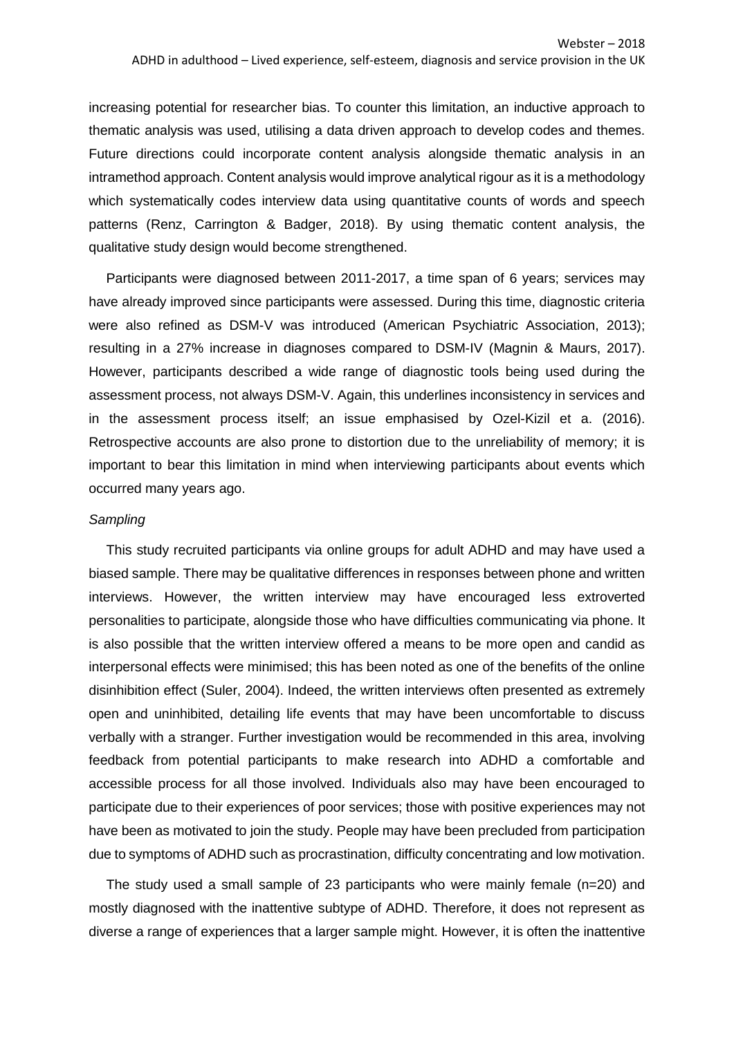increasing potential for researcher bias. To counter this limitation, an inductive approach to thematic analysis was used, utilising a data driven approach to develop codes and themes. Future directions could incorporate content analysis alongside thematic analysis in an intramethod approach. Content analysis would improve analytical rigour as it is a methodology which systematically codes interview data using quantitative counts of words and speech patterns (Renz, Carrington & Badger, 2018). By using thematic content analysis, the qualitative study design would become strengthened.

Participants were diagnosed between 2011-2017, a time span of 6 years; services may have already improved since participants were assessed. During this time, diagnostic criteria were also refined as DSM-V was introduced (American Psychiatric Association, 2013); resulting in a 27% increase in diagnoses compared to DSM-IV (Magnin & Maurs, 2017). However, participants described a wide range of diagnostic tools being used during the assessment process, not always DSM-V. Again, this underlines inconsistency in services and in the assessment process itself; an issue emphasised by Ozel-Kizil et a. (2016). Retrospective accounts are also prone to distortion due to the unreliability of memory; it is important to bear this limitation in mind when interviewing participants about events which occurred many years ago.

*Sampling*

This study recruited participants via online groups for adult ADHD and may have used a biased sample. There may be qualitative differences in responses between phone and written interviews. However, the written interview may have encouraged less extroverted personalities to participate, alongside those who have difficulties communicating via phone. It is also possible that the written interview offered a means to be more open and candid as interpersonal effects were minimised; this has been noted as one of the benefits of the online disinhibition effect (Suler, 2004). Indeed, the written interviews often presented as extremely open and uninhibited, detailing life events that may have been uncomfortable to discuss verbally with a stranger. Further investigation would be recommended in this area, involving feedback from potential participants to make research into ADHD a comfortable and accessible process for all those involved. Individuals also may have been encouraged to participate due to their experiences of poor services; those with positive experiences may not have been as motivated to join the study. People may have been precluded from participation due to symptoms of ADHD such as procrastination, difficulty concentrating and low motivation.

The study used a small sample of 23 participants who were mainly female (n=20) and mostly diagnosed with the inattentive subtype of ADHD. Therefore, it does not represent as diverse a range of experiences that a larger sample might. However, it is often the inattentive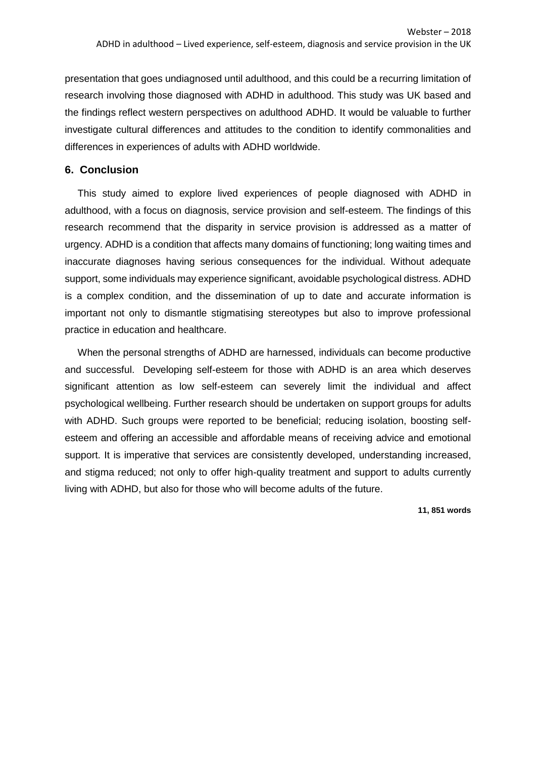presentation that goes undiagnosed until adulthood, and this could be a recurring limitation of research involving those diagnosed with ADHD in adulthood. This study was UK based and the findings reflect western perspectives on adulthood ADHD. It would be valuable to further investigate cultural differences and attitudes to the condition to identify commonalities and differences in experiences of adults with ADHD worldwide.

## 6. Conclusion

This study aimed to explore lived experiences of people diagnosed with ADHD in adulthood, with a focus on diagnosis, service provision and self-esteem. The findings of this research recommend that the disparity in service provision is addressed as a matter of urgency. ADHD is a condition that affects many domains of functioning; long waiting times and inaccurate diagnoses having serious consequences for the individual. Without adequate support, some individuals may experience significant, avoidable psychological distress. ADHD is a complex condition, and the dissemination of up to date and accurate information is important not only to dismantle stigmatising stereotypes but also to improve professional practice in education and healthcare.

When the personal strengths of ADHD are harnessed, individuals can become productive and successful. Developing self-esteem for those with ADHD is an area which deserves significant attention as low self-esteem can severely limit the individual and affect psychological wellbeing. Further research should be undertaken on support groups for adults with ADHD. Such groups were reported to be beneficial; reducing isolation, boosting self-esteem and offering an accessible and affordable means of receiving advice and emotional support. It is imperative that services are consistently developed, understanding increased, and stigma reduced; not only to offer high-quality treatment and support to adults currently living with ADHD, but also for those who will become adults of the future.

**11, 851 words**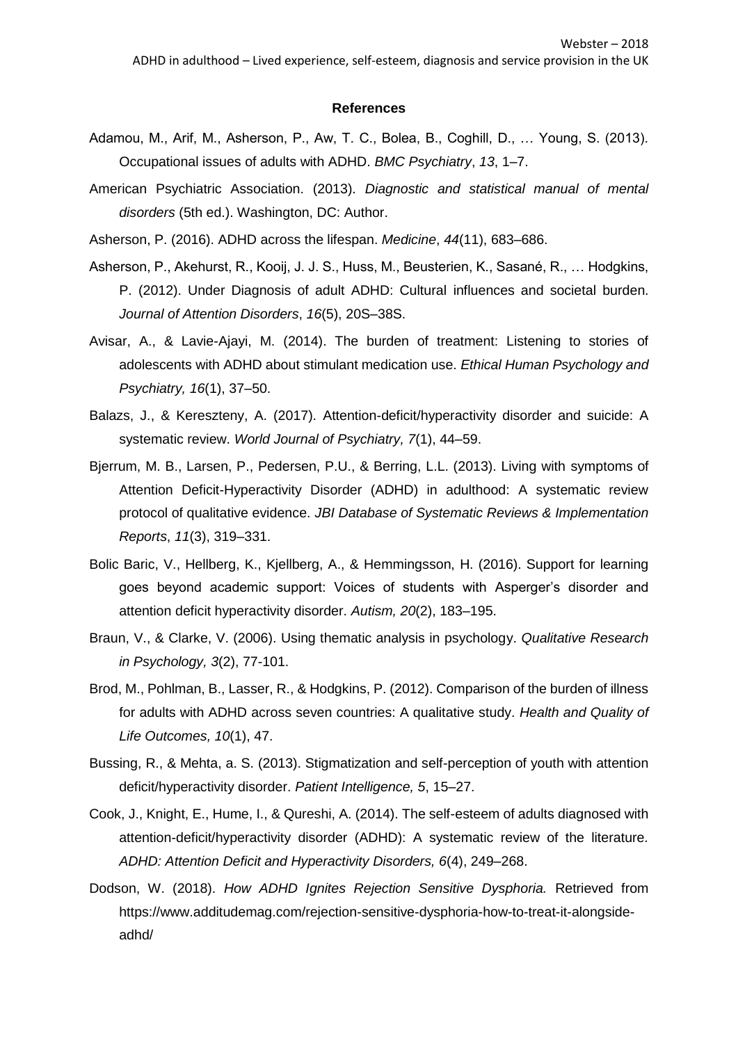**References**

Adamou, M., Arif, M., Asherson, P., Aw, T. C., Bolea, B., Coghill, D., … Young, S. (2013). Occupational issues of adults with ADHD. *BMC Psychiatry*, *13*, 1–7.

American Psychiatric Association. (2013). *Diagnostic and statistical manual of mental disorders* (5th ed.). Washington, DC: Author.

Asherson, P. (2016). ADHD across the lifespan. *Medicine*, *44*(11), 683–686.

Asherson, P., Akehurst, R., Kooij, J. J. S., Huss, M., Beusterien, K., Sasané, R., … Hodgkins, P. (2012). Under Diagnosis of adult ADHD: Cultural influences and societal burden. *Journal of Attention Disorders*, *16*(5), 20S–38S.

Avisar, A., & Lavie-Ajayi, M. (2014). The burden of treatment: Listening to stories of adolescents with ADHD about stimulant medication use. *Ethical Human Psychology and Psychiatry, 16*(1), 37–50.

Balazs, J., & Kereszteny, A. (2017). Attention-deficit/hyperactivity disorder and suicide: A systematic review. *World Journal of Psychiatry, 7*(1), 44–59.

Bjerrum, M. B., Larsen, P., Pedersen, P.U., & Berring, L.L. (2013). Living with symptoms of Attention Deficit-Hyperactivity Disorder (ADHD) in adulthood: A systematic review protocol of qualitative evidence. *JBI Database of Systematic Reviews & Implementation Reports*, *11*(3), 319–331.

Bolic Baric, V., Hellberg, K., Kjellberg, A., & Hemmingsson, H. (2016). Support for learning goes beyond academic support: Voices of students with Asperger's disorder and attention deficit hyperactivity disorder. *Autism, 20*(2), 183–195.

Braun, V., & Clarke, V. (2006). Using thematic analysis in psychology. *Qualitative Research in Psychology, 3*(2), 77-101.

Brod, M., Pohlman, B., Lasser, R., & Hodgkins, P. (2012). Comparison of the burden of illness for adults with ADHD across seven countries: A qualitative study. *Health and Quality of Life Outcomes, 10*(1), 47.

Bussing, R., & Mehta, a. S. (2013). Stigmatization and self-perception of youth with attention deficit/hyperactivity disorder. *Patient Intelligence, 5*, 15–27.

Cook, J., Knight, E., Hume, I., & Qureshi, A. (2014). The self-esteem of adults diagnosed with attention-deficit/hyperactivity disorder (ADHD): A systematic review of the literature. *ADHD: Attention Deficit and Hyperactivity Disorders, 6*(4), 249–268.

Dodson, W. (2018). *How ADHD Ignites Rejection Sensitive Dysphoria.* Retrieved from https://www.additudemag.com/rejection-sensitive-dysphoria-how-to-treat-it-alongside-adhd/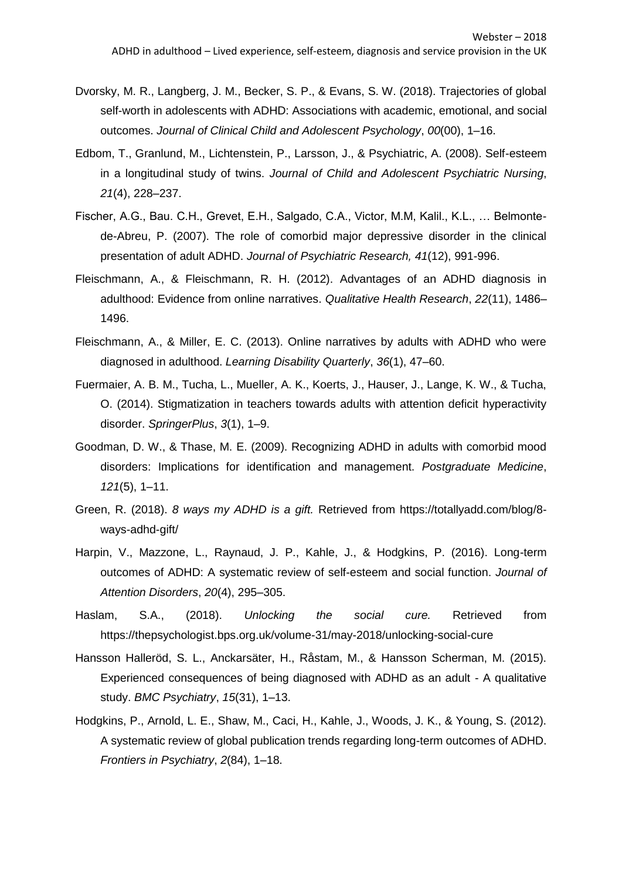Dvorsky, M. R., Langberg, J. M., Becker, S. P., & Evans, S. W. (2018). Trajectories of global self-worth in adolescents with ADHD: Associations with academic, emotional, and social outcomes. *Journal of Clinical Child and Adolescent Psychology*, *00*(00), 1–16.

Edbom, T., Granlund, M., Lichtenstein, P., Larsson, J., & Psychiatric, A. (2008). Self-esteem in a longitudinal study of twins. *Journal of Child and Adolescent Psychiatric Nursing*, *21*(4), 228–237.

Fischer, A.G., Bau. C.H., Grevet, E.H., Salgado, C.A., Victor, M.M, Kalil., K.L., … Belmonte-de-Abreu, P. (2007). The role of comorbid major depressive disorder in the clinical presentation of adult ADHD. *Journal of Psychiatric Research, 41*(12), 991-996.

Fleischmann, A., & Fleischmann, R. H. (2012). Advantages of an ADHD diagnosis in adulthood: Evidence from online narratives. *Qualitative Health Research*, *22*(11), 1486–1496.

Fleischmann, A., & Miller, E. C. (2013). Online narratives by adults with ADHD who were diagnosed in adulthood. *Learning Disability Quarterly*, *36*(1), 47–60.

Fuermaier, A. B. M., Tucha, L., Mueller, A. K., Koerts, J., Hauser, J., Lange, K. W., & Tucha, O. (2014). Stigmatization in teachers towards adults with attention deficit hyperactivity disorder. *SpringerPlus*, *3*(1), 1–9.

Goodman, D. W., & Thase, M. E. (2009). Recognizing ADHD in adults with comorbid mood disorders: Implications for identification and management. *Postgraduate Medicine*, *121*(5), 1–11.

Green, R. (2018). *8 ways my ADHD is a gift.* Retrieved from https://totallyadd.com/blog/8-ways-adhd-gift/

Harpin, V., Mazzone, L., Raynaud, J. P., Kahle, J., & Hodgkins, P. (2016). Long-term outcomes of ADHD: A systematic review of self-esteem and social function. *Journal of Attention Disorders*, *20*(4), 295–305.

Haslam, S.A., (2018). *Unlocking the social cure.* Retrieved from https://thepsychologist.bps.org.uk/volume-31/may-2018/unlocking-social-cure

Hansson Halleröd, S. L., Anckarsäter, H., Råstam, M., & Hansson Scherman, M. (2015). Experienced consequences of being diagnosed with ADHD as an adult - A qualitative study. *BMC Psychiatry*, *15*(31), 1–13.

Hodgkins, P., Arnold, L. E., Shaw, M., Caci, H., Kahle, J., Woods, J. K., & Young, S. (2012). A systematic review of global publication trends regarding long-term outcomes of ADHD. *Frontiers in Psychiatry*, *2*(84), 1–18.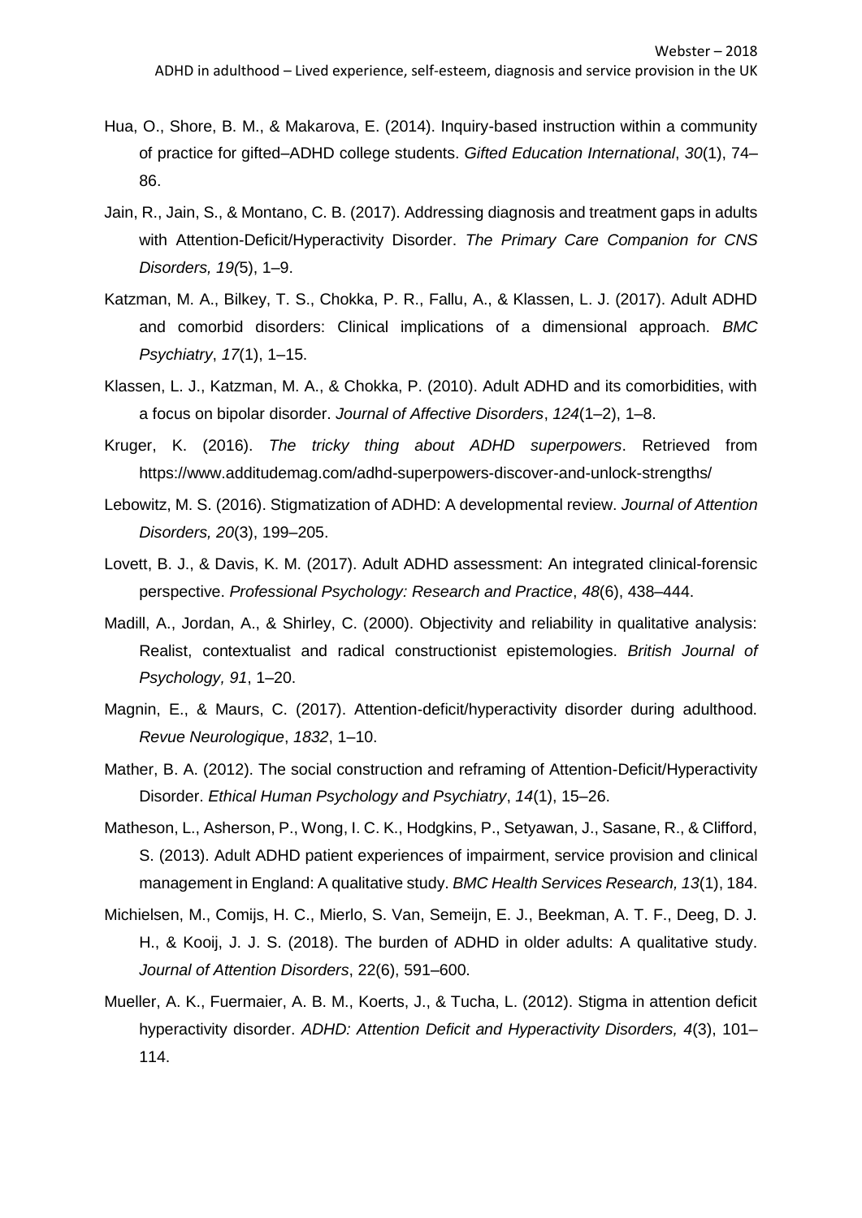Hua, O., Shore, B. M., & Makarova, E. (2014). Inquiry-based instruction within a community of practice for gifted–ADHD college students. *Gifted Education International*, *30*(1), 74–86.

Jain, R., Jain, S., & Montano, C. B. (2017). Addressing diagnosis and treatment gaps in adults with Attention-Deficit/Hyperactivity Disorder. *The Primary Care Companion for CNS Disorders, 19(*5), 1–9.

Katzman, M. A., Bilkey, T. S., Chokka, P. R., Fallu, A., & Klassen, L. J. (2017). Adult ADHD and comorbid disorders: Clinical implications of a dimensional approach. *BMC Psychiatry*, *17*(1), 1–15.

Klassen, L. J., Katzman, M. A., & Chokka, P. (2010). Adult ADHD and its comorbidities, with a focus on bipolar disorder. *Journal of Affective Disorders*, *124*(1–2), 1–8.

Kruger, K. (2016). *The tricky thing about ADHD superpowers*. Retrieved from https://www.additudemag.com/adhd-superpowers-discover-and-unlock-strengths/

Lebowitz, M. S. (2016). Stigmatization of ADHD: A developmental review. *Journal of Attention Disorders, 20*(3), 199–205.

Lovett, B. J., & Davis, K. M. (2017). Adult ADHD assessment: An integrated clinical-forensic perspective. *Professional Psychology: Research and Practice*, *48*(6), 438–444.

Madill, A., Jordan, A., & Shirley, C. (2000). Objectivity and reliability in qualitative analysis: Realist, contextualist and radical constructionist epistemologies. *British Journal of Psychology, 91*, 1–20.

Magnin, E., & Maurs, C. (2017). Attention-deficit/hyperactivity disorder during adulthood. *Revue Neurologique*, *1832*, 1–10.

Mather, B. A. (2012). The social construction and reframing of Attention-Deficit/Hyperactivity Disorder. *Ethical Human Psychology and Psychiatry*, *14*(1), 15–26.

Matheson, L., Asherson, P., Wong, I. C. K., Hodgkins, P., Setyawan, J., Sasane, R., & Clifford, S. (2013). Adult ADHD patient experiences of impairment, service provision and clinical management in England: A qualitative study. *BMC Health Services Research, 13*(1), 184.

Michielsen, M., Comijs, H. C., Mierlo, S. Van, Semeijn, E. J., Beekman, A. T. F., Deeg, D. J. H., & Kooij, J. J. S. (2018). The burden of ADHD in older adults: A qualitative study. *Journal of Attention Disorders*, 22(6), 591–600.

Mueller, A. K., Fuermaier, A. B. M., Koerts, J., & Tucha, L. (2012). Stigma in attention deficit hyperactivity disorder. *ADHD: Attention Deficit and Hyperactivity Disorders, 4*(3), 101–114.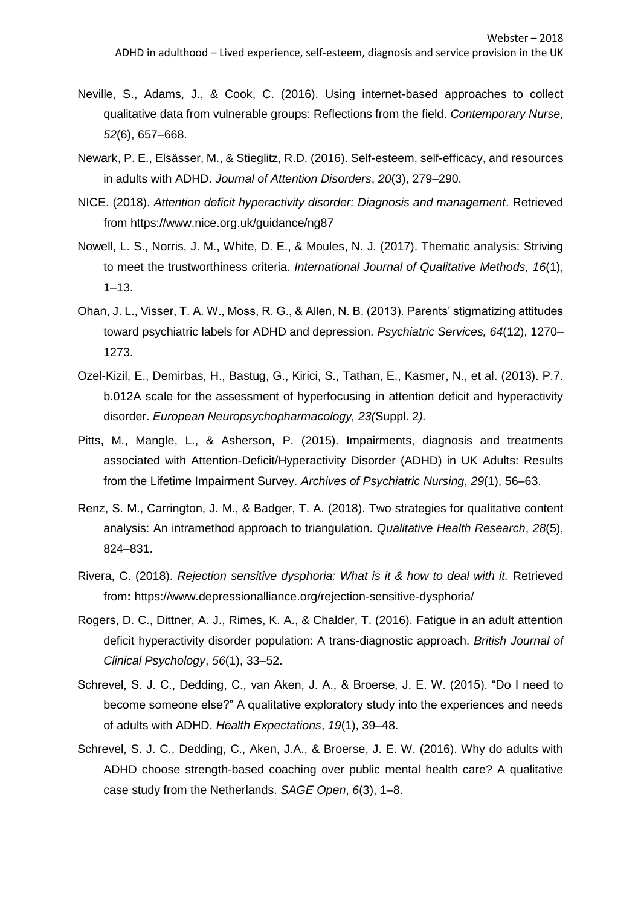Neville, S., Adams, J., & Cook, C. (2016). Using internet-based approaches to collect qualitative data from vulnerable groups: Reflections from the field. *Contemporary Nurse, 52*(6), 657–668.

Newark, P. E., Elsässer, M., & Stieglitz, R.D. (2016). Self-esteem, self-efficacy, and resources in adults with ADHD. *Journal of Attention Disorders*, *20*(3), 279–290.

NICE. (2018). *Attention deficit hyperactivity disorder: Diagnosis and management*. Retrieved from https://www.nice.org.uk/guidance/ng87

Nowell, L. S., Norris, J. M., White, D. E., & Moules, N. J. (2017). Thematic analysis: Striving to meet the trustworthiness criteria. *International Journal of Qualitative Methods, 16*(1), 1–13.

Ohan, J. L., Visser, T. A. W., Moss, R. G., & Allen, N. B. (2013). Parents' stigmatizing attitudes toward psychiatric labels for ADHD and depression. *Psychiatric Services, 64*(12), 1270–1273.

Ozel-Kizil, E., Demirbas, H., Bastug, G., Kirici, S., Tathan, E., Kasmer, N., et al. (2013). P.7. b.012A scale for the assessment of hyperfocusing in attention deficit and hyperactivity disorder. *European Neuropsychopharmacology, 23(*Suppl. 2*).*

Pitts, M., Mangle, L., & Asherson, P. (2015). Impairments, diagnosis and treatments associated with Attention-Deficit/Hyperactivity Disorder (ADHD) in UK Adults: Results from the Lifetime Impairment Survey. *Archives of Psychiatric Nursing*, *29*(1), 56–63.

Renz, S. M., Carrington, J. M., & Badger, T. A. (2018). Two strategies for qualitative content analysis: An intramethod approach to triangulation. *Qualitative Health Research*, *28*(5), 824–831.

Rivera, C. (2018). *Rejection sensitive dysphoria: What is it & how to deal with it.* Retrieved from**:** https://www.depressionalliance.org/rejection-sensitive-dysphoria/

Rogers, D. C., Dittner, A. J., Rimes, K. A., & Chalder, T. (2016). Fatigue in an adult attention deficit hyperactivity disorder population: A trans-diagnostic approach. *British Journal of Clinical Psychology*, *56*(1), 33–52.

Schrevel, S. J. C., Dedding, C., van Aken, J. A., & Broerse, J. E. W. (2015). "Do I need to become someone else?" A qualitative exploratory study into the experiences and needs of adults with ADHD. *Health Expectations*, *19*(1), 39–48.

Schrevel, S. J. C., Dedding, C., Aken, J.A., & Broerse, J. E. W. (2016). Why do adults with ADHD choose strength-based coaching over public mental health care? A qualitative case study from the Netherlands. *SAGE Open*, *6*(3), 1–8.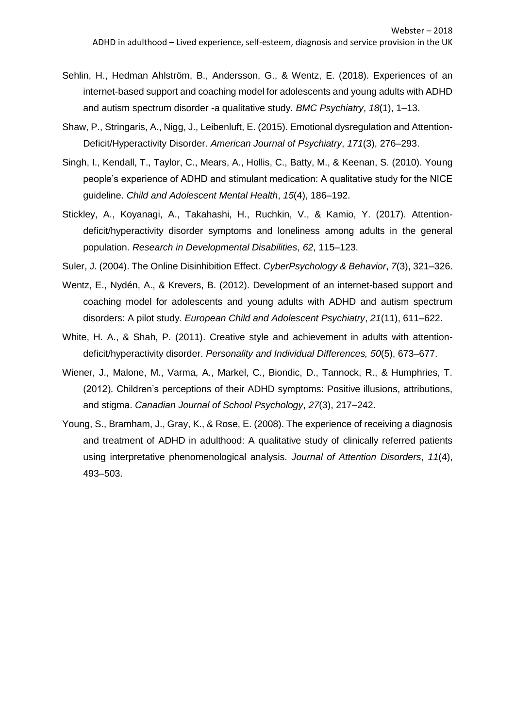Sehlin, H., Hedman Ahlström, B., Andersson, G., & Wentz, E. (2018). Experiences of an internet-based support and coaching model for adolescents and young adults with ADHD and autism spectrum disorder -a qualitative study. *BMC Psychiatry*, *18*(1), 1–13.

Shaw, P., Stringaris, A., Nigg, J., Leibenluft, E. (2015). Emotional dysregulation and Attention-Deficit/Hyperactivity Disorder. *American Journal of Psychiatry*, *171*(3), 276–293.

Singh, I., Kendall, T., Taylor, C., Mears, A., Hollis, C., Batty, M., & Keenan, S. (2010). Young people's experience of ADHD and stimulant medication: A qualitative study for the NICE guideline. *Child and Adolescent Mental Health*, *15*(4), 186–192.

Stickley, A., Koyanagi, A., Takahashi, H., Ruchkin, V., & Kamio, Y. (2017). Attention-deficit/hyperactivity disorder symptoms and loneliness among adults in the general population. *Research in Developmental Disabilities*, *62*, 115–123.

Suler, J. (2004). The Online Disinhibition Effect. *CyberPsychology & Behavior*, *7*(3), 321–326.

Wentz, E., Nydén, A., & Krevers, B. (2012). Development of an internet-based support and coaching model for adolescents and young adults with ADHD and autism spectrum disorders: A pilot study. *European Child and Adolescent Psychiatry*, *21*(11), 611–622.

White, H. A., & Shah, P. (2011). Creative style and achievement in adults with attention-deficit/hyperactivity disorder. *Personality and Individual Differences, 50*(5), 673–677.

Wiener, J., Malone, M., Varma, A., Markel, C., Biondic, D., Tannock, R., & Humphries, T. (2012). Children's perceptions of their ADHD symptoms: Positive illusions, attributions, and stigma. *Canadian Journal of School Psychology*, *27*(3), 217–242.

Young, S., Bramham, J., Gray, K., & Rose, E. (2008). The experience of receiving a diagnosis and treatment of ADHD in adulthood: A qualitative study of clinically referred patients using interpretative phenomenological analysis. *Journal of Attention Disorders*, *11*(4), 493–503.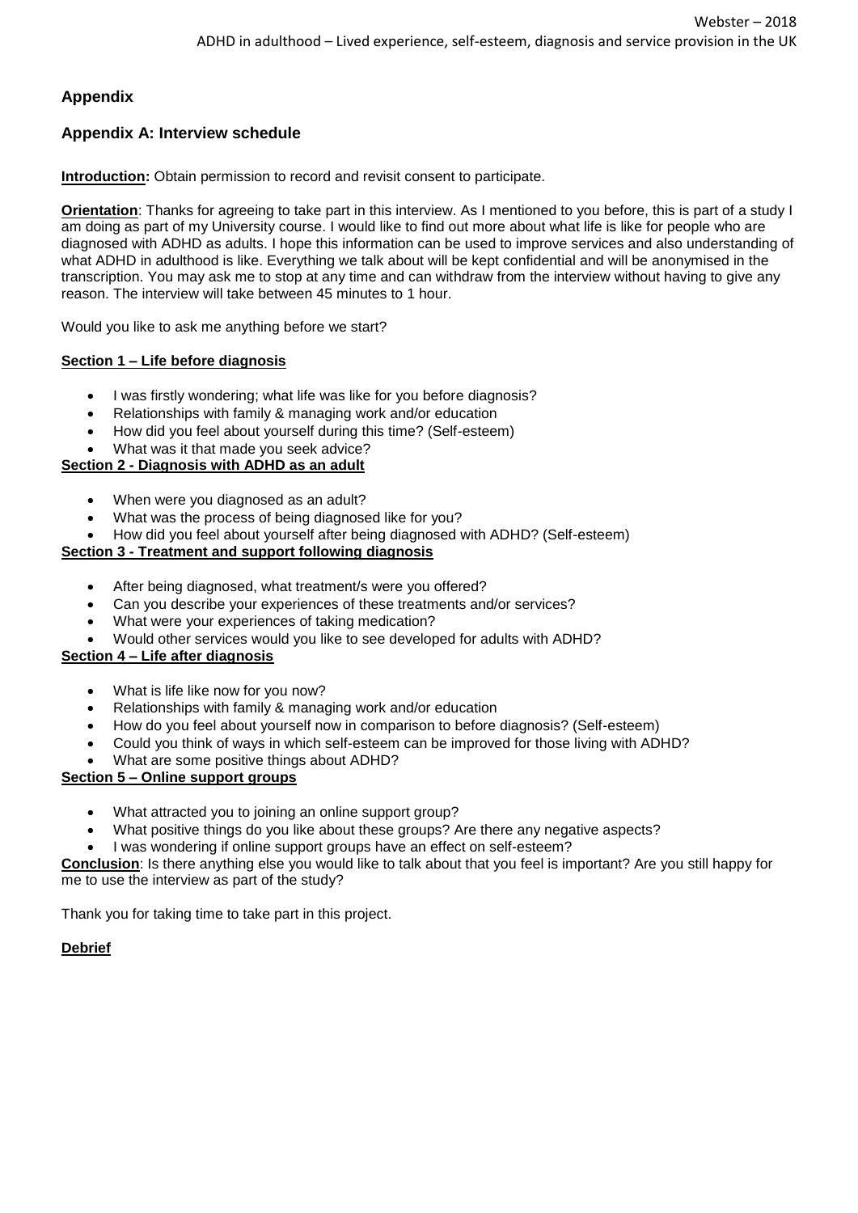## Appendix

### Appendix A: Interview schedule

**Introduction:** Obtain permission to record and revisit consent to participate.

**Orientation**: Thanks for agreeing to take part in this interview. As I mentioned to you before, this is part of a study I am doing as part of my University course. I would like to find out more about what life is like for people who are diagnosed with ADHD as adults. I hope this information can be used to improve services and also understanding of what ADHD in adulthood is like. Everything we talk about will be kept confidential and will be anonymised in the transcription. You may ask me to stop at any time and can withdraw from the interview without having to give any reason. The interview will take between 45 minutes to 1 hour.

Would you like to ask me anything before we start?

**Section 1 – Life before diagnosis**

- I was firstly wondering; what life was like for you before diagnosis?
- Relationships with family & managing work and/or education
- How did you feel about yourself during this time? (Self-esteem)
- What was it that made you seek advice?

**Section 2 - Diagnosis with ADHD as an adult**

- When were you diagnosed as an adult?
- What was the process of being diagnosed like for you?
- How did you feel about yourself after being diagnosed with ADHD? (Self-esteem)

**Section 3 - Treatment and support following diagnosis**

- After being diagnosed, what treatment/s were you offered?
- Can you describe your experiences of these treatments and/or services?
- What were your experiences of taking medication?
- Would other services would you like to see developed for adults with ADHD?

**Section 4 – Life after diagnosis**

- What is life like now for you now?
- Relationships with family & managing work and/or education
- How do you feel about yourself now in comparison to before diagnosis? (Self-esteem)
- Could you think of ways in which self-esteem can be improved for those living with ADHD?
- What are some positive things about ADHD?

**Section 5 – Online support groups**

- What attracted you to joining an online support group?
- What positive things do you like about these groups? Are there any negative aspects?
- I was wondering if online support groups have an effect on self-esteem?

**Conclusion**: Is there anything else you would like to talk about that you feel is important? Are you still happy for me to use the interview as part of the study?

Thank you for taking time to take part in this project.

**Debrief**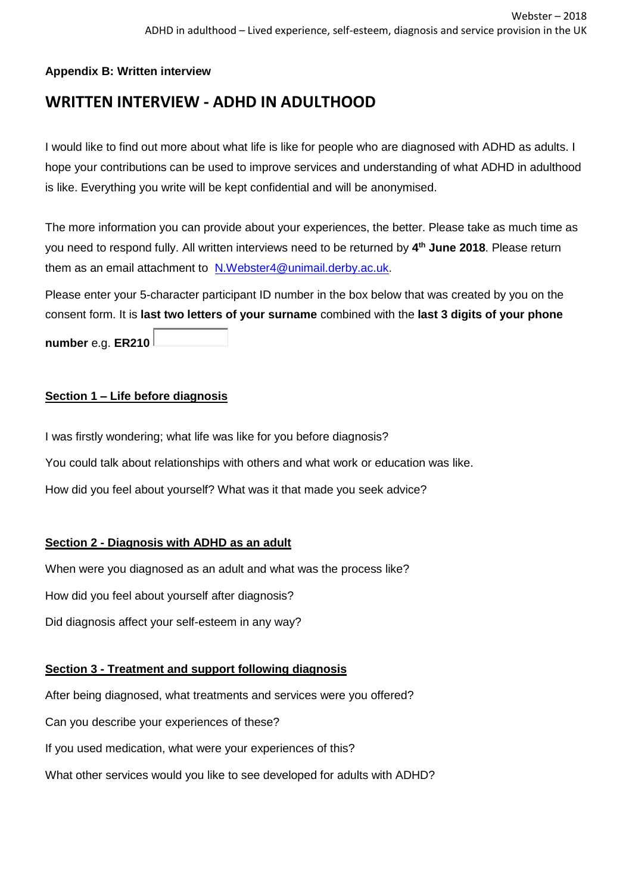**Appendix B: Written interview**

# WRITTEN INTERVIEW - ADHD IN ADULTHOOD

I would like to find out more about what life is like for people who are diagnosed with ADHD as adults. I hope your contributions can be used to improve services and understanding of what ADHD in adulthood is like. Everything you write will be kept confidential and will be anonymised.

The more information you can provide about your experiences, the better. Please take as much time as you need to respond fully. All written interviews need to be returned by **4th June 2018**. Please return them as an email attachment to N.Webster4@unimail.derby.ac.uk.

Please enter your 5-character participant ID number in the box below that was created by you on the consent form. It is **last two letters of your surname** combined with the **last 3 digits of your phone number** e.g. **ER210** [ ]

**Section 1 – Life before diagnosis**

I was firstly wondering; what life was like for you before diagnosis?

You could talk about relationships with others and what work or education was like.

How did you feel about yourself? What was it that made you seek advice?

**Section 2 - Diagnosis with ADHD as an adult**

When were you diagnosed as an adult and what was the process like?

How did you feel about yourself after diagnosis?

Did diagnosis affect your self-esteem in any way?

**Section 3 - Treatment and support following diagnosis**

After being diagnosed, what treatments and services were you offered?

Can you describe your experiences of these?

If you used medication, what were your experiences of this?

What other services would you like to see developed for adults with ADHD?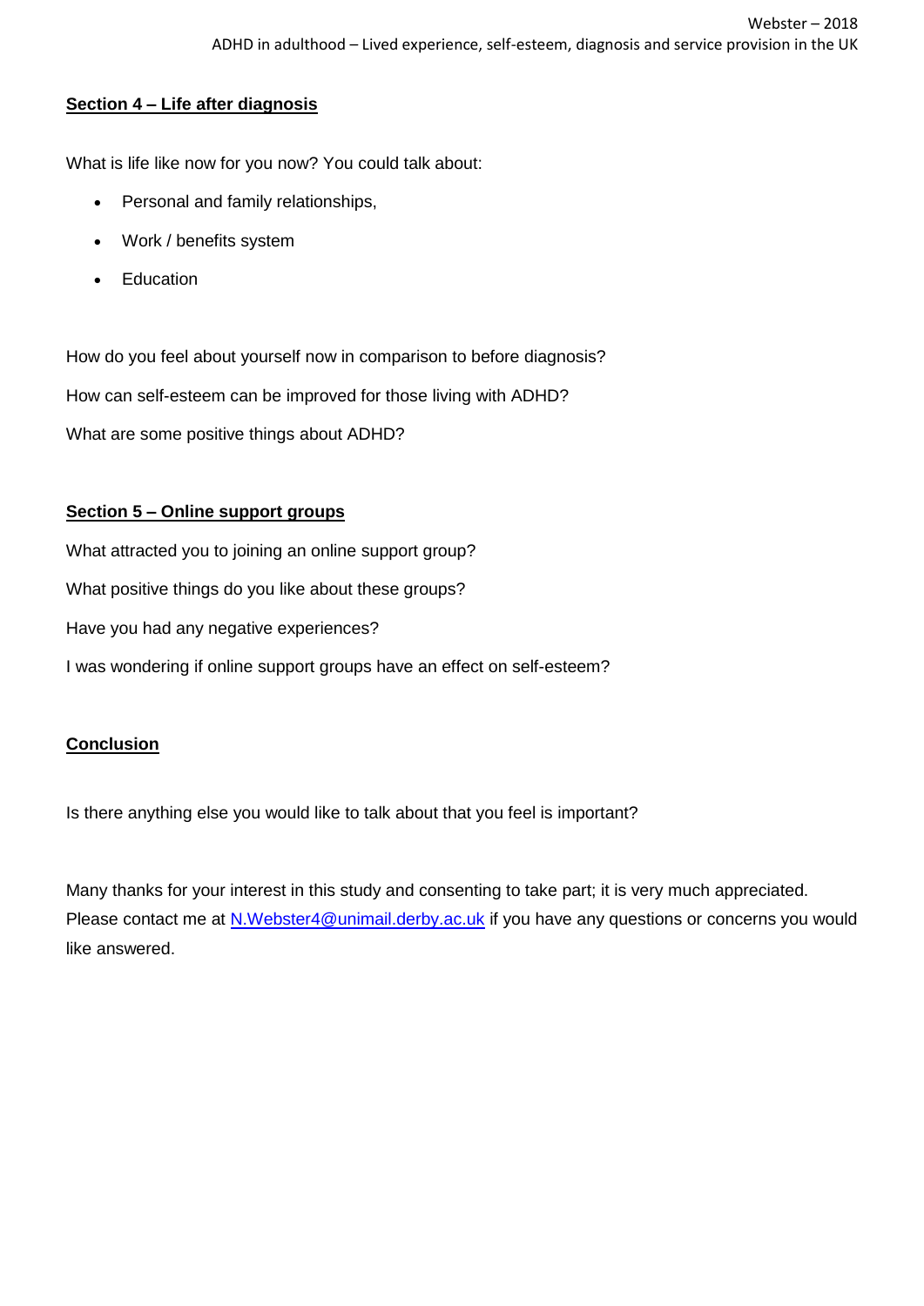## Section 4 – Life after diagnosis

What is life like now for you now? You could talk about:

- Personal and family relationships,
- Work / benefits system
- Education

How do you feel about yourself now in comparison to before diagnosis?

How can self-esteem can be improved for those living with ADHD?

What are some positive things about ADHD?

## Section 5 – Online support groups

What attracted you to joining an online support group?

What positive things do you like about these groups?

Have you had any negative experiences?

I was wondering if online support groups have an effect on self-esteem?

## Conclusion

Is there anything else you would like to talk about that you feel is important?

Many thanks for your interest in this study and consenting to take part; it is very much appreciated. Please contact me at N.Webster4@unimail.derby.ac.uk if you have any questions or concerns you would like answered.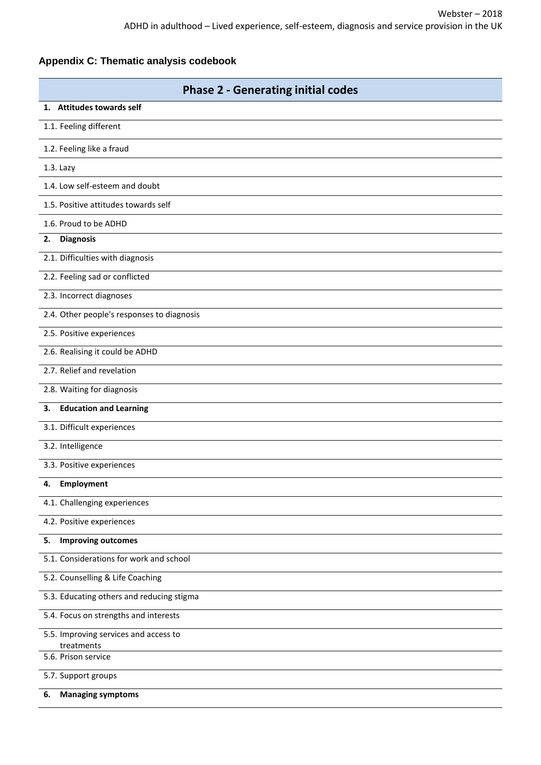### Appendix C: Thematic analysis codebook

| Phase 2 - Generating initial codes |
|---|
| **1. Attitudes towards self** |
| 1.1. Feeling different |
| 1.2. Feeling like a fraud |
| 1.3. Lazy |
| 1.4. Low self-esteem and doubt |
| 1.5. Positive attitudes towards self |
| 1.6. Proud to be ADHD |
| **2. Diagnosis** |
| 2.1. Difficulties with diagnosis |
| 2.2. Feeling sad or conflicted |
| 2.3. Incorrect diagnoses |
| 2.4. Other people's responses to diagnosis |
| 2.5. Positive experiences |
| 2.6. Realising it could be ADHD |
| 2.7. Relief and revelation |
| 2.8. Waiting for diagnosis |
| **3. Education and Learning** |
| 3.1. Difficult experiences |
| 3.2. Intelligence |
| 3.3. Positive experiences |
| **4. Employment** |
| 4.1. Challenging experiences |
| 4.2. Positive experiences |
| **5. Improving outcomes** |
| 5.1. Considerations for work and school |
| 5.2. Counselling & Life Coaching |
| 5.3. Educating others and reducing stigma |
| 5.4. Focus on strengths and interests |
| 5.5. Improving services and access to treatments |
| 5.6. Prison service |
| 5.7. Support groups |
| **6. Managing symptoms** |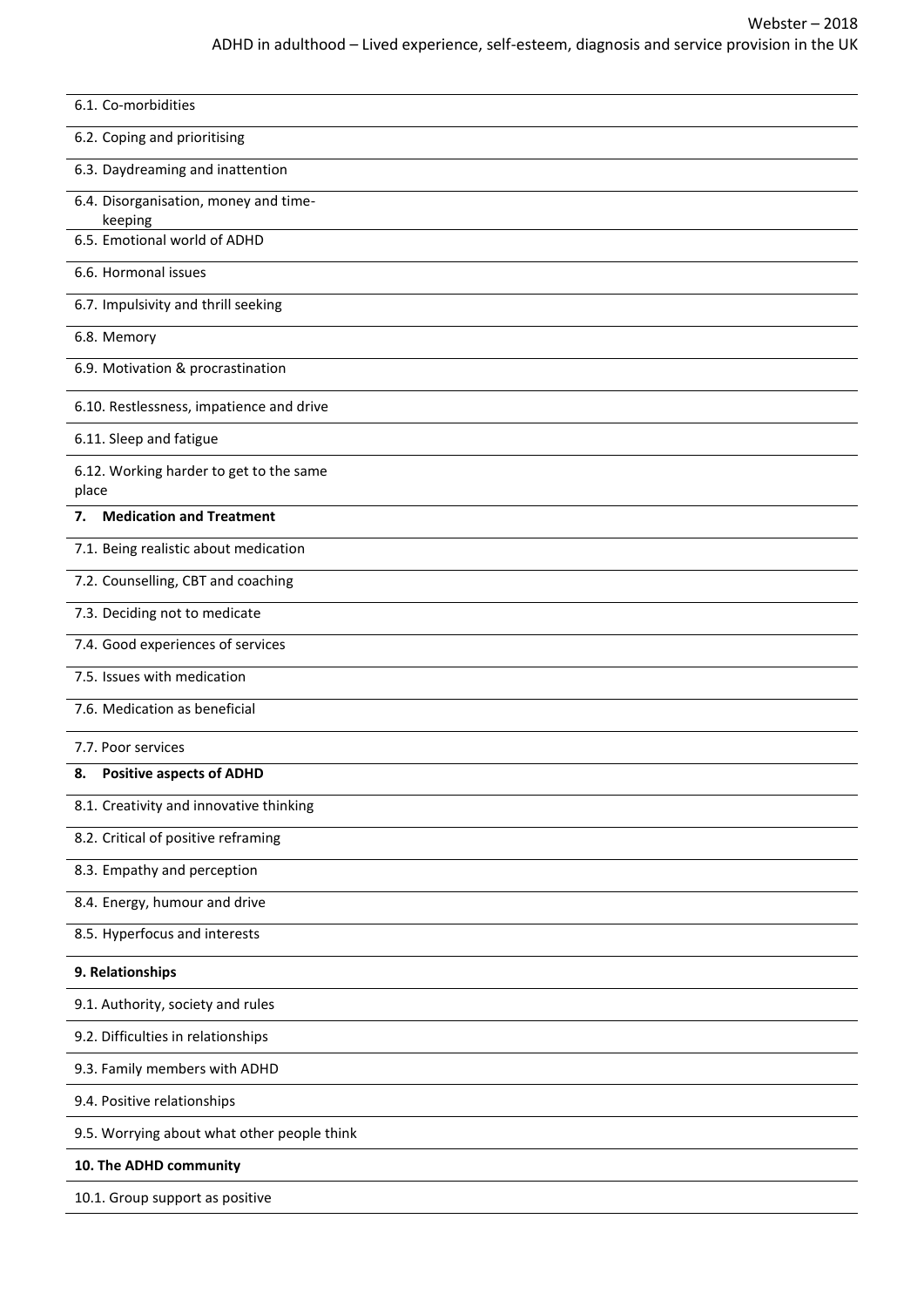| |
|---|
| 6.1. Co-morbidities |
| 6.2. Coping and prioritising |
| 6.3. Daydreaming and inattention |
| 6.4. Disorganisation, money and time-keeping |
| 6.5. Emotional world of ADHD |
| 6.6. Hormonal issues |
| 6.7. Impulsivity and thrill seeking |
| 6.8. Memory |
| 6.9. Motivation & procrastination |
| 6.10. Restlessness, impatience and drive |
| 6.11. Sleep and fatigue |
| 6.12. Working harder to get to the same place |
| **7. Medication and Treatment** |
| 7.1. Being realistic about medication |
| 7.2. Counselling, CBT and coaching |
| 7.3. Deciding not to medicate |
| 7.4. Good experiences of services |
| 7.5. Issues with medication |
| 7.6. Medication as beneficial |
| 7.7. Poor services |
| **8. Positive aspects of ADHD** |
| 8.1. Creativity and innovative thinking |
| 8.2. Critical of positive reframing |
| 8.3. Empathy and perception |
| 8.4. Energy, humour and drive |
| 8.5. Hyperfocus and interests |
| **9. Relationships** |
| 9.1. Authority, society and rules |
| 9.2. Difficulties in relationships |
| 9.3. Family members with ADHD |
| 9.4. Positive relationships |
| 9.5. Worrying about what other people think |
| **10. The ADHD community** |
| 10.1. Group support as positive |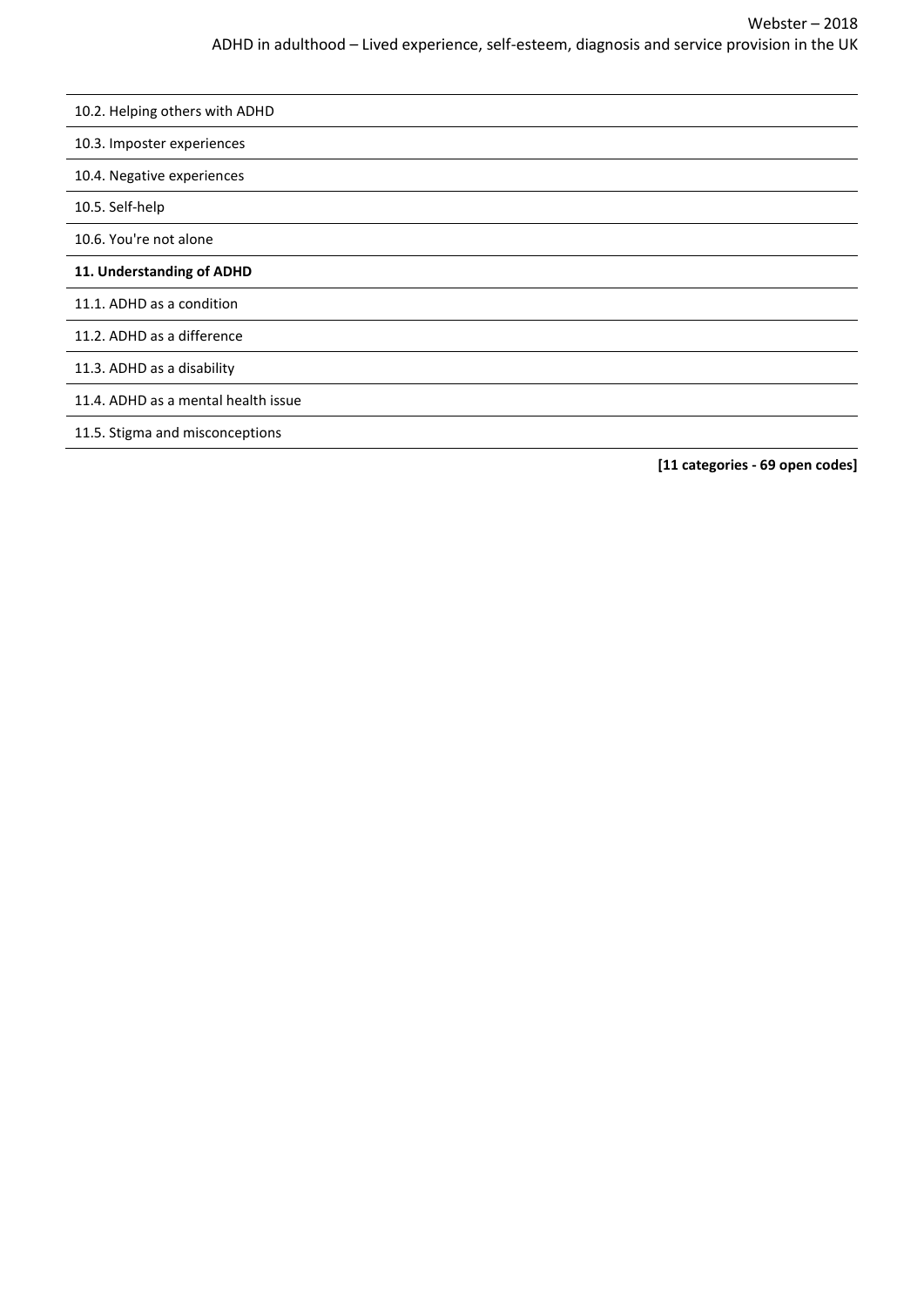| |
|---|
| 10.2. Helping others with ADHD |
| 10.3. Imposter experiences |
| 10.4. Negative experiences |
| 10.5. Self-help |
| 10.6. You're not alone |
| **11. Understanding of ADHD** |
| 11.1. ADHD as a condition |
| 11.2. ADHD as a difference |
| 11.3. ADHD as a disability |
| 11.4. ADHD as a mental health issue |
| 11.5. Stigma and misconceptions |

**[11 categories - 69 open codes]**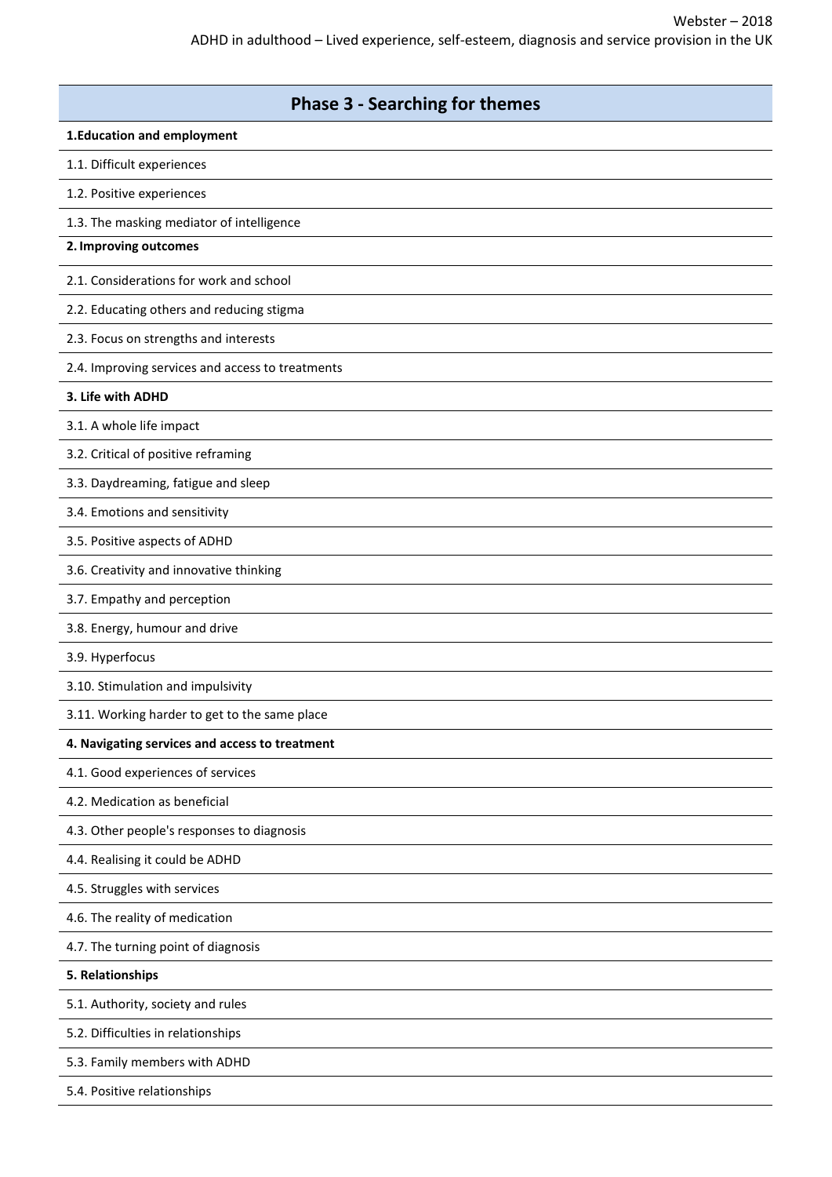| Phase 3 - Searching for themes |
|---|
| **1.Education and employment** |
| 1.1. Difficult experiences |
| 1.2. Positive experiences |
| 1.3. The masking mediator of intelligence |
| **2. Improving outcomes** |
| 2.1. Considerations for work and school |
| 2.2. Educating others and reducing stigma |
| 2.3. Focus on strengths and interests |
| 2.4. Improving services and access to treatments |
| **3. Life with ADHD** |
| 3.1. A whole life impact |
| 3.2. Critical of positive reframing |
| 3.3. Daydreaming, fatigue and sleep |
| 3.4. Emotions and sensitivity |
| 3.5. Positive aspects of ADHD |
| 3.6. Creativity and innovative thinking |
| 3.7. Empathy and perception |
| 3.8. Energy, humour and drive |
| 3.9. Hyperfocus |
| 3.10. Stimulation and impulsivity |
| 3.11. Working harder to get to the same place |
| **4. Navigating services and access to treatment** |
| 4.1. Good experiences of services |
| 4.2. Medication as beneficial |
| 4.3. Other people's responses to diagnosis |
| 4.4. Realising it could be ADHD |
| 4.5. Struggles with services |
| 4.6. The reality of medication |
| 4.7. The turning point of diagnosis |
| **5. Relationships** |
| 5.1. Authority, society and rules |
| 5.2. Difficulties in relationships |
| 5.3. Family members with ADHD |
| 5.4. Positive relationships |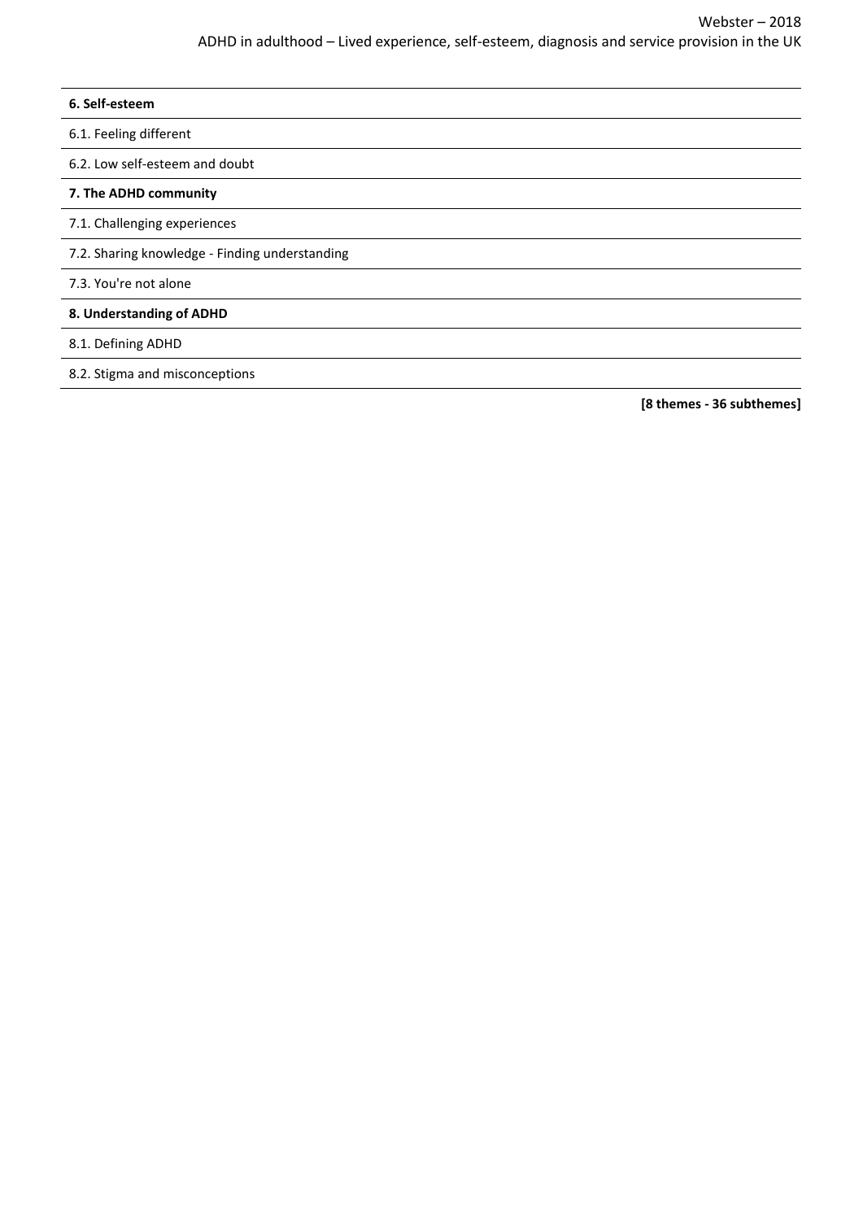| |
|---|
| **6. Self-esteem** |
| 6.1. Feeling different |
| 6.2. Low self-esteem and doubt |
| **7. The ADHD community** |
| 7.1. Challenging experiences |
| 7.2. Sharing knowledge - Finding understanding |
| 7.3. You're not alone |
| **8. Understanding of ADHD** |
| 8.1. Defining ADHD |
| 8.2. Stigma and misconceptions |

**[8 themes - 36 subthemes]**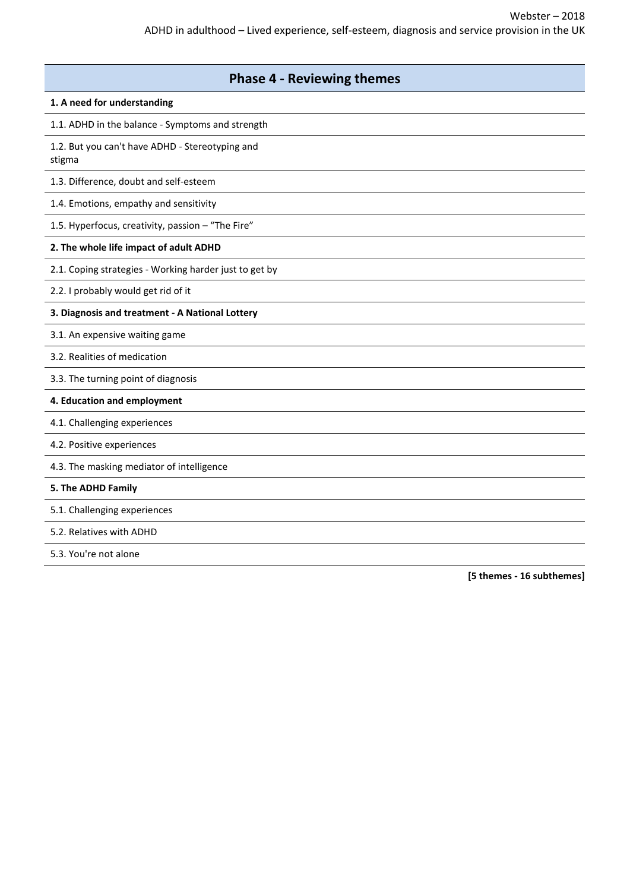| Phase 4 - Reviewing themes |
| --- |
| **1. A need for understanding** |
| 1.1. ADHD in the balance - Symptoms and strength |
| 1.2. But you can't have ADHD - Stereotyping and stigma |
| 1.3. Difference, doubt and self-esteem |
| 1.4. Emotions, empathy and sensitivity |
| 1.5. Hyperfocus, creativity, passion – "The Fire" |
| **2. The whole life impact of adult ADHD** |
| 2.1. Coping strategies - Working harder just to get by |
| 2.2. I probably would get rid of it |
| **3. Diagnosis and treatment - A National Lottery** |
| 3.1. An expensive waiting game |
| 3.2. Realities of medication |
| 3.3. The turning point of diagnosis |
| **4. Education and employment** |
| 4.1. Challenging experiences |
| 4.2. Positive experiences |
| 4.3. The masking mediator of intelligence |
| **5. The ADHD Family** |
| 5.1. Challenging experiences |
| 5.2. Relatives with ADHD |
| 5.3. You're not alone |

**[5 themes - 16 subthemes]**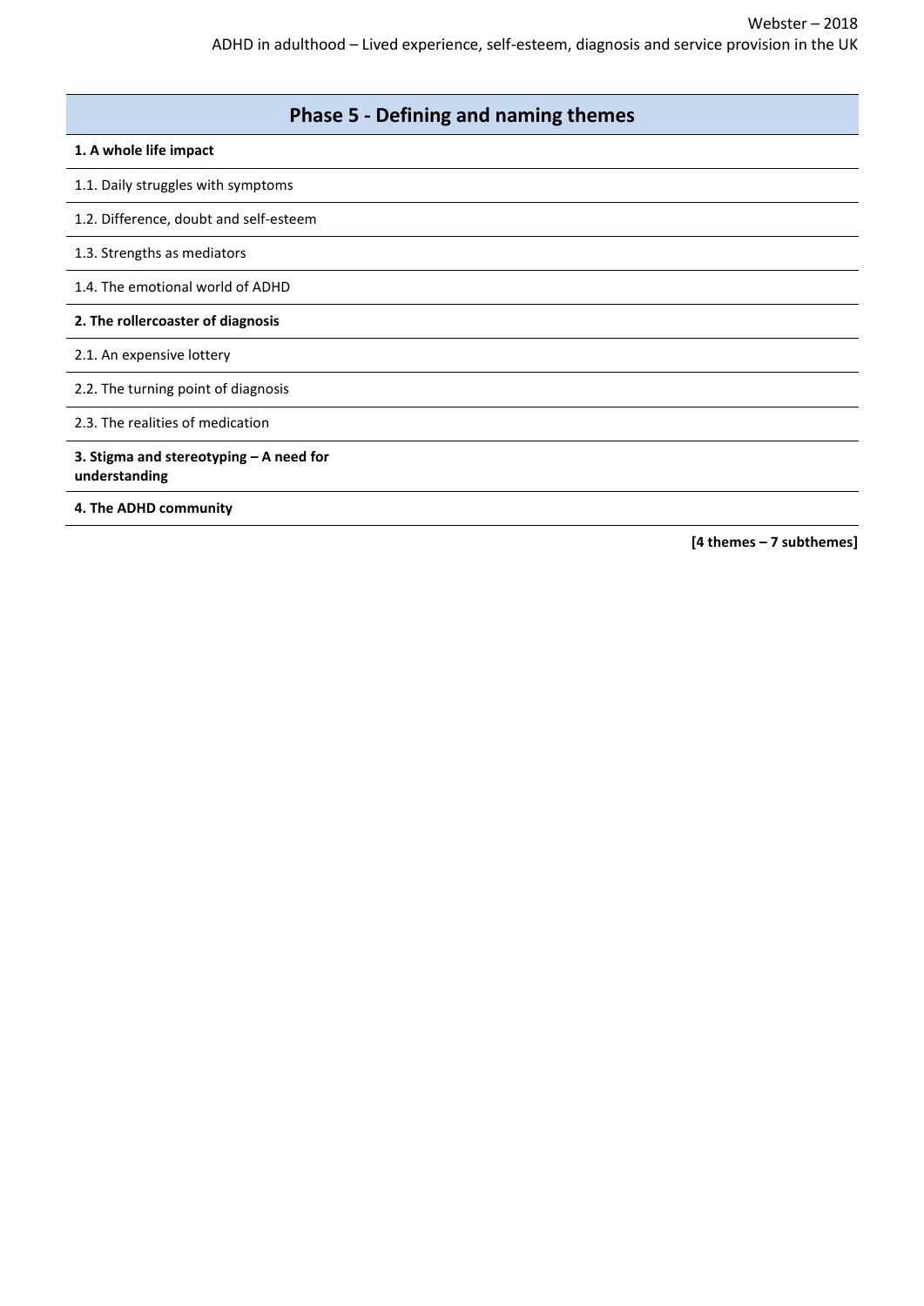## Phase 5 - Defining and naming themes

**1. A whole life impact**

1.1. Daily struggles with symptoms

1.2. Difference, doubt and self-esteem

1.3. Strengths as mediators

1.4. The emotional world of ADHD

**2. The rollercoaster of diagnosis**

2.1. An expensive lottery

2.2. The turning point of diagnosis

2.3. The realities of medication

**3. Stigma and stereotyping – A need for understanding**

**4. The ADHD community**

**[4 themes – 7 subthemes]**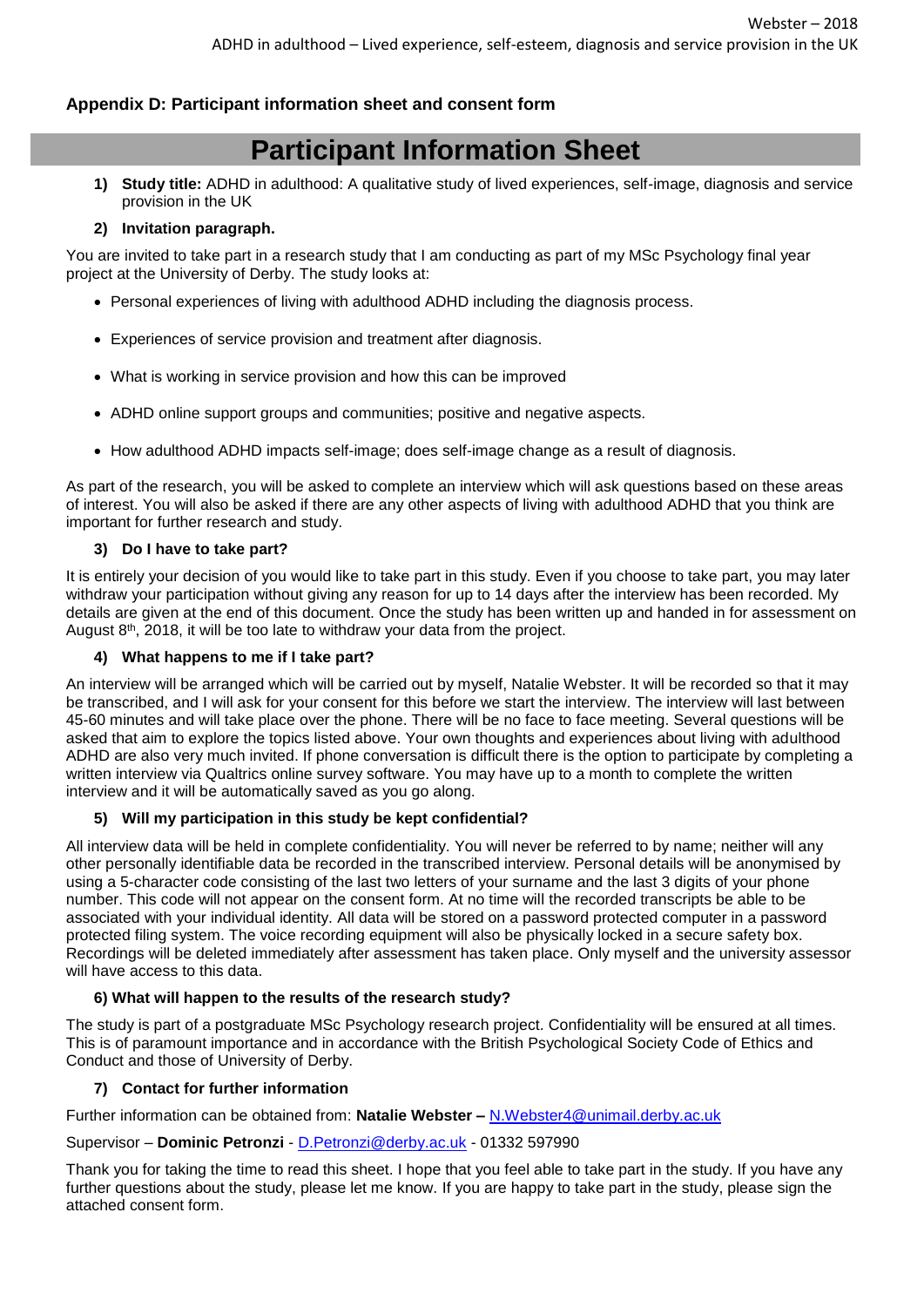## Appendix D: Participant information sheet and consent form

# Participant Information Sheet

1) **Study title:** ADHD in adulthood: A qualitative study of lived experiences, self-image, diagnosis and service provision in the UK

2) **Invitation paragraph.**

You are invited to take part in a research study that I am conducting as part of my MSc Psychology final year project at the University of Derby. The study looks at:

- Personal experiences of living with adulthood ADHD including the diagnosis process.
- Experiences of service provision and treatment after diagnosis.
- What is working in service provision and how this can be improved
- ADHD online support groups and communities; positive and negative aspects.
- How adulthood ADHD impacts self-image; does self-image change as a result of diagnosis.

As part of the research, you will be asked to complete an interview which will ask questions based on these areas of interest. You will also be asked if there are any other aspects of living with adulthood ADHD that you think are important for further research and study.

3) **Do I have to take part?**

It is entirely your decision of you would like to take part in this study. Even if you choose to take part, you may later withdraw your participation without giving any reason for up to 14 days after the interview has been recorded. My details are given at the end of this document. Once the study has been written up and handed in for assessment on August 8th, 2018, it will be too late to withdraw your data from the project.

4) **What happens to me if I take part?**

An interview will be arranged which will be carried out by myself, Natalie Webster. It will be recorded so that it may be transcribed, and I will ask for your consent for this before we start the interview. The interview will last between 45-60 minutes and will take place over the phone. There will be no face to face meeting. Several questions will be asked that aim to explore the topics listed above. Your own thoughts and experiences about living with adulthood ADHD are also very much invited. If phone conversation is difficult there is the option to participate by completing a written interview via Qualtrics online survey software. You may have up to a month to complete the written interview and it will be automatically saved as you go along.

5) **Will my participation in this study be kept confidential?**

All interview data will be held in complete confidentiality. You will never be referred to by name; neither will any other personally identifiable data be recorded in the transcribed interview. Personal details will be anonymised by using a 5-character code consisting of the last two letters of your surname and the last 3 digits of your phone number. This code will not appear on the consent form. At no time will the recorded transcripts be able to be associated with your individual identity. All data will be stored on a password protected computer in a password protected filing system. The voice recording equipment will also be physically locked in a secure safety box. Recordings will be deleted immediately after assessment has taken place. Only myself and the university assessor will have access to this data.

6) **What will happen to the results of the research study?**

The study is part of a postgraduate MSc Psychology research project. Confidentiality will be ensured at all times. This is of paramount importance and in accordance with the British Psychological Society Code of Ethics and Conduct and those of University of Derby.

7) **Contact for further information**

Further information can be obtained from: **Natalie Webster –** N.Webster4@unimail.derby.ac.uk

Supervisor – **Dominic Petronzi** - D.Petronzi@derby.ac.uk - 01332 597990

Thank you for taking the time to read this sheet. I hope that you feel able to take part in the study. If you have any further questions about the study, please let me know. If you are happy to take part in the study, please sign the attached consent form.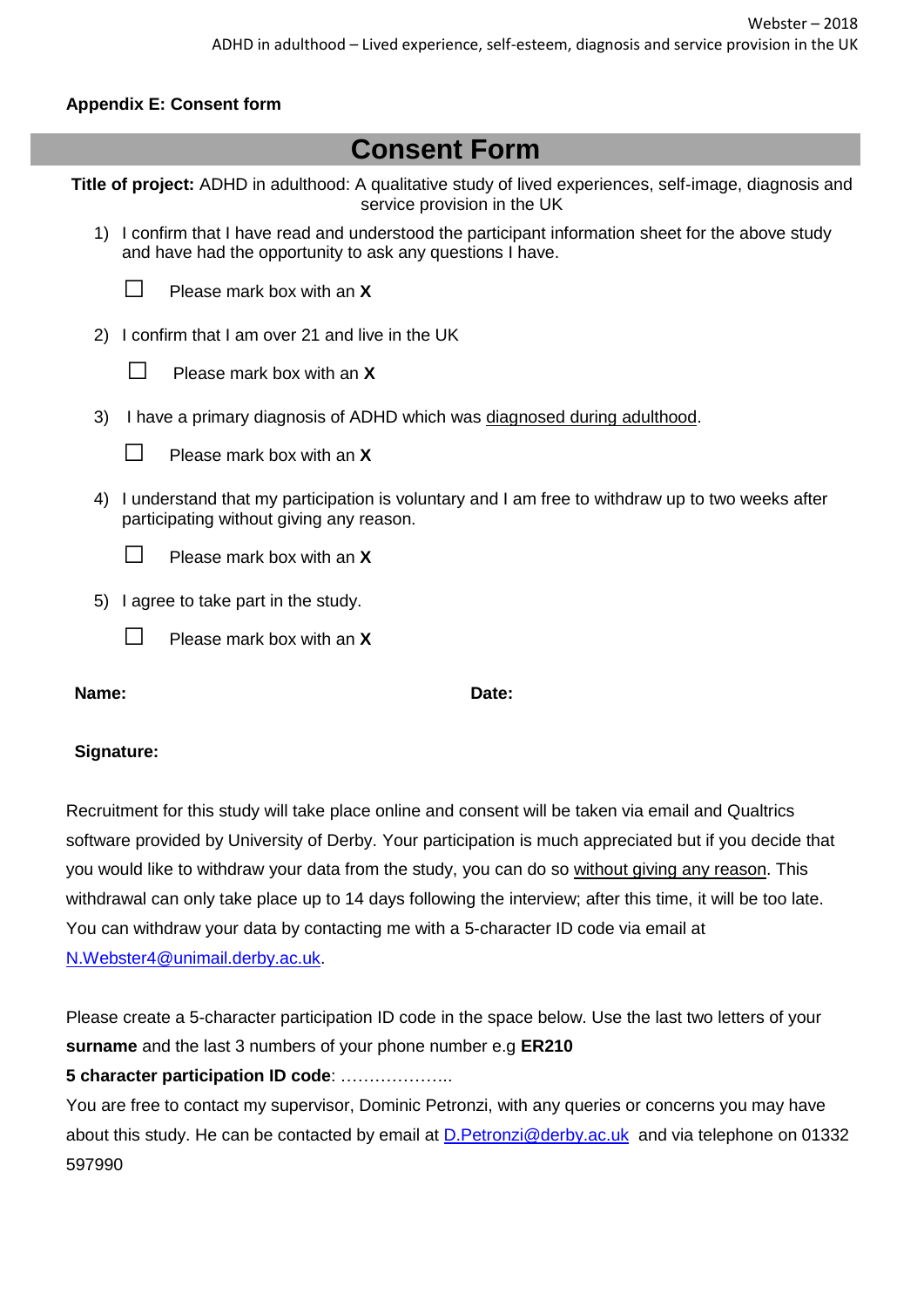**Appendix E: Consent form**

# Consent Form

**Title of project:** ADHD in adulthood: A qualitative study of lived experiences, self-image, diagnosis and service provision in the UK

1) I confirm that I have read and understood the participant information sheet for the above study and have had the opportunity to ask any questions I have.

   ☐ Please mark box with an **X**

2) I confirm that I am over 21 and live in the UK

   ☐ Please mark box with an **X**

3) I have a primary diagnosis of ADHD which was diagnosed during adulthood.

   ☐ Please mark box with an **X**

4) I understand that my participation is voluntary and I am free to withdraw up to two weeks after participating without giving any reason.

   ☐ Please mark box with an **X**

5) I agree to take part in the study.

   ☐ Please mark box with an **X**

**Name:** **Date:**

**Signature:**

Recruitment for this study will take place online and consent will be taken via email and Qualtrics software provided by University of Derby. Your participation is much appreciated but if you decide that you would like to withdraw your data from the study, you can do so without giving any reason. This withdrawal can only take place up to 14 days following the interview; after this time, it will be too late. You can withdraw your data by contacting me with a 5-character ID code via email at N.Webster4@unimail.derby.ac.uk.

Please create a 5-character participation ID code in the space below. Use the last two letters of your **surname** and the last 3 numbers of your phone number e.g **ER210**

**5 character participation ID code**: ………………..

You are free to contact my supervisor, Dominic Petronzi, with any queries or concerns you may have about this study. He can be contacted by email at D.Petronzi@derby.ac.uk and via telephone on 01332 597990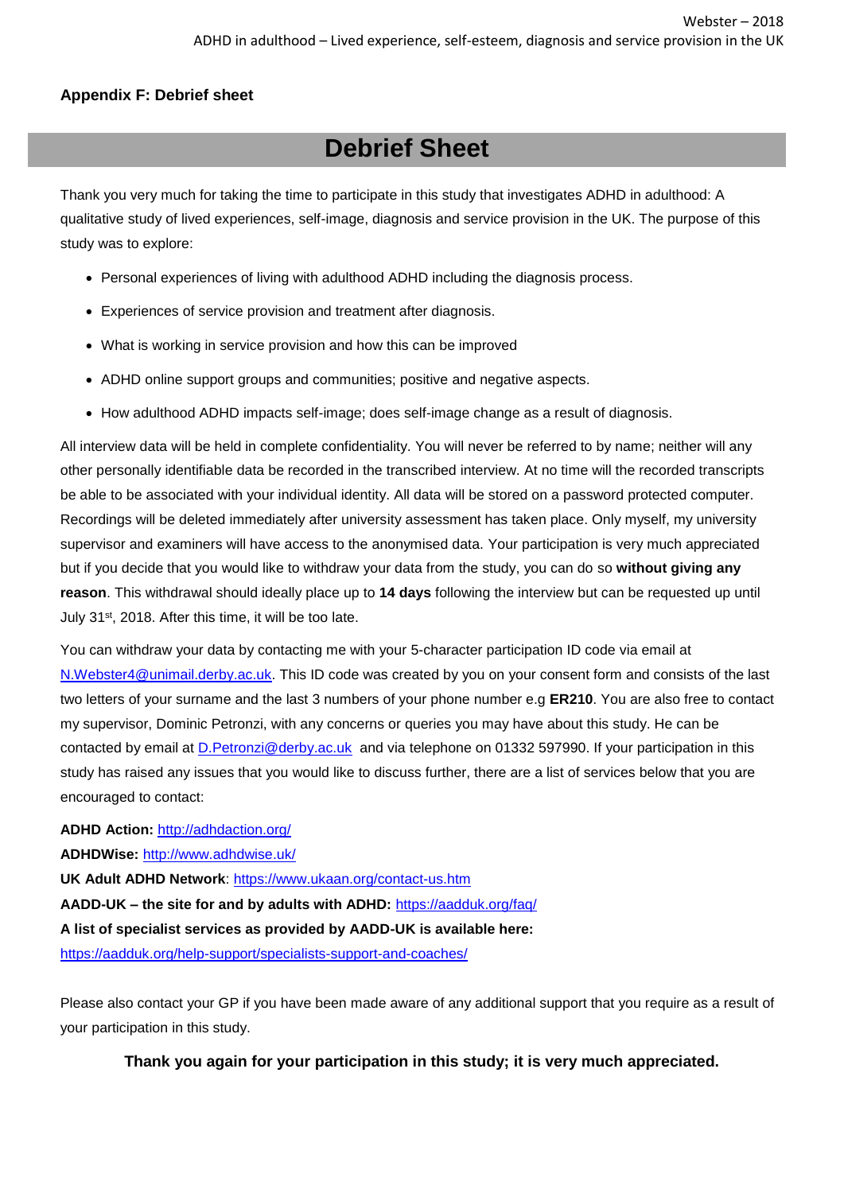**Appendix F: Debrief sheet**

# Debrief Sheet

Thank you very much for taking the time to participate in this study that investigates ADHD in adulthood: A qualitative study of lived experiences, self-image, diagnosis and service provision in the UK. The purpose of this study was to explore:

- Personal experiences of living with adulthood ADHD including the diagnosis process.
- Experiences of service provision and treatment after diagnosis.
- What is working in service provision and how this can be improved
- ADHD online support groups and communities; positive and negative aspects.
- How adulthood ADHD impacts self-image; does self-image change as a result of diagnosis.

All interview data will be held in complete confidentiality. You will never be referred to by name; neither will any other personally identifiable data be recorded in the transcribed interview. At no time will the recorded transcripts be able to be associated with your individual identity. All data will be stored on a password protected computer. Recordings will be deleted immediately after university assessment has taken place. Only myself, my university supervisor and examiners will have access to the anonymised data. Your participation is very much appreciated but if you decide that you would like to withdraw your data from the study, you can do so **without giving any reason**. This withdrawal should ideally place up to **14 days** following the interview but can be requested up until July 31st, 2018. After this time, it will be too late.

You can withdraw your data by contacting me with your 5-character participation ID code via email at N.Webster4@unimail.derby.ac.uk. This ID code was created by you on your consent form and consists of the last two letters of your surname and the last 3 numbers of your phone number e.g **ER210**. You are also free to contact my supervisor, Dominic Petronzi, with any concerns or queries you may have about this study. He can be contacted by email at D.Petronzi@derby.ac.uk and via telephone on 01332 597990. If your participation in this study has raised any issues that you would like to discuss further, there are a list of services below that you are encouraged to contact:

**ADHD Action:** http://adhdaction.org/
**ADHDWise:** http://www.adhdwise.uk/
**UK Adult ADHD Network**: https://www.ukaan.org/contact-us.htm
**AADD-UK – the site for and by adults with ADHD:** https://aadduk.org/faq/
**A list of specialist services as provided by AADD-UK is available here:**
https://aadduk.org/help-support/specialists-support-and-coaches/

Please also contact your GP if you have been made aware of any additional support that you require as a result of your participation in this study.

**Thank you again for your participation in this study; it is very much appreciated.**